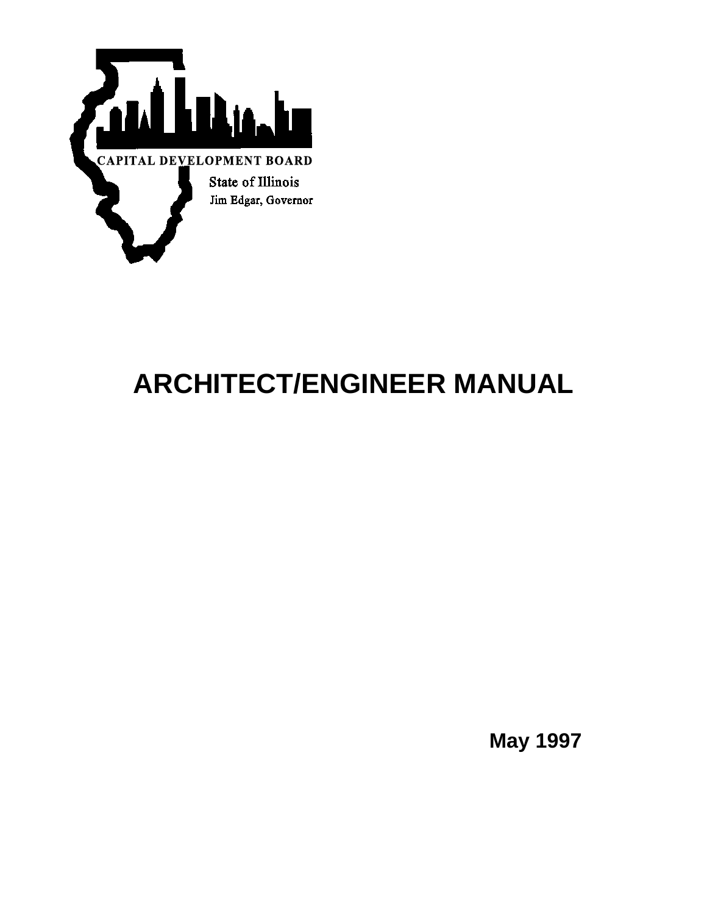CAPITAL DEVELOPMENT BOARD

State of Illinois

Jim Edgar, Governor

# ARCHITECT/ENGINEER MANUAL

**May 1997**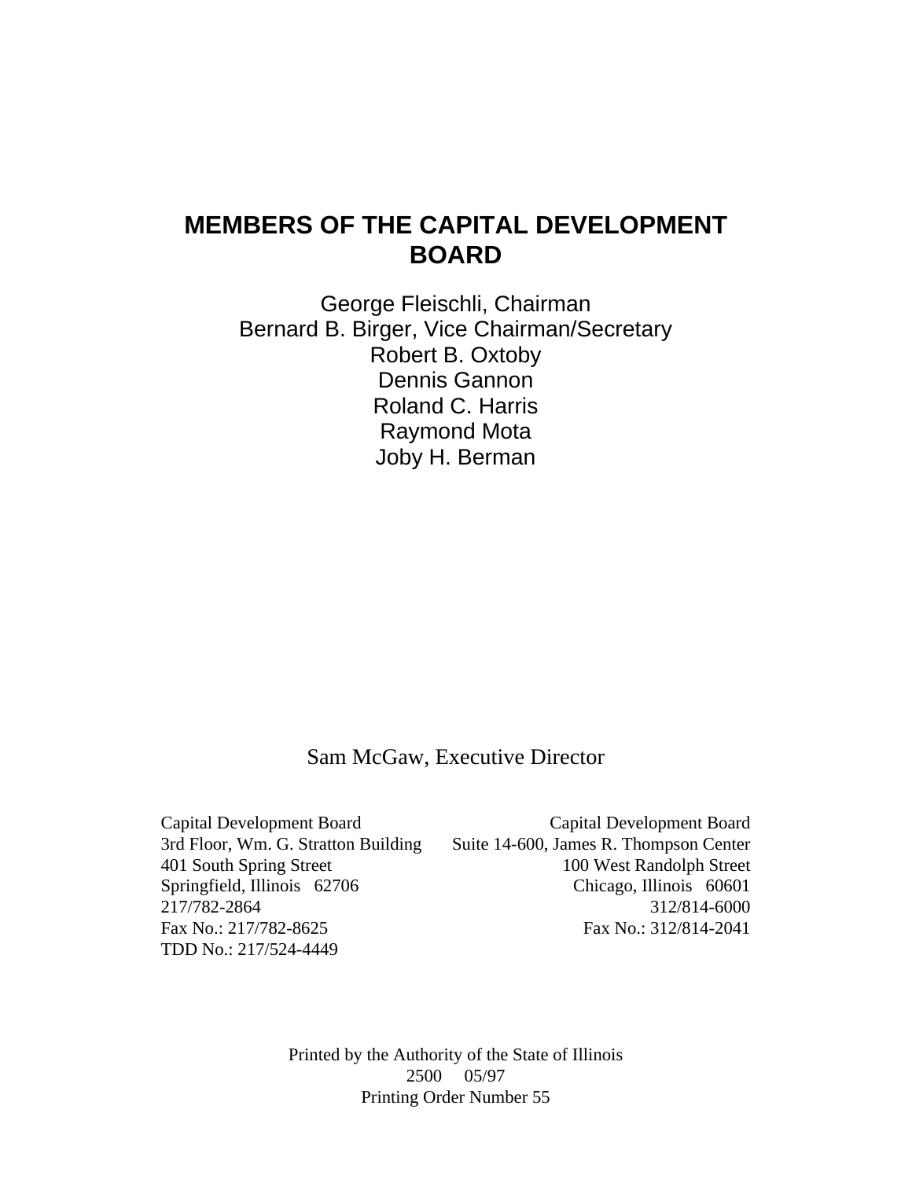# MEMBERS OF THE CAPITAL DEVELOPMENT BOARD

George Fleischli, Chairman
Bernard B. Birger, Vice Chairman/Secretary
Robert B. Oxtoby
Dennis Gannon
Roland C. Harris
Raymond Mota
Joby H. Berman

Sam McGaw, Executive Director

Capital Development Board
3rd Floor, Wm. G. Stratton Building
401 South Spring Street
Springfield, Illinois 62706
217/782-2864
Fax No.: 217/782-8625
TDD No.: 217/524-4449

Capital Development Board
Suite 14-600, James R. Thompson Center
100 West Randolph Street
Chicago, Illinois 60601
312/814-6000
Fax No.: 312/814-2041

Printed by the Authority of the State of Illinois
2500 05/97
Printing Order Number 55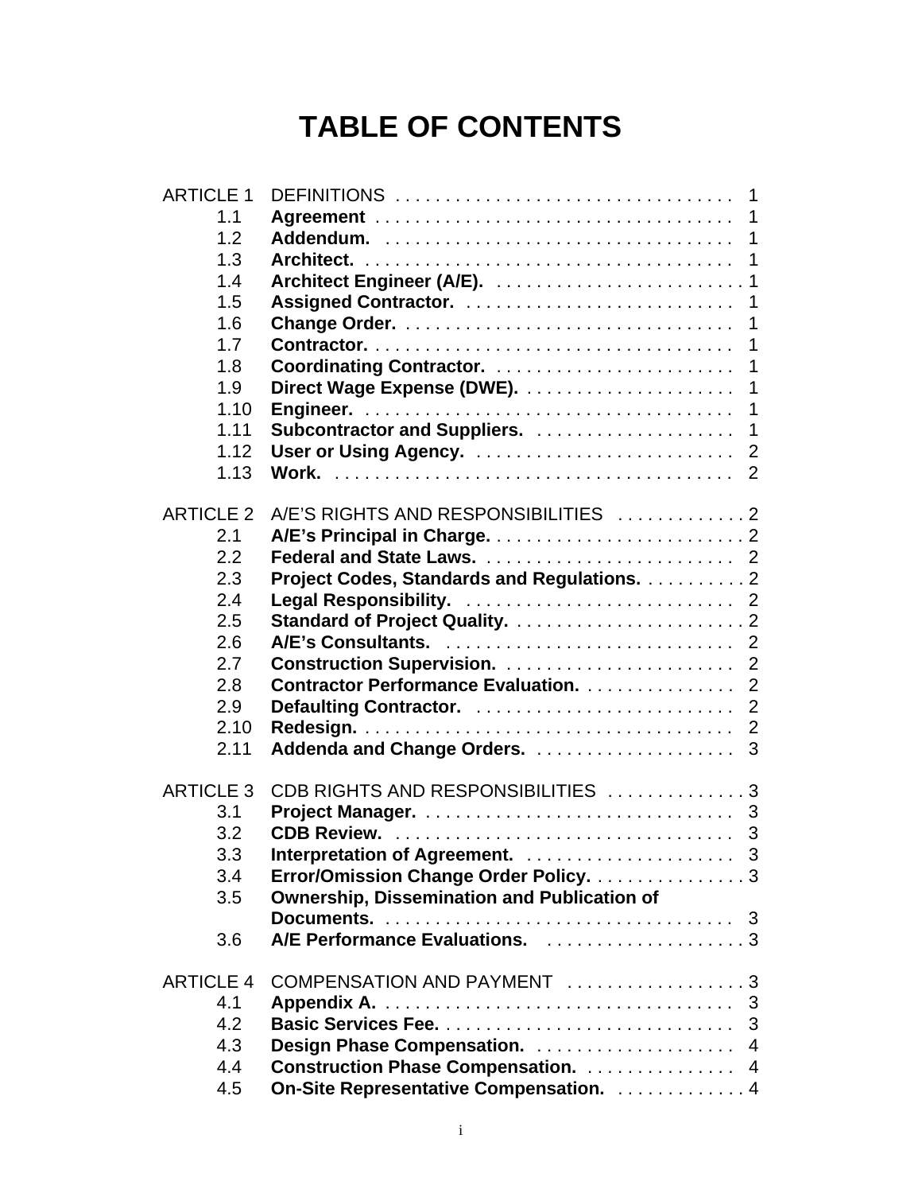# TABLE OF CONTENTS

| | | |
|---|---|---|
| ARTICLE 1 | DEFINITIONS | 1 |
| 1.1 | **Agreement** | 1 |
| 1.2 | **Addendum.** | 1 |
| 1.3 | **Architect.** | 1 |
| 1.4 | **Architect Engineer (A/E).** | 1 |
| 1.5 | **Assigned Contractor.** | 1 |
| 1.6 | **Change Order.** | 1 |
| 1.7 | **Contractor.** | 1 |
| 1.8 | **Coordinating Contractor.** | 1 |
| 1.9 | **Direct Wage Expense (DWE).** | 1 |
| 1.10 | **Engineer.** | 1 |
| 1.11 | **Subcontractor and Suppliers.** | 1 |
| 1.12 | **User or Using Agency.** | 2 |
| 1.13 | **Work.** | 2 |
| ARTICLE 2 | A/E'S RIGHTS AND RESPONSIBILITIES | 2 |
| 2.1 | **A/E's Principal in Charge.** | 2 |
| 2.2 | **Federal and State Laws.** | 2 |
| 2.3 | **Project Codes, Standards and Regulations.** | 2 |
| 2.4 | **Legal Responsibility.** | 2 |
| 2.5 | **Standard of Project Quality.** | 2 |
| 2.6 | **A/E's Consultants.** | 2 |
| 2.7 | **Construction Supervision.** | 2 |
| 2.8 | **Contractor Performance Evaluation.** | 2 |
| 2.9 | **Defaulting Contractor.** | 2 |
| 2.10 | **Redesign.** | 2 |
| 2.11 | **Addenda and Change Orders.** | 3 |
| ARTICLE 3 | CDB RIGHTS AND RESPONSIBILITIES | 3 |
| 3.1 | **Project Manager.** | 3 |
| 3.2 | **CDB Review.** | 3 |
| 3.3 | **Interpretation of Agreement.** | 3 |
| 3.4 | **Error/Omission Change Order Policy.** | 3 |
| 3.5 | **Ownership, Dissemination and Publication of Documents.** | 3 |
| 3.6 | **A/E Performance Evaluations.** | 3 |
| ARTICLE 4 | COMPENSATION AND PAYMENT | 3 |
| 4.1 | **Appendix A.** | 3 |
| 4.2 | **Basic Services Fee.** | 3 |
| 4.3 | **Design Phase Compensation.** | 4 |
| 4.4 | **Construction Phase Compensation.** | 4 |
| 4.5 | **On-Site Representative Compensation.** | 4 |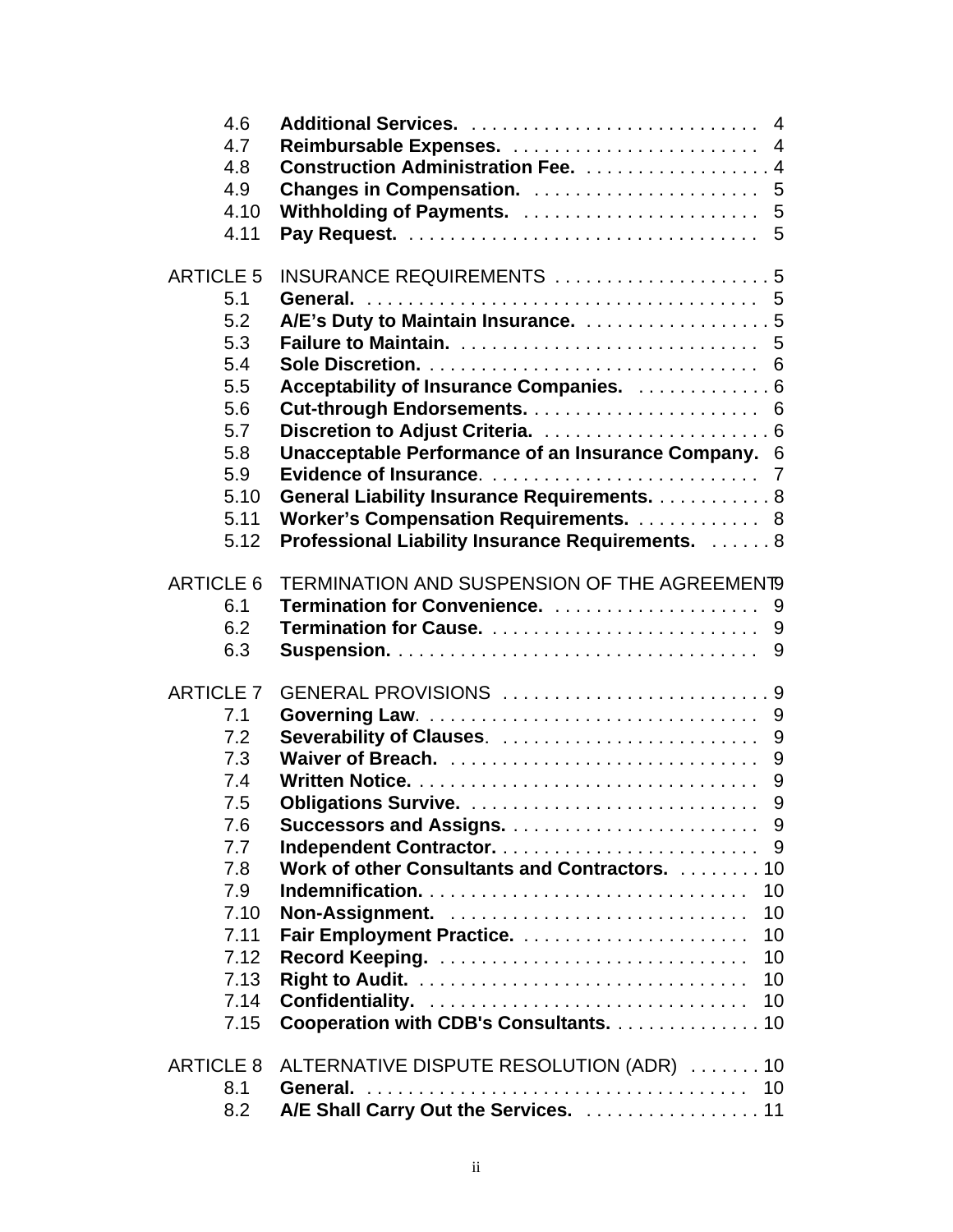| | | |
|---|---|---|
| 4.6 | **Additional Services.** | 4 |
| 4.7 | **Reimbursable Expenses.** | 4 |
| 4.8 | **Construction Administration Fee.** | 4 |
| 4.9 | **Changes in Compensation.** | 5 |
| 4.10 | **Withholding of Payments.** | 5 |
| 4.11 | **Pay Request.** | 5 |
| ARTICLE 5 | INSURANCE REQUIREMENTS | 5 |
| 5.1 | **General.** | 5 |
| 5.2 | **A/E's Duty to Maintain Insurance.** | 5 |
| 5.3 | **Failure to Maintain.** | 5 |
| 5.4 | **Sole Discretion.** | 6 |
| 5.5 | **Acceptability of Insurance Companies.** | 6 |
| 5.6 | **Cut-through Endorsements.** | 6 |
| 5.7 | **Discretion to Adjust Criteria.** | 6 |
| 5.8 | **Unacceptable Performance of an Insurance Company.** | 6 |
| 5.9 | **Evidence of Insurance.** | 7 |
| 5.10 | **General Liability Insurance Requirements.** | 8 |
| 5.11 | **Worker's Compensation Requirements.** | 8 |
| 5.12 | **Professional Liability Insurance Requirements.** | 8 |
| ARTICLE 6 | TERMINATION AND SUSPENSION OF THE AGREEMENT | 9 |
| 6.1 | **Termination for Convenience.** | 9 |
| 6.2 | **Termination for Cause.** | 9 |
| 6.3 | **Suspension.** | 9 |
| ARTICLE 7 | GENERAL PROVISIONS | 9 |
| 7.1 | **Governing Law.** | 9 |
| 7.2 | **Severability of Clauses.** | 9 |
| 7.3 | **Waiver of Breach.** | 9 |
| 7.4 | **Written Notice.** | 9 |
| 7.5 | **Obligations Survive.** | 9 |
| 7.6 | **Successors and Assigns.** | 9 |
| 7.7 | **Independent Contractor.** | 9 |
| 7.8 | **Work of other Consultants and Contractors.** | 10 |
| 7.9 | **Indemnification.** | 10 |
| 7.10 | **Non-Assignment.** | 10 |
| 7.11 | **Fair Employment Practice.** | 10 |
| 7.12 | **Record Keeping.** | 10 |
| 7.13 | **Right to Audit.** | 10 |
| 7.14 | **Confidentiality.** | 10 |
| 7.15 | **Cooperation with CDB's Consultants.** | 10 |
| ARTICLE 8 | ALTERNATIVE DISPUTE RESOLUTION (ADR) | 10 |
| 8.1 | **General.** | 10 |
| 8.2 | **A/E Shall Carry Out the Services.** | 11 |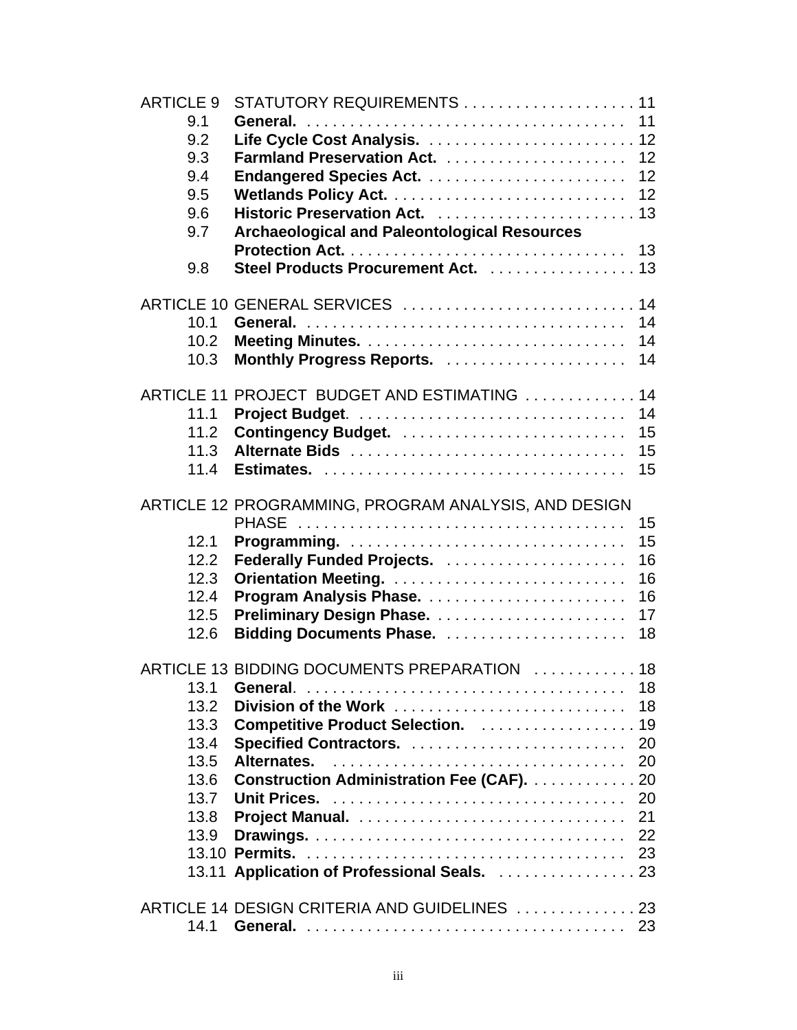ARTICLE 9 STATUTORY REQUIREMENTS . . . . . . . . . . . . . . . . . . . . 11
- 9.1 **General.** . . . . . . . . . . . . . . . . . . . . . . . . . . . . . . . . . . . . . 11
- 9.2 **Life Cycle Cost Analysis.** . . . . . . . . . . . . . . . . . . . . . . . . . 12
- 9.3 **Farmland Preservation Act.** . . . . . . . . . . . . . . . . . . . . . . 12
- 9.4 **Endangered Species Act.** . . . . . . . . . . . . . . . . . . . . . . . . 12
- 9.5 **Wetlands Policy Act.** . . . . . . . . . . . . . . . . . . . . . . . . . . . . 12
- 9.6 **Historic Preservation Act.** . . . . . . . . . . . . . . . . . . . . . . . 13
- 9.7 **Archaeological and Paleontological Resources Protection Act.** . . . . . . . . . . . . . . . . . . . . . . . . . . . . . . . . 13
- 9.8 **Steel Products Procurement Act.** . . . . . . . . . . . . . . . . . 13

ARTICLE 10 GENERAL SERVICES . . . . . . . . . . . . . . . . . . . . . . . . . . . 14
- 10.1 **General.** . . . . . . . . . . . . . . . . . . . . . . . . . . . . . . . . . . . . . 14
- 10.2 **Meeting Minutes.** . . . . . . . . . . . . . . . . . . . . . . . . . . . . . . 14
- 10.3 **Monthly Progress Reports.** . . . . . . . . . . . . . . . . . . . . . 14

ARTICLE 11 PROJECT BUDGET AND ESTIMATING . . . . . . . . . . . . . 14
- 11.1 **Project Budget**. . . . . . . . . . . . . . . . . . . . . . . . . . . . . . . . 14
- 11.2 **Contingency Budget.** . . . . . . . . . . . . . . . . . . . . . . . . . . 15
- 11.3 **Alternate Bids** . . . . . . . . . . . . . . . . . . . . . . . . . . . . . . . . 15
- 11.4 **Estimates.** . . . . . . . . . . . . . . . . . . . . . . . . . . . . . . . . . . . 15

ARTICLE 12 PROGRAMMING, PROGRAM ANALYSIS, AND DESIGN PHASE . . . . . . . . . . . . . . . . . . . . . . . . . . . . . . . . . . . . . . 15
- 12.1 **Programming.** . . . . . . . . . . . . . . . . . . . . . . . . . . . . . . . . 15
- 12.2 **Federally Funded Projects.** . . . . . . . . . . . . . . . . . . . . . 16
- 12.3 **Orientation Meeting.** . . . . . . . . . . . . . . . . . . . . . . . . . . . 16
- 12.4 **Program Analysis Phase.** . . . . . . . . . . . . . . . . . . . . . . . 16
- 12.5 **Preliminary Design Phase.** . . . . . . . . . . . . . . . . . . . . . . 17
- 12.6 **Bidding Documents Phase.** . . . . . . . . . . . . . . . . . . . . . 18

ARTICLE 13 BIDDING DOCUMENTS PREPARATION . . . . . . . . . . . . 18
- 13.1 **General**. . . . . . . . . . . . . . . . . . . . . . . . . . . . . . . . . . . . . 18
- 13.2 **Division of the Work** . . . . . . . . . . . . . . . . . . . . . . . . . . . 18
- 13.3 **Competitive Product Selection.** . . . . . . . . . . . . . . . . . . 19
- 13.4 **Specified Contractors.** . . . . . . . . . . . . . . . . . . . . . . . . . 20
- 13.5 **Alternates.** . . . . . . . . . . . . . . . . . . . . . . . . . . . . . . . . . . 20
- 13.6 **Construction Administration Fee (CAF).** . . . . . . . . . . . . 20
- 13.7 **Unit Prices.** . . . . . . . . . . . . . . . . . . . . . . . . . . . . . . . . . . 20
- 13.8 **Project Manual.** . . . . . . . . . . . . . . . . . . . . . . . . . . . . . . . 21
- 13.9 **Drawings.** . . . . . . . . . . . . . . . . . . . . . . . . . . . . . . . . . . . . 22
- 13.10 **Permits.** . . . . . . . . . . . . . . . . . . . . . . . . . . . . . . . . . . . . 23
- 13.11 **Application of Professional Seals.** . . . . . . . . . . . . . . . . 23

ARTICLE 14 DESIGN CRITERIA AND GUIDELINES . . . . . . . . . . . . . 23
- 14.1 **General.** . . . . . . . . . . . . . . . . . . . . . . . . . . . . . . . . . . . . . 23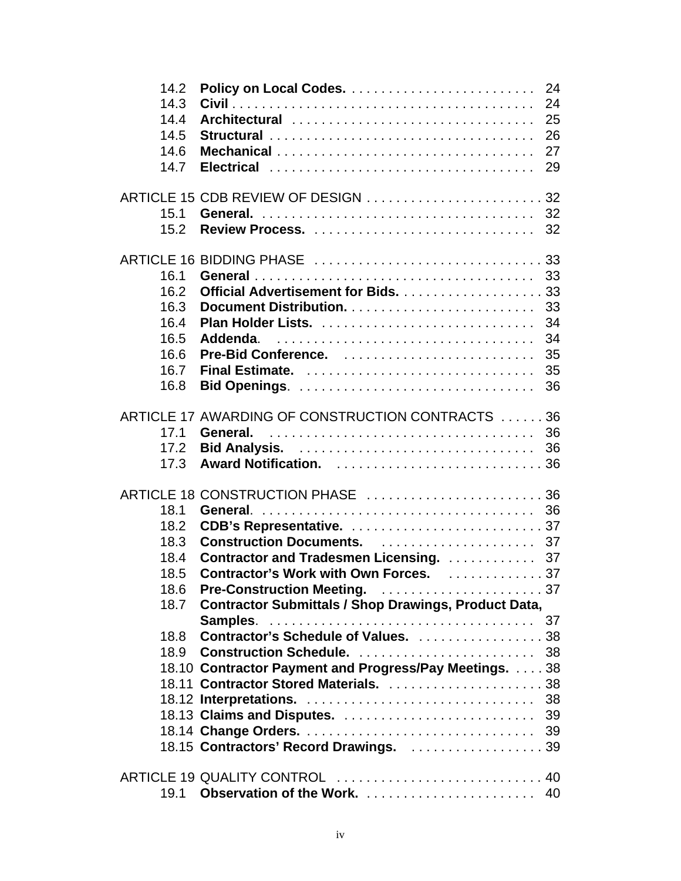| | | |
|---|---|---|
| 14.2 | **Policy on Local Codes.** | 24 |
| 14.3 | **Civil** | 24 |
| 14.4 | **Architectural** | 25 |
| 14.5 | **Structural** | 26 |
| 14.6 | **Mechanical** | 27 |
| 14.7 | **Electrical** | 29 |
| ARTICLE 15 CDB REVIEW OF DESIGN | | 32 |
| 15.1 | **General.** | 32 |
| 15.2 | **Review Process.** | 32 |
| ARTICLE 16 BIDDING PHASE | | 33 |
| 16.1 | **General** | 33 |
| 16.2 | **Official Advertisement for Bids.** | 33 |
| 16.3 | **Document Distribution.** | 33 |
| 16.4 | **Plan Holder Lists.** | 34 |
| 16.5 | **Addenda**. | 34 |
| 16.6 | **Pre-Bid Conference.** | 35 |
| 16.7 | **Final Estimate.** | 35 |
| 16.8 | **Bid Openings**. | 36 |
| ARTICLE 17 AWARDING OF CONSTRUCTION CONTRACTS | | 36 |
| 17.1 | **General.** | 36 |
| 17.2 | **Bid Analysis.** | 36 |
| 17.3 | **Award Notification.** | 36 |
| ARTICLE 18 CONSTRUCTION PHASE | | 36 |
| 18.1 | **General**. | 36 |
| 18.2 | **CDB's Representative.** | 37 |
| 18.3 | **Construction Documents.** | 37 |
| 18.4 | **Contractor and Tradesmen Licensing.** | 37 |
| 18.5 | **Contractor's Work with Own Forces.** | 37 |
| 18.6 | **Pre-Construction Meeting.** | 37 |
| 18.7 | **Contractor Submittals / Shop Drawings, Product Data, Samples**. | 37 |
| 18.8 | **Contractor's Schedule of Values.** | 38 |
| 18.9 | **Construction Schedule.** | 38 |
| 18.10 | **Contractor Payment and Progress/Pay Meetings.** | 38 |
| 18.11 | **Contractor Stored Materials.** | 38 |
| 18.12 | **Interpretations.** | 38 |
| 18.13 | **Claims and Disputes.** | 39 |
| 18.14 | **Change Orders.** | 39 |
| 18.15 | **Contractors' Record Drawings.** | 39 |
| ARTICLE 19 QUALITY CONTROL | | 40 |
| 19.1 | **Observation of the Work.** | 40 |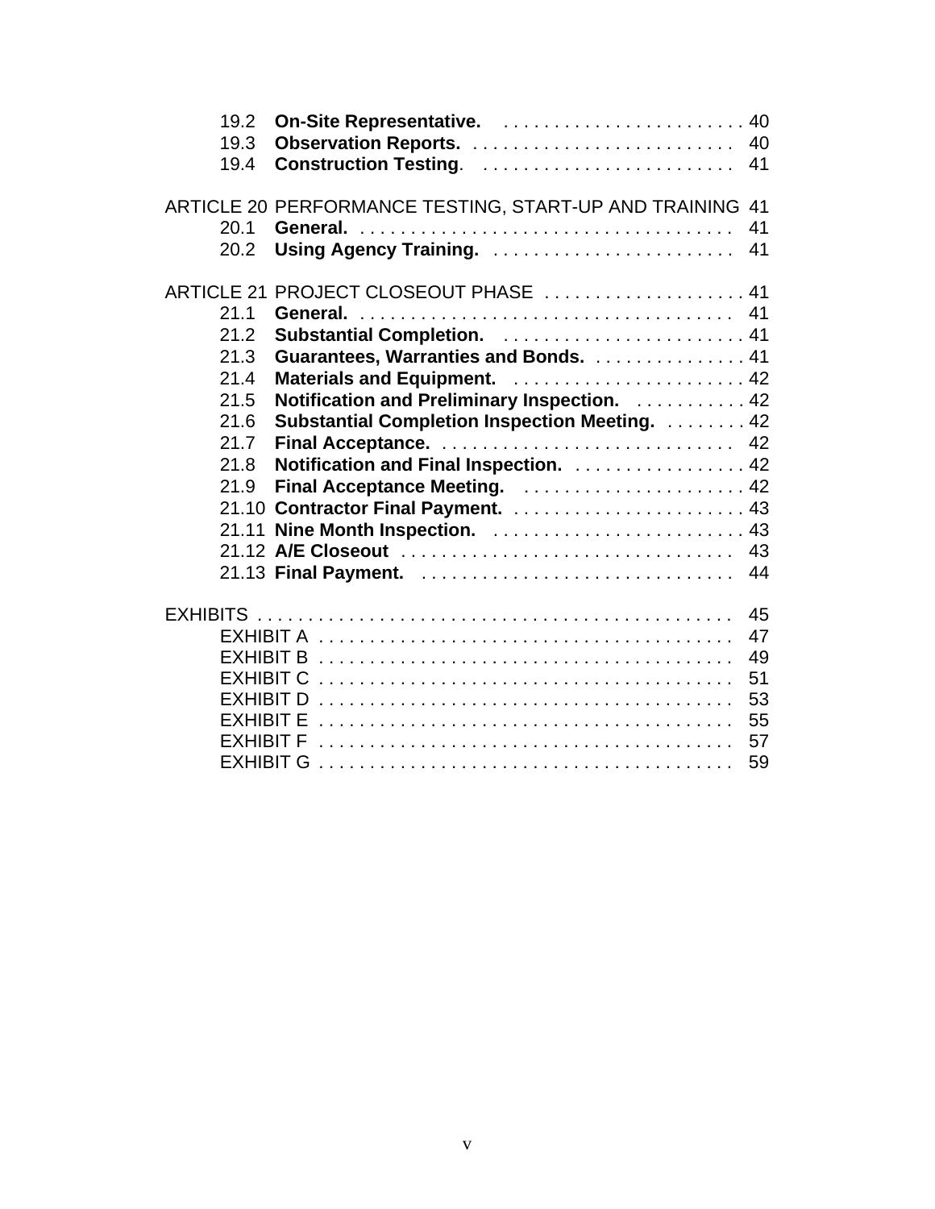19.2 **On-Site Representative.** . . . . . . . . . . . . . . . . . . . . . . . . 40
19.3 **Observation Reports.** . . . . . . . . . . . . . . . . . . . . . . . . . . 40
19.4 **Construction Testing**. . . . . . . . . . . . . . . . . . . . . . . . . . 41

ARTICLE 20 PERFORMANCE TESTING, START-UP AND TRAINING 41
20.1 **General.** . . . . . . . . . . . . . . . . . . . . . . . . . . . . . . . . . . . . . 41
20.2 **Using Agency Training.** . . . . . . . . . . . . . . . . . . . . . . . . . 41

ARTICLE 21 PROJECT CLOSEOUT PHASE . . . . . . . . . . . . . . . . . . . . 41
21.1 **General.** . . . . . . . . . . . . . . . . . . . . . . . . . . . . . . . . . . . . . 41
21.2 **Substantial Completion.** . . . . . . . . . . . . . . . . . . . . . . . . . 41
21.3 **Guarantees, Warranties and Bonds.** . . . . . . . . . . . . . . . . 41
21.4 **Materials and Equipment.** . . . . . . . . . . . . . . . . . . . . . . . . 42
21.5 **Notification and Preliminary Inspection.** . . . . . . . . . . . . 42
21.6 **Substantial Completion Inspection Meeting.** . . . . . . . . . 42
21.7 **Final Acceptance.** . . . . . . . . . . . . . . . . . . . . . . . . . . . . . 42
21.8 **Notification and Final Inspection.** . . . . . . . . . . . . . . . . . . 42
21.9 **Final Acceptance Meeting.** . . . . . . . . . . . . . . . . . . . . . . . 42
21.10 **Contractor Final Payment.** . . . . . . . . . . . . . . . . . . . . . . . . 43
21.11 **Nine Month Inspection.** . . . . . . . . . . . . . . . . . . . . . . . . . . 43
21.12 **A/E Closeout** . . . . . . . . . . . . . . . . . . . . . . . . . . . . . . . . . 43
21.13 **Final Payment.** . . . . . . . . . . . . . . . . . . . . . . . . . . . . . . . . 44

EXHIBITS . . . . . . . . . . . . . . . . . . . . . . . . . . . . . . . . . . . . . . . . . . . . . . . 45
EXHIBIT A . . . . . . . . . . . . . . . . . . . . . . . . . . . . . . . . . . . . . . . . . . 47
EXHIBIT B . . . . . . . . . . . . . . . . . . . . . . . . . . . . . . . . . . . . . . . . . . 49
EXHIBIT C . . . . . . . . . . . . . . . . . . . . . . . . . . . . . . . . . . . . . . . . . . 51
EXHIBIT D . . . . . . . . . . . . . . . . . . . . . . . . . . . . . . . . . . . . . . . . . . 53
EXHIBIT E . . . . . . . . . . . . . . . . . . . . . . . . . . . . . . . . . . . . . . . . . . 55
EXHIBIT F . . . . . . . . . . . . . . . . . . . . . . . . . . . . . . . . . . . . . . . . . . 57
EXHIBIT G . . . . . . . . . . . . . . . . . . . . . . . . . . . . . . . . . . . . . . . . . . 59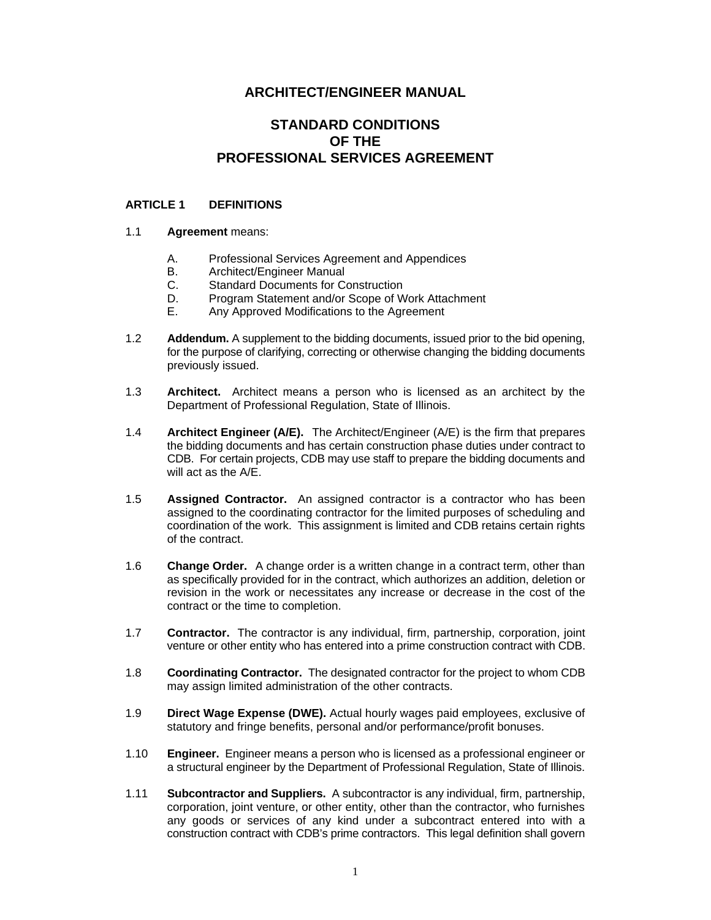# ARCHITECT/ENGINEER MANUAL

## STANDARD CONDITIONS OF THE PROFESSIONAL SERVICES AGREEMENT

### ARTICLE 1 DEFINITIONS

1.1 **Agreement** means:

A. Professional Services Agreement and Appendices
B. Architect/Engineer Manual
C. Standard Documents for Construction
D. Program Statement and/or Scope of Work Attachment
E. Any Approved Modifications to the Agreement

1.2 **Addendum.** A supplement to the bidding documents, issued prior to the bid opening, for the purpose of clarifying, correcting or otherwise changing the bidding documents previously issued.

1.3 **Architect.** Architect means a person who is licensed as an architect by the Department of Professional Regulation, State of Illinois.

1.4 **Architect Engineer (A/E).** The Architect/Engineer (A/E) is the firm that prepares the bidding documents and has certain construction phase duties under contract to CDB. For certain projects, CDB may use staff to prepare the bidding documents and will act as the A/E.

1.5 **Assigned Contractor.** An assigned contractor is a contractor who has been assigned to the coordinating contractor for the limited purposes of scheduling and coordination of the work. This assignment is limited and CDB retains certain rights of the contract.

1.6 **Change Order.** A change order is a written change in a contract term, other than as specifically provided for in the contract, which authorizes an addition, deletion or revision in the work or necessitates any increase or decrease in the cost of the contract or the time to completion.

1.7 **Contractor.** The contractor is any individual, firm, partnership, corporation, joint venture or other entity who has entered into a prime construction contract with CDB.

1.8 **Coordinating Contractor.** The designated contractor for the project to whom CDB may assign limited administration of the other contracts.

1.9 **Direct Wage Expense (DWE).** Actual hourly wages paid employees, exclusive of statutory and fringe benefits, personal and/or performance/profit bonuses.

1.10 **Engineer.** Engineer means a person who is licensed as a professional engineer or a structural engineer by the Department of Professional Regulation, State of Illinois.

1.11 **Subcontractor and Suppliers.** A subcontractor is any individual, firm, partnership, corporation, joint venture, or other entity, other than the contractor, who furnishes any goods or services of any kind under a subcontract entered into with a construction contract with CDB's prime contractors. This legal definition shall govern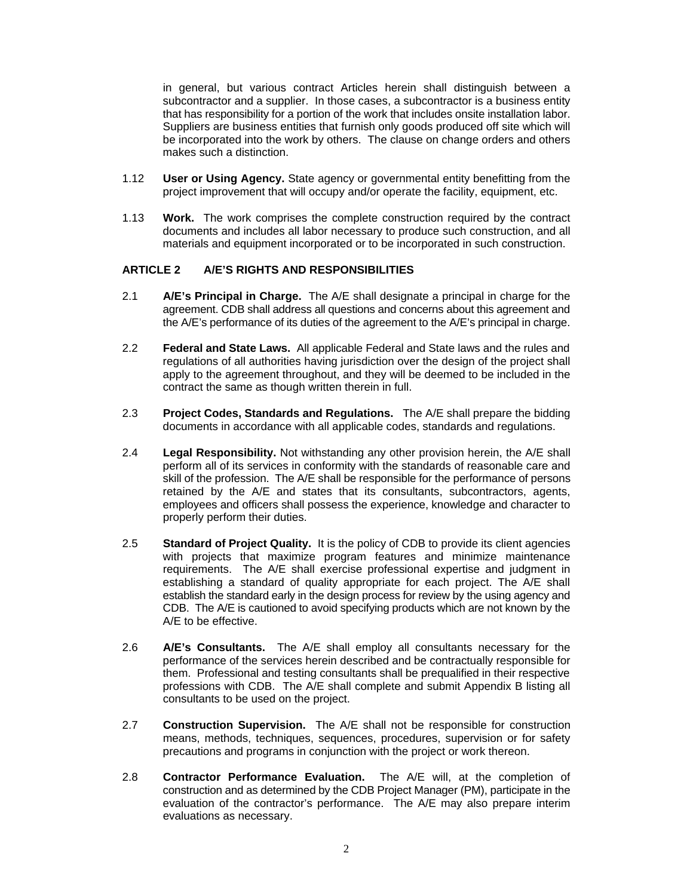in general, but various contract Articles herein shall distinguish between a subcontractor and a supplier. In those cases, a subcontractor is a business entity that has responsibility for a portion of the work that includes onsite installation labor. Suppliers are business entities that furnish only goods produced off site which will be incorporated into the work by others. The clause on change orders and others makes such a distinction.

1.12 **User or Using Agency.** State agency or governmental entity benefitting from the project improvement that will occupy and/or operate the facility, equipment, etc.

1.13 **Work.** The work comprises the complete construction required by the contract documents and includes all labor necessary to produce such construction, and all materials and equipment incorporated or to be incorporated in such construction.

## ARTICLE 2 A/E'S RIGHTS AND RESPONSIBILITIES

2.1 **A/E's Principal in Charge.** The A/E shall designate a principal in charge for the agreement. CDB shall address all questions and concerns about this agreement and the A/E's performance of its duties of the agreement to the A/E's principal in charge.

2.2 **Federal and State Laws.** All applicable Federal and State laws and the rules and regulations of all authorities having jurisdiction over the design of the project shall apply to the agreement throughout, and they will be deemed to be included in the contract the same as though written therein in full.

2.3 **Project Codes, Standards and Regulations.** The A/E shall prepare the bidding documents in accordance with all applicable codes, standards and regulations.

2.4 **Legal Responsibility.** Not withstanding any other provision herein, the A/E shall perform all of its services in conformity with the standards of reasonable care and skill of the profession. The A/E shall be responsible for the performance of persons retained by the A/E and states that its consultants, subcontractors, agents, employees and officers shall possess the experience, knowledge and character to properly perform their duties.

2.5 **Standard of Project Quality.** It is the policy of CDB to provide its client agencies with projects that maximize program features and minimize maintenance requirements. The A/E shall exercise professional expertise and judgment in establishing a standard of quality appropriate for each project. The A/E shall establish the standard early in the design process for review by the using agency and CDB. The A/E is cautioned to avoid specifying products which are not known by the A/E to be effective.

2.6 **A/E's Consultants.** The A/E shall employ all consultants necessary for the performance of the services herein described and be contractually responsible for them. Professional and testing consultants shall be prequalified in their respective professions with CDB. The A/E shall complete and submit Appendix B listing all consultants to be used on the project.

2.7 **Construction Supervision.** The A/E shall not be responsible for construction means, methods, techniques, sequences, procedures, supervision or for safety precautions and programs in conjunction with the project or work thereon.

2.8 **Contractor Performance Evaluation.** The A/E will, at the completion of construction and as determined by the CDB Project Manager (PM), participate in the evaluation of the contractor's performance. The A/E may also prepare interim evaluations as necessary.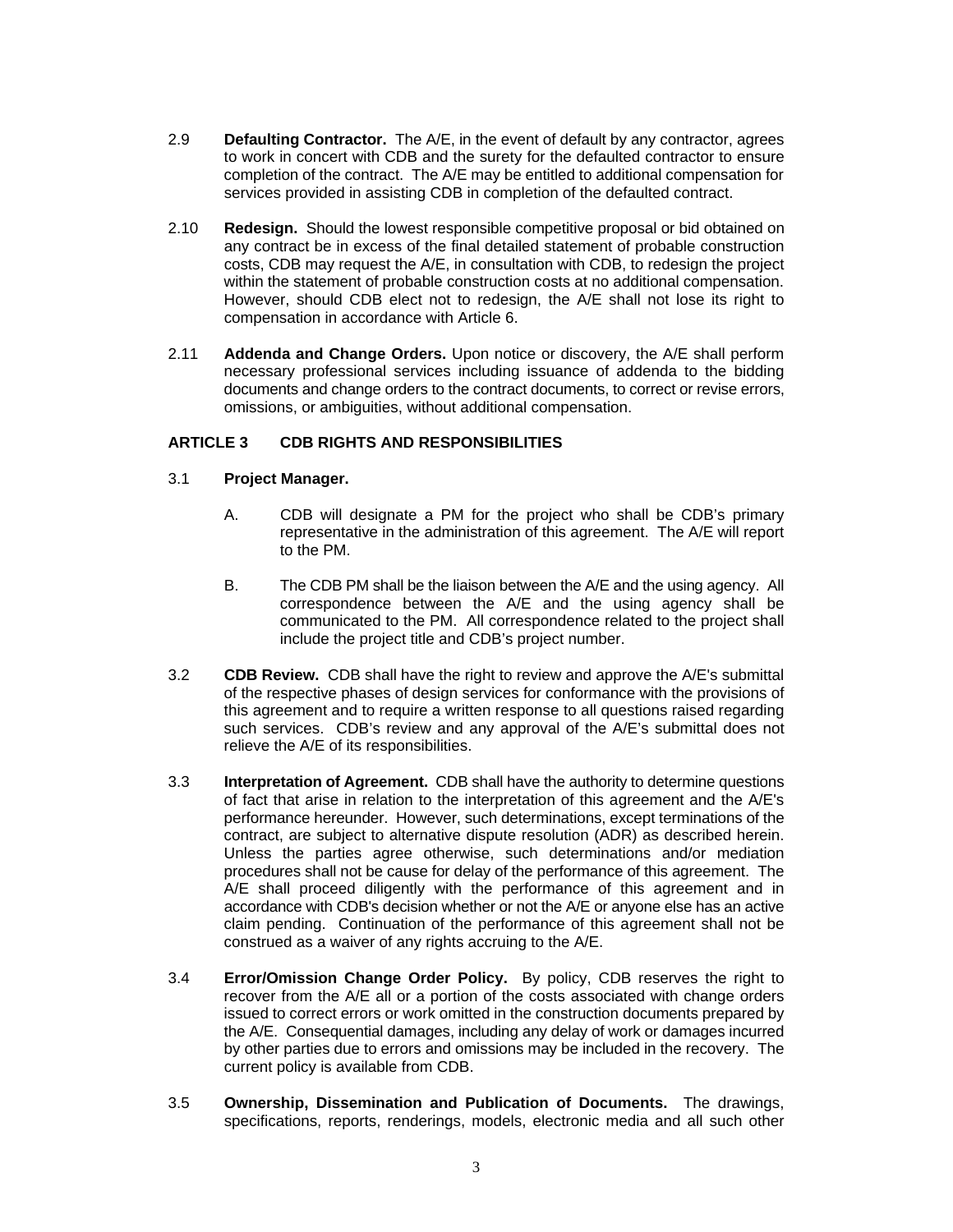2.9 **Defaulting Contractor.** The A/E, in the event of default by any contractor, agrees to work in concert with CDB and the surety for the defaulted contractor to ensure completion of the contract. The A/E may be entitled to additional compensation for services provided in assisting CDB in completion of the defaulted contract.

2.10 **Redesign.** Should the lowest responsible competitive proposal or bid obtained on any contract be in excess of the final detailed statement of probable construction costs, CDB may request the A/E, in consultation with CDB, to redesign the project within the statement of probable construction costs at no additional compensation. However, should CDB elect not to redesign, the A/E shall not lose its right to compensation in accordance with Article 6.

2.11 **Addenda and Change Orders.** Upon notice or discovery, the A/E shall perform necessary professional services including issuance of addenda to the bidding documents and change orders to the contract documents, to correct or revise errors, omissions, or ambiguities, without additional compensation.

## ARTICLE 3 CDB RIGHTS AND RESPONSIBILITIES

3.1 **Project Manager.**

A. CDB will designate a PM for the project who shall be CDB's primary representative in the administration of this agreement. The A/E will report to the PM.

B. The CDB PM shall be the liaison between the A/E and the using agency. All correspondence between the A/E and the using agency shall be communicated to the PM. All correspondence related to the project shall include the project title and CDB's project number.

3.2 **CDB Review.** CDB shall have the right to review and approve the A/E's submittal of the respective phases of design services for conformance with the provisions of this agreement and to require a written response to all questions raised regarding such services. CDB's review and any approval of the A/E's submittal does not relieve the A/E of its responsibilities.

3.3 **Interpretation of Agreement.** CDB shall have the authority to determine questions of fact that arise in relation to the interpretation of this agreement and the A/E's performance hereunder. However, such determinations, except terminations of the contract, are subject to alternative dispute resolution (ADR) as described herein. Unless the parties agree otherwise, such determinations and/or mediation procedures shall not be cause for delay of the performance of this agreement. The A/E shall proceed diligently with the performance of this agreement and in accordance with CDB's decision whether or not the A/E or anyone else has an active claim pending. Continuation of the performance of this agreement shall not be construed as a waiver of any rights accruing to the A/E.

3.4 **Error/Omission Change Order Policy.** By policy, CDB reserves the right to recover from the A/E all or a portion of the costs associated with change orders issued to correct errors or work omitted in the construction documents prepared by the A/E. Consequential damages, including any delay of work or damages incurred by other parties due to errors and omissions may be included in the recovery. The current policy is available from CDB.

3.5 **Ownership, Dissemination and Publication of Documents.** The drawings, specifications, reports, renderings, models, electronic media and all such other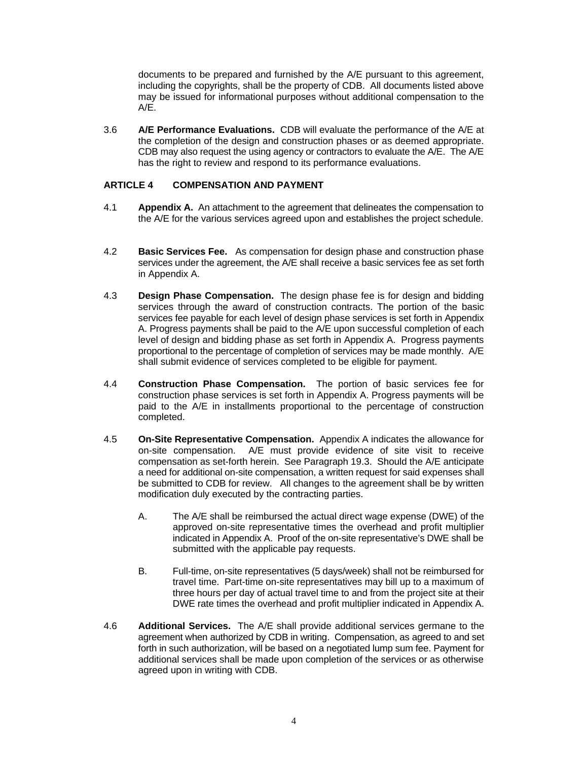documents to be prepared and furnished by the A/E pursuant to this agreement, including the copyrights, shall be the property of CDB. All documents listed above may be issued for informational purposes without additional compensation to the A/E.

3.6 **A/E Performance Evaluations.** CDB will evaluate the performance of the A/E at the completion of the design and construction phases or as deemed appropriate. CDB may also request the using agency or contractors to evaluate the A/E. The A/E has the right to review and respond to its performance evaluations.

## ARTICLE 4 COMPENSATION AND PAYMENT

4.1 **Appendix A.** An attachment to the agreement that delineates the compensation to the A/E for the various services agreed upon and establishes the project schedule.

4.2 **Basic Services Fee.** As compensation for design phase and construction phase services under the agreement, the A/E shall receive a basic services fee as set forth in Appendix A.

4.3 **Design Phase Compensation.** The design phase fee is for design and bidding services through the award of construction contracts. The portion of the basic services fee payable for each level of design phase services is set forth in Appendix A. Progress payments shall be paid to the A/E upon successful completion of each level of design and bidding phase as set forth in Appendix A. Progress payments proportional to the percentage of completion of services may be made monthly. A/E shall submit evidence of services completed to be eligible for payment.

4.4 **Construction Phase Compensation.** The portion of basic services fee for construction phase services is set forth in Appendix A. Progress payments will be paid to the A/E in installments proportional to the percentage of construction completed.

4.5 **On-Site Representative Compensation.** Appendix A indicates the allowance for on-site compensation. A/E must provide evidence of site visit to receive compensation as set-forth herein. See Paragraph 19.3. Should the A/E anticipate a need for additional on-site compensation, a written request for said expenses shall be submitted to CDB for review. All changes to the agreement shall be by written modification duly executed by the contracting parties.

A. The A/E shall be reimbursed the actual direct wage expense (DWE) of the approved on-site representative times the overhead and profit multiplier indicated in Appendix A. Proof of the on-site representative's DWE shall be submitted with the applicable pay requests.

B. Full-time, on-site representatives (5 days/week) shall not be reimbursed for travel time. Part-time on-site representatives may bill up to a maximum of three hours per day of actual travel time to and from the project site at their DWE rate times the overhead and profit multiplier indicated in Appendix A.

4.6 **Additional Services.** The A/E shall provide additional services germane to the agreement when authorized by CDB in writing. Compensation, as agreed to and set forth in such authorization, will be based on a negotiated lump sum fee. Payment for additional services shall be made upon completion of the services or as otherwise agreed upon in writing with CDB.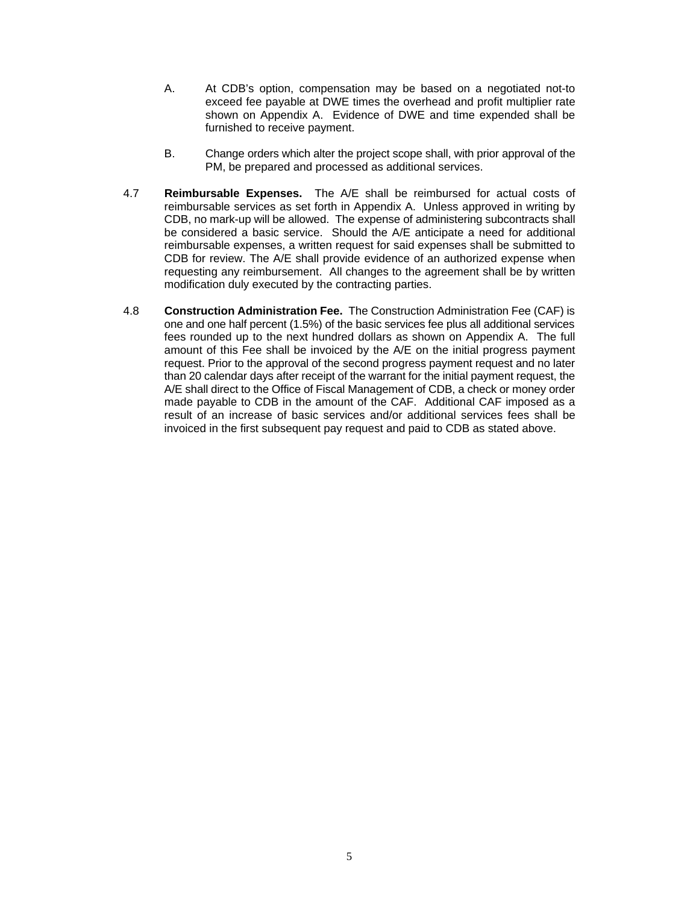A. At CDB's option, compensation may be based on a negotiated not-to exceed fee payable at DWE times the overhead and profit multiplier rate shown on Appendix A. Evidence of DWE and time expended shall be furnished to receive payment.

B. Change orders which alter the project scope shall, with prior approval of the PM, be prepared and processed as additional services.

4.7 **Reimbursable Expenses.** The A/E shall be reimbursed for actual costs of reimbursable services as set forth in Appendix A. Unless approved in writing by CDB, no mark-up will be allowed. The expense of administering subcontracts shall be considered a basic service. Should the A/E anticipate a need for additional reimbursable expenses, a written request for said expenses shall be submitted to CDB for review. The A/E shall provide evidence of an authorized expense when requesting any reimbursement. All changes to the agreement shall be by written modification duly executed by the contracting parties.

4.8 **Construction Administration Fee.** The Construction Administration Fee (CAF) is one and one half percent (1.5%) of the basic services fee plus all additional services fees rounded up to the next hundred dollars as shown on Appendix A. The full amount of this Fee shall be invoiced by the A/E on the initial progress payment request. Prior to the approval of the second progress payment request and no later than 20 calendar days after receipt of the warrant for the initial payment request, the A/E shall direct to the Office of Fiscal Management of CDB, a check or money order made payable to CDB in the amount of the CAF. Additional CAF imposed as a result of an increase of basic services and/or additional services fees shall be invoiced in the first subsequent pay request and paid to CDB as stated above.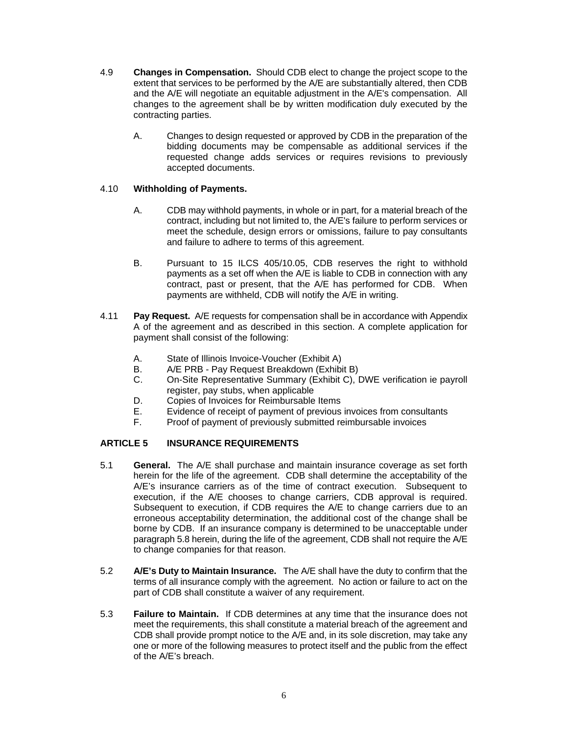4.9 **Changes in Compensation.** Should CDB elect to change the project scope to the extent that services to be performed by the A/E are substantially altered, then CDB and the A/E will negotiate an equitable adjustment in the A/E's compensation. All changes to the agreement shall be by written modification duly executed by the contracting parties.

A. Changes to design requested or approved by CDB in the preparation of the bidding documents may be compensable as additional services if the requested change adds services or requires revisions to previously accepted documents.

4.10 **Withholding of Payments.**

A. CDB may withhold payments, in whole or in part, for a material breach of the contract, including but not limited to, the A/E's failure to perform services or meet the schedule, design errors or omissions, failure to pay consultants and failure to adhere to terms of this agreement.

B. Pursuant to 15 ILCS 405/10.05, CDB reserves the right to withhold payments as a set off when the A/E is liable to CDB in connection with any contract, past or present, that the A/E has performed for CDB. When payments are withheld, CDB will notify the A/E in writing.

4.11 **Pay Request.** A/E requests for compensation shall be in accordance with Appendix A of the agreement and as described in this section. A complete application for payment shall consist of the following:

A. State of Illinois Invoice-Voucher (Exhibit A)
B. A/E PRB - Pay Request Breakdown (Exhibit B)
C. On-Site Representative Summary (Exhibit C), DWE verification ie payroll register, pay stubs, when applicable
D. Copies of Invoices for Reimbursable Items
E. Evidence of receipt of payment of previous invoices from consultants
F. Proof of payment of previously submitted reimbursable invoices

## ARTICLE 5 INSURANCE REQUIREMENTS

5.1 **General.** The A/E shall purchase and maintain insurance coverage as set forth herein for the life of the agreement. CDB shall determine the acceptability of the A/E's insurance carriers as of the time of contract execution. Subsequent to execution, if the A/E chooses to change carriers, CDB approval is required. Subsequent to execution, if CDB requires the A/E to change carriers due to an erroneous acceptability determination, the additional cost of the change shall be borne by CDB. If an insurance company is determined to be unacceptable under paragraph 5.8 herein, during the life of the agreement, CDB shall not require the A/E to change companies for that reason.

5.2 **A/E's Duty to Maintain Insurance.** The A/E shall have the duty to confirm that the terms of all insurance comply with the agreement. No action or failure to act on the part of CDB shall constitute a waiver of any requirement.

5.3 **Failure to Maintain.** If CDB determines at any time that the insurance does not meet the requirements, this shall constitute a material breach of the agreement and CDB shall provide prompt notice to the A/E and, in its sole discretion, may take any one or more of the following measures to protect itself and the public from the effect of the A/E's breach.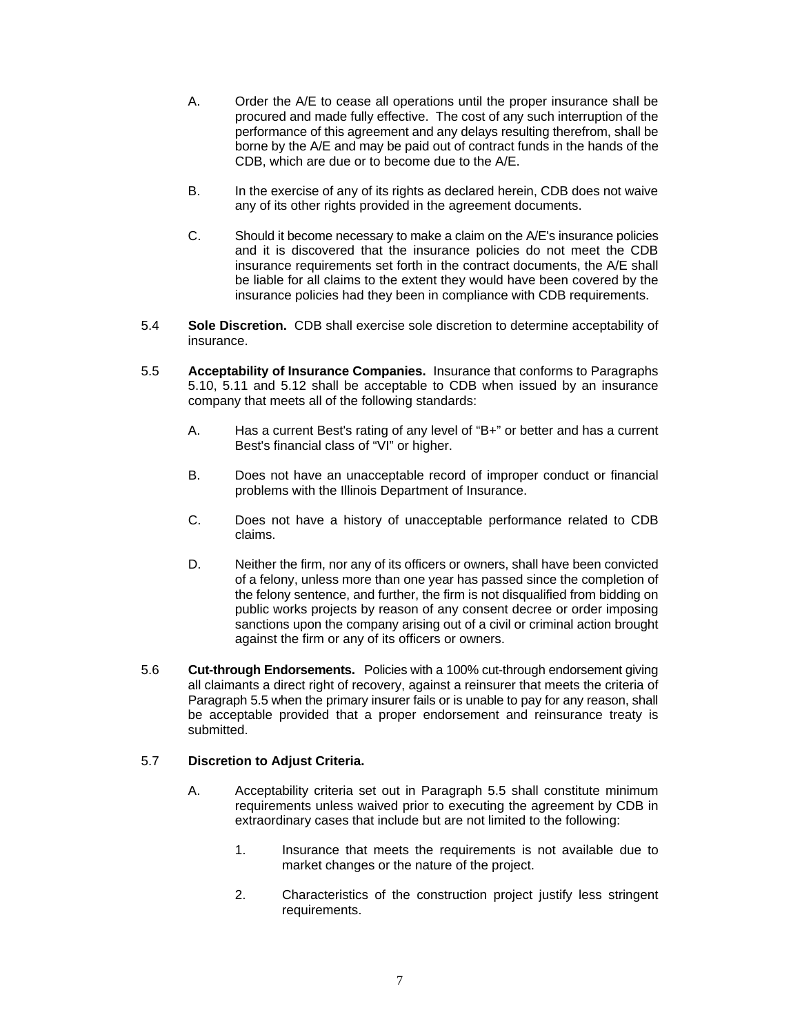A. Order the A/E to cease all operations until the proper insurance shall be procured and made fully effective. The cost of any such interruption of the performance of this agreement and any delays resulting therefrom, shall be borne by the A/E and may be paid out of contract funds in the hands of the CDB, which are due or to become due to the A/E.

B. In the exercise of any of its rights as declared herein, CDB does not waive any of its other rights provided in the agreement documents.

C. Should it become necessary to make a claim on the A/E's insurance policies and it is discovered that the insurance policies do not meet the CDB insurance requirements set forth in the contract documents, the A/E shall be liable for all claims to the extent they would have been covered by the insurance policies had they been in compliance with CDB requirements.

5.4 **Sole Discretion.** CDB shall exercise sole discretion to determine acceptability of insurance.

5.5 **Acceptability of Insurance Companies.** Insurance that conforms to Paragraphs 5.10, 5.11 and 5.12 shall be acceptable to CDB when issued by an insurance company that meets all of the following standards:

A. Has a current Best's rating of any level of "B+" or better and has a current Best's financial class of "VI" or higher.

B. Does not have an unacceptable record of improper conduct or financial problems with the Illinois Department of Insurance.

C. Does not have a history of unacceptable performance related to CDB claims.

D. Neither the firm, nor any of its officers or owners, shall have been convicted of a felony, unless more than one year has passed since the completion of the felony sentence, and further, the firm is not disqualified from bidding on public works projects by reason of any consent decree or order imposing sanctions upon the company arising out of a civil or criminal action brought against the firm or any of its officers or owners.

5.6 **Cut-through Endorsements.** Policies with a 100% cut-through endorsement giving all claimants a direct right of recovery, against a reinsurer that meets the criteria of Paragraph 5.5 when the primary insurer fails or is unable to pay for any reason, shall be acceptable provided that a proper endorsement and reinsurance treaty is submitted.

5.7 **Discretion to Adjust Criteria.**

A. Acceptability criteria set out in Paragraph 5.5 shall constitute minimum requirements unless waived prior to executing the agreement by CDB in extraordinary cases that include but are not limited to the following:

1. Insurance that meets the requirements is not available due to market changes or the nature of the project.

2. Characteristics of the construction project justify less stringent requirements.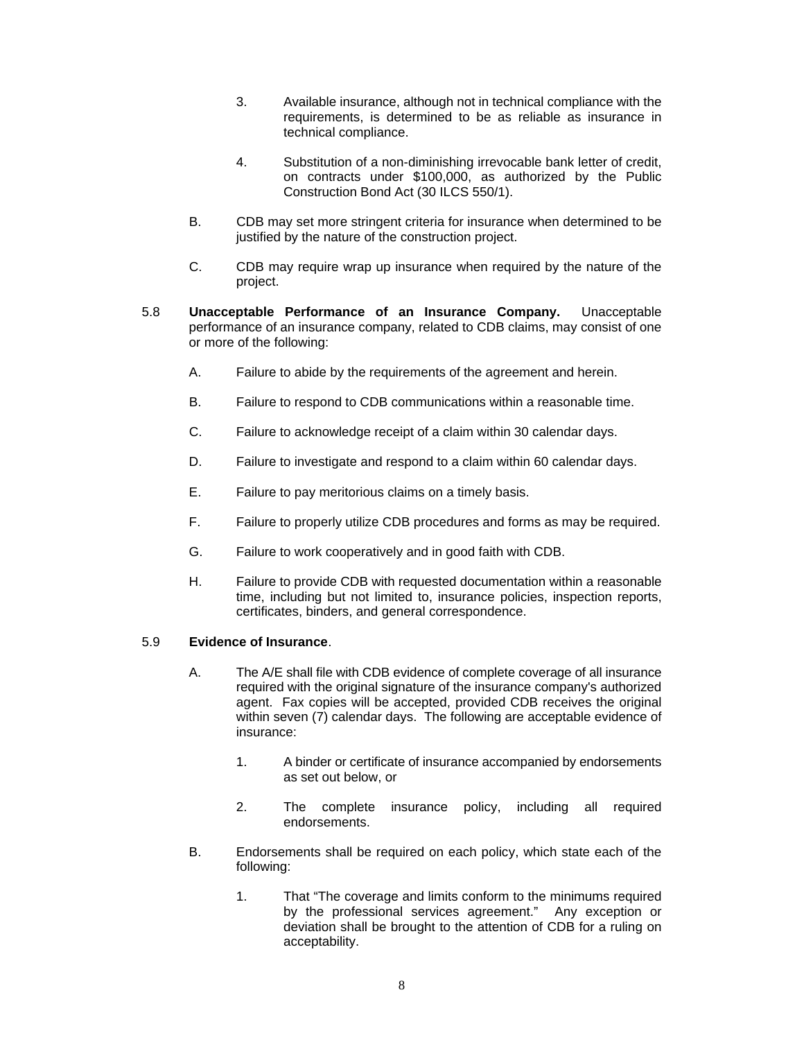3. Available insurance, although not in technical compliance with the requirements, is determined to be as reliable as insurance in technical compliance.

4. Substitution of a non-diminishing irrevocable bank letter of credit, on contracts under $100,000, as authorized by the Public Construction Bond Act (30 ILCS 550/1).

B. CDB may set more stringent criteria for insurance when determined to be justified by the nature of the construction project.

C. CDB may require wrap up insurance when required by the nature of the project.

5.8 **Unacceptable Performance of an Insurance Company.** Unacceptable performance of an insurance company, related to CDB claims, may consist of one or more of the following:

A. Failure to abide by the requirements of the agreement and herein.

B. Failure to respond to CDB communications within a reasonable time.

C. Failure to acknowledge receipt of a claim within 30 calendar days.

D. Failure to investigate and respond to a claim within 60 calendar days.

E. Failure to pay meritorious claims on a timely basis.

F. Failure to properly utilize CDB procedures and forms as may be required.

G. Failure to work cooperatively and in good faith with CDB.

H. Failure to provide CDB with requested documentation within a reasonable time, including but not limited to, insurance policies, inspection reports, certificates, binders, and general correspondence.

5.9 **Evidence of Insurance**.

A. The A/E shall file with CDB evidence of complete coverage of all insurance required with the original signature of the insurance company's authorized agent. Fax copies will be accepted, provided CDB receives the original within seven (7) calendar days. The following are acceptable evidence of insurance:

1. A binder or certificate of insurance accompanied by endorsements as set out below, or

2. The complete insurance policy, including all required endorsements.

B. Endorsements shall be required on each policy, which state each of the following:

1. That "The coverage and limits conform to the minimums required by the professional services agreement." Any exception or deviation shall be brought to the attention of CDB for a ruling on acceptability.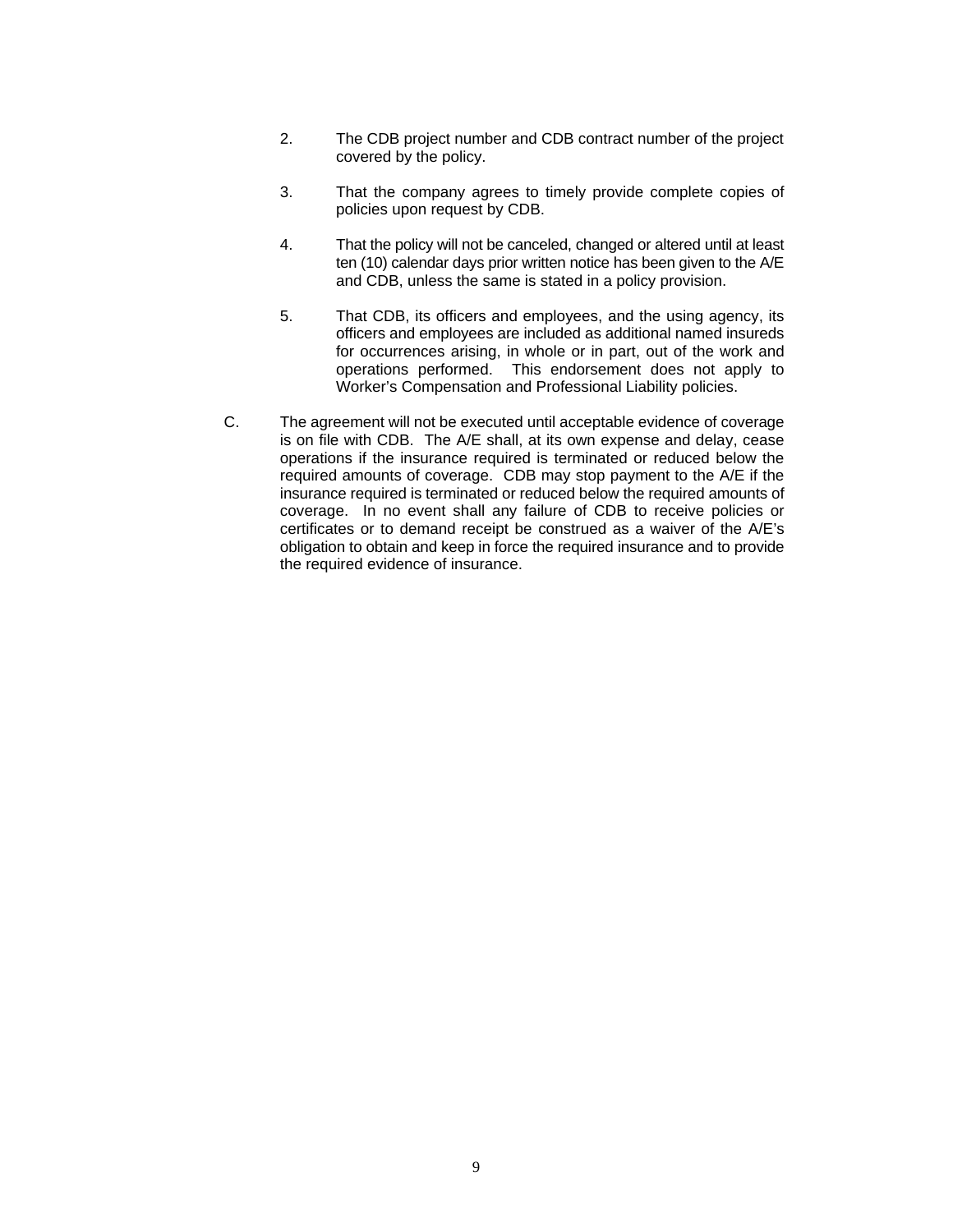2. The CDB project number and CDB contract number of the project covered by the policy.

3. That the company agrees to timely provide complete copies of policies upon request by CDB.

4. That the policy will not be canceled, changed or altered until at least ten (10) calendar days prior written notice has been given to the A/E and CDB, unless the same is stated in a policy provision.

5. That CDB, its officers and employees, and the using agency, its officers and employees are included as additional named insureds for occurrences arising, in whole or in part, out of the work and operations performed. This endorsement does not apply to Worker's Compensation and Professional Liability policies.

C. The agreement will not be executed until acceptable evidence of coverage is on file with CDB. The A/E shall, at its own expense and delay, cease operations if the insurance required is terminated or reduced below the required amounts of coverage. CDB may stop payment to the A/E if the insurance required is terminated or reduced below the required amounts of coverage. In no event shall any failure of CDB to receive policies or certificates or to demand receipt be construed as a waiver of the A/E's obligation to obtain and keep in force the required insurance and to provide the required evidence of insurance.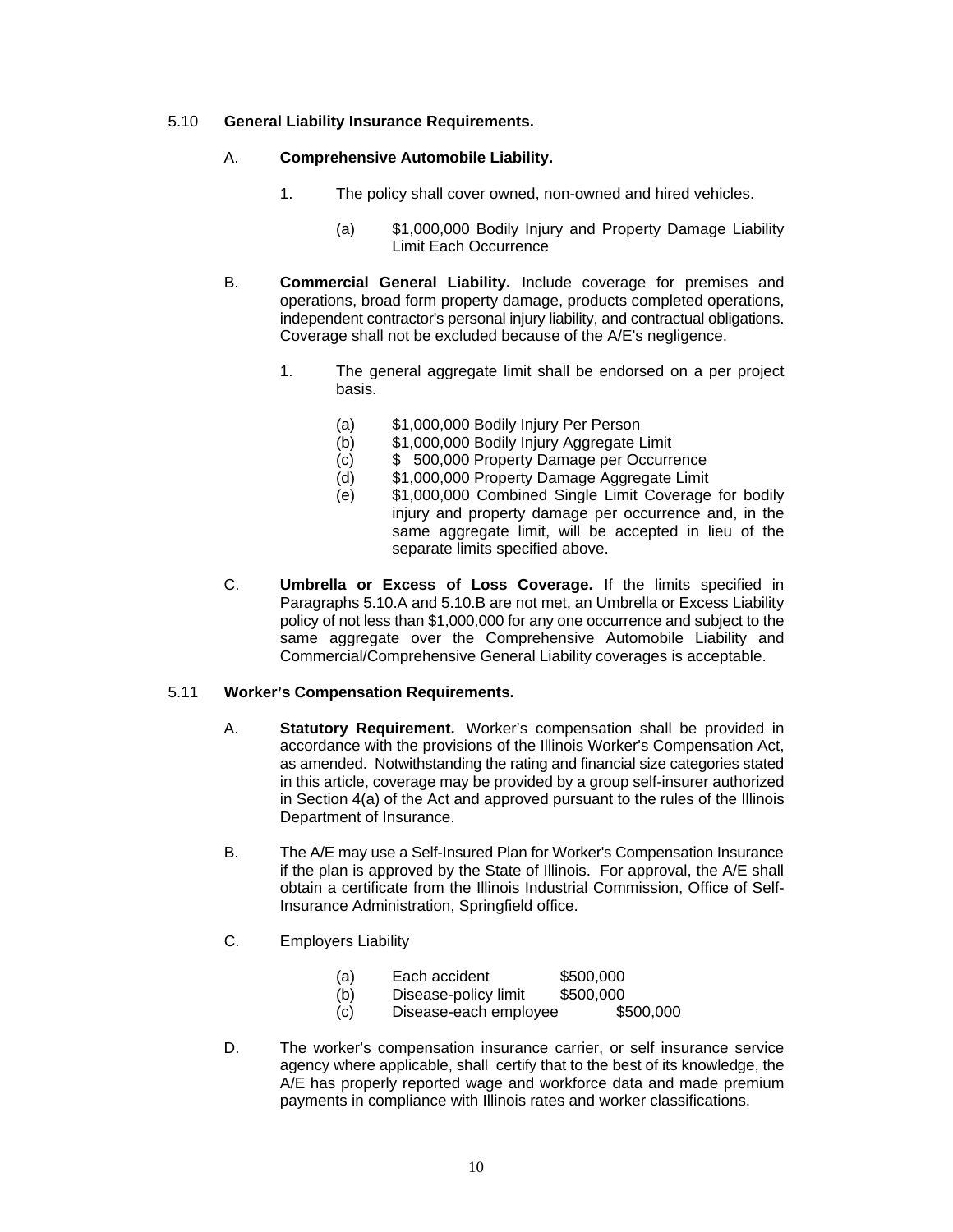5.10 **General Liability Insurance Requirements.**

A. **Comprehensive Automobile Liability.**

1. The policy shall cover owned, non-owned and hired vehicles.

(a) $1,000,000 Bodily Injury and Property Damage Liability Limit Each Occurrence

B. **Commercial General Liability.** Include coverage for premises and operations, broad form property damage, products completed operations, independent contractor's personal injury liability, and contractual obligations. Coverage shall not be excluded because of the A/E's negligence.

1. The general aggregate limit shall be endorsed on a per project basis.

(a) $1,000,000 Bodily Injury Per Person
(b) $1,000,000 Bodily Injury Aggregate Limit
(c) $ 500,000 Property Damage per Occurrence
(d) $1,000,000 Property Damage Aggregate Limit
(e) $1,000,000 Combined Single Limit Coverage for bodily injury and property damage per occurrence and, in the same aggregate limit, will be accepted in lieu of the separate limits specified above.

C. **Umbrella or Excess of Loss Coverage.** If the limits specified in Paragraphs 5.10.A and 5.10.B are not met, an Umbrella or Excess Liability policy of not less than $1,000,000 for any one occurrence and subject to the same aggregate over the Comprehensive Automobile Liability and Commercial/Comprehensive General Liability coverages is acceptable.

5.11 **Worker's Compensation Requirements.**

A. **Statutory Requirement.** Worker's compensation shall be provided in accordance with the provisions of the Illinois Worker's Compensation Act, as amended. Notwithstanding the rating and financial size categories stated in this article, coverage may be provided by a group self-insurer authorized in Section 4(a) of the Act and approved pursuant to the rules of the Illinois Department of Insurance.

B. The A/E may use a Self-Insured Plan for Worker's Compensation Insurance if the plan is approved by the State of Illinois. For approval, the A/E shall obtain a certificate from the Illinois Industrial Commission, Office of Self-Insurance Administration, Springfield office.

C. Employers Liability

(a) Each accident $500,000
(b) Disease-policy limit $500,000
(c) Disease-each employee $500,000

D. The worker's compensation insurance carrier, or self insurance service agency where applicable, shall certify that to the best of its knowledge, the A/E has properly reported wage and workforce data and made premium payments in compliance with Illinois rates and worker classifications.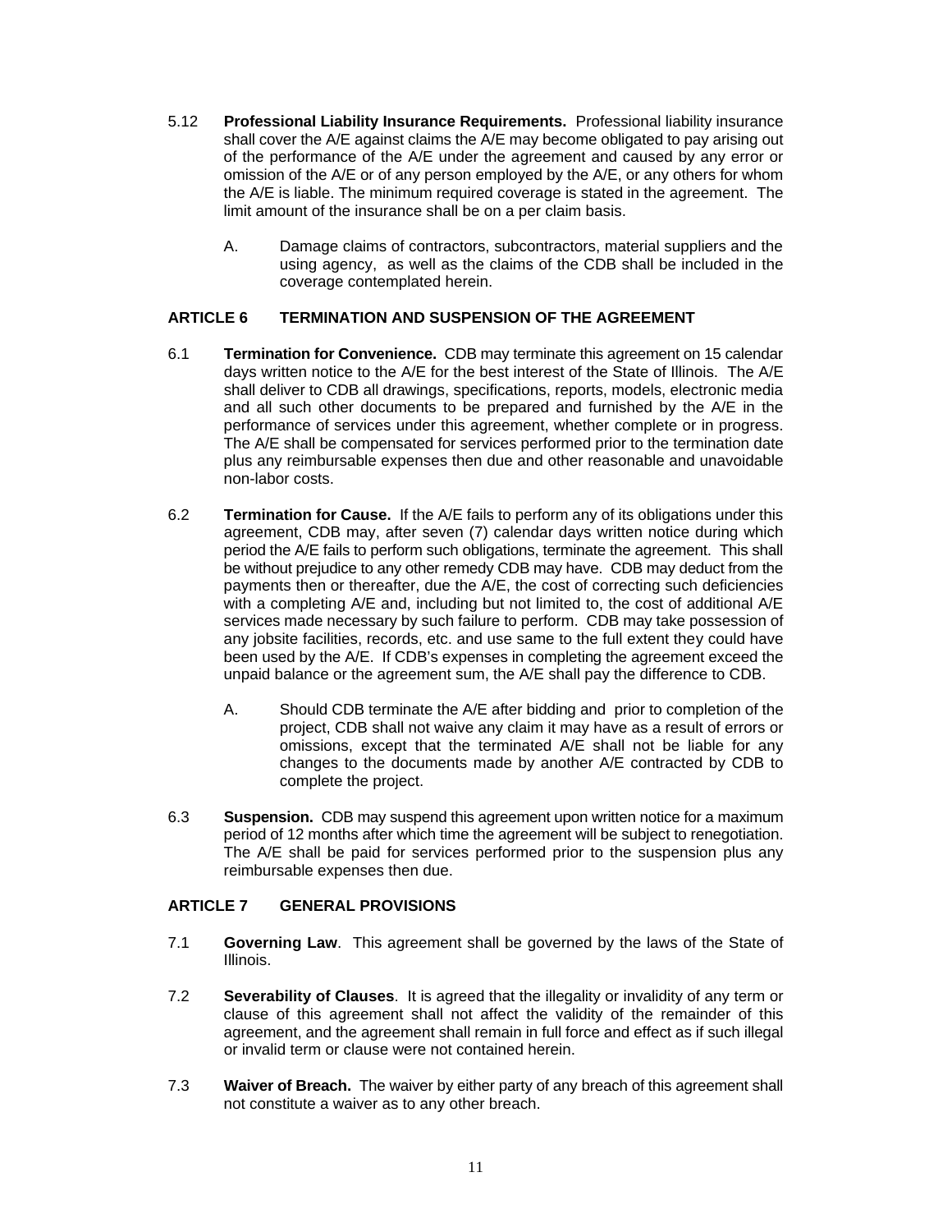5.12 **Professional Liability Insurance Requirements.** Professional liability insurance shall cover the A/E against claims the A/E may become obligated to pay arising out of the performance of the A/E under the agreement and caused by any error or omission of the A/E or of any person employed by the A/E, or any others for whom the A/E is liable. The minimum required coverage is stated in the agreement. The limit amount of the insurance shall be on a per claim basis.

   A. Damage claims of contractors, subcontractors, material suppliers and the using agency, as well as the claims of the CDB shall be included in the coverage contemplated herein.

## ARTICLE 6 TERMINATION AND SUSPENSION OF THE AGREEMENT

6.1 **Termination for Convenience.** CDB may terminate this agreement on 15 calendar days written notice to the A/E for the best interest of the State of Illinois. The A/E shall deliver to CDB all drawings, specifications, reports, models, electronic media and all such other documents to be prepared and furnished by the A/E in the performance of services under this agreement, whether complete or in progress. The A/E shall be compensated for services performed prior to the termination date plus any reimbursable expenses then due and other reasonable and unavoidable non-labor costs.

6.2 **Termination for Cause.** If the A/E fails to perform any of its obligations under this agreement, CDB may, after seven (7) calendar days written notice during which period the A/E fails to perform such obligations, terminate the agreement. This shall be without prejudice to any other remedy CDB may have. CDB may deduct from the payments then or thereafter, due the A/E, the cost of correcting such deficiencies with a completing A/E and, including but not limited to, the cost of additional A/E services made necessary by such failure to perform. CDB may take possession of any jobsite facilities, records, etc. and use same to the full extent they could have been used by the A/E. If CDB's expenses in completing the agreement exceed the unpaid balance or the agreement sum, the A/E shall pay the difference to CDB.

   A. Should CDB terminate the A/E after bidding and prior to completion of the project, CDB shall not waive any claim it may have as a result of errors or omissions, except that the terminated A/E shall not be liable for any changes to the documents made by another A/E contracted by CDB to complete the project.

6.3 **Suspension.** CDB may suspend this agreement upon written notice for a maximum period of 12 months after which time the agreement will be subject to renegotiation. The A/E shall be paid for services performed prior to the suspension plus any reimbursable expenses then due.

## ARTICLE 7 GENERAL PROVISIONS

7.1 **Governing Law**. This agreement shall be governed by the laws of the State of Illinois.

7.2 **Severability of Clauses**. It is agreed that the illegality or invalidity of any term or clause of this agreement shall not affect the validity of the remainder of this agreement, and the agreement shall remain in full force and effect as if such illegal or invalid term or clause were not contained herein.

7.3 **Waiver of Breach.** The waiver by either party of any breach of this agreement shall not constitute a waiver as to any other breach.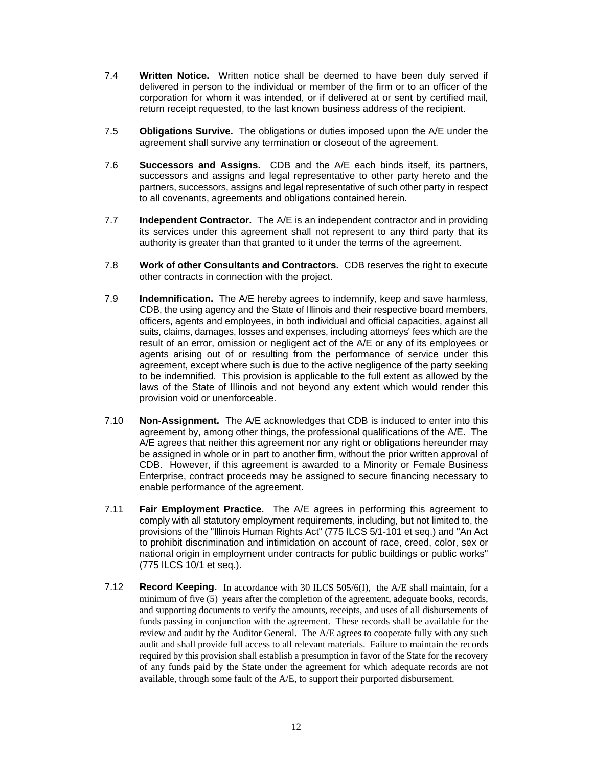7.4 **Written Notice.** Written notice shall be deemed to have been duly served if delivered in person to the individual or member of the firm or to an officer of the corporation for whom it was intended, or if delivered at or sent by certified mail, return receipt requested, to the last known business address of the recipient.

7.5 **Obligations Survive.** The obligations or duties imposed upon the A/E under the agreement shall survive any termination or closeout of the agreement.

7.6 **Successors and Assigns.** CDB and the A/E each binds itself, its partners, successors and assigns and legal representative to other party hereto and the partners, successors, assigns and legal representative of such other party in respect to all covenants, agreements and obligations contained herein.

7.7 **Independent Contractor.** The A/E is an independent contractor and in providing its services under this agreement shall not represent to any third party that its authority is greater than that granted to it under the terms of the agreement.

7.8 **Work of other Consultants and Contractors.** CDB reserves the right to execute other contracts in connection with the project.

7.9 **Indemnification.** The A/E hereby agrees to indemnify, keep and save harmless, CDB, the using agency and the State of Illinois and their respective board members, officers, agents and employees, in both individual and official capacities, against all suits, claims, damages, losses and expenses, including attorneys' fees which are the result of an error, omission or negligent act of the A/E or any of its employees or agents arising out of or resulting from the performance of service under this agreement, except where such is due to the active negligence of the party seeking to be indemnified. This provision is applicable to the full extent as allowed by the laws of the State of Illinois and not beyond any extent which would render this provision void or unenforceable.

7.10 **Non-Assignment.** The A/E acknowledges that CDB is induced to enter into this agreement by, among other things, the professional qualifications of the A/E. The A/E agrees that neither this agreement nor any right or obligations hereunder may be assigned in whole or in part to another firm, without the prior written approval of CDB. However, if this agreement is awarded to a Minority or Female Business Enterprise, contract proceeds may be assigned to secure financing necessary to enable performance of the agreement.

7.11 **Fair Employment Practice.** The A/E agrees in performing this agreement to comply with all statutory employment requirements, including, but not limited to, the provisions of the "Illinois Human Rights Act" (775 ILCS 5/1-101 et seq.) and "An Act to prohibit discrimination and intimidation on account of race, creed, color, sex or national origin in employment under contracts for public buildings or public works" (775 ILCS 10/1 et seq.).

7.12 **Record Keeping.** In accordance with 30 ILCS 505/6(I), the A/E shall maintain, for a minimum of five (5) years after the completion of the agreement, adequate books, records, and supporting documents to verify the amounts, receipts, and uses of all disbursements of funds passing in conjunction with the agreement. These records shall be available for the review and audit by the Auditor General. The A/E agrees to cooperate fully with any such audit and shall provide full access to all relevant materials. Failure to maintain the records required by this provision shall establish a presumption in favor of the State for the recovery of any funds paid by the State under the agreement for which adequate records are not available, through some fault of the A/E, to support their purported disbursement.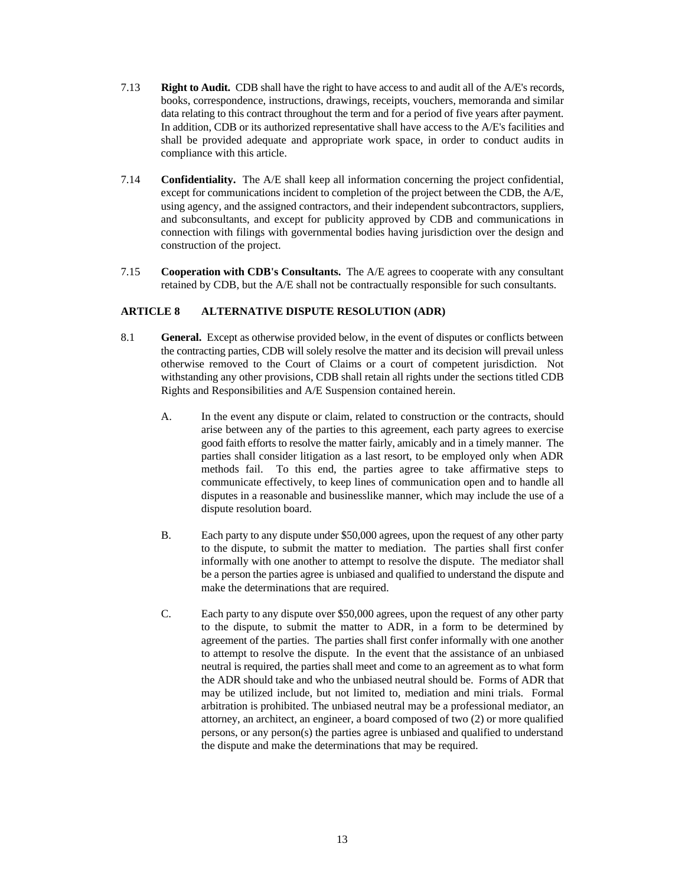7.13 **Right to Audit.** CDB shall have the right to have access to and audit all of the A/E's records, books, correspondence, instructions, drawings, receipts, vouchers, memoranda and similar data relating to this contract throughout the term and for a period of five years after payment. In addition, CDB or its authorized representative shall have access to the A/E's facilities and shall be provided adequate and appropriate work space, in order to conduct audits in compliance with this article.

7.14 **Confidentiality.** The A/E shall keep all information concerning the project confidential, except for communications incident to completion of the project between the CDB, the A/E, using agency, and the assigned contractors, and their independent subcontractors, suppliers, and subconsultants, and except for publicity approved by CDB and communications in connection with filings with governmental bodies having jurisdiction over the design and construction of the project.

7.15 **Cooperation with CDB's Consultants.** The A/E agrees to cooperate with any consultant retained by CDB, but the A/E shall not be contractually responsible for such consultants.

## ARTICLE 8 ALTERNATIVE DISPUTE RESOLUTION (ADR)

8.1 **General.** Except as otherwise provided below, in the event of disputes or conflicts between the contracting parties, CDB will solely resolve the matter and its decision will prevail unless otherwise removed to the Court of Claims or a court of competent jurisdiction. Not withstanding any other provisions, CDB shall retain all rights under the sections titled CDB Rights and Responsibilities and A/E Suspension contained herein.

A. In the event any dispute or claim, related to construction or the contracts, should arise between any of the parties to this agreement, each party agrees to exercise good faith efforts to resolve the matter fairly, amicably and in a timely manner. The parties shall consider litigation as a last resort, to be employed only when ADR methods fail. To this end, the parties agree to take affirmative steps to communicate effectively, to keep lines of communication open and to handle all disputes in a reasonable and businesslike manner, which may include the use of a dispute resolution board.

B. Each party to any dispute under $50,000 agrees, upon the request of any other party to the dispute, to submit the matter to mediation. The parties shall first confer informally with one another to attempt to resolve the dispute. The mediator shall be a person the parties agree is unbiased and qualified to understand the dispute and make the determinations that are required.

C. Each party to any dispute over $50,000 agrees, upon the request of any other party to the dispute, to submit the matter to ADR, in a form to be determined by agreement of the parties. The parties shall first confer informally with one another to attempt to resolve the dispute. In the event that the assistance of an unbiased neutral is required, the parties shall meet and come to an agreement as to what form the ADR should take and who the unbiased neutral should be. Forms of ADR that may be utilized include, but not limited to, mediation and mini trials. Formal arbitration is prohibited. The unbiased neutral may be a professional mediator, an attorney, an architect, an engineer, a board composed of two (2) or more qualified persons, or any person(s) the parties agree is unbiased and qualified to understand the dispute and make the determinations that may be required.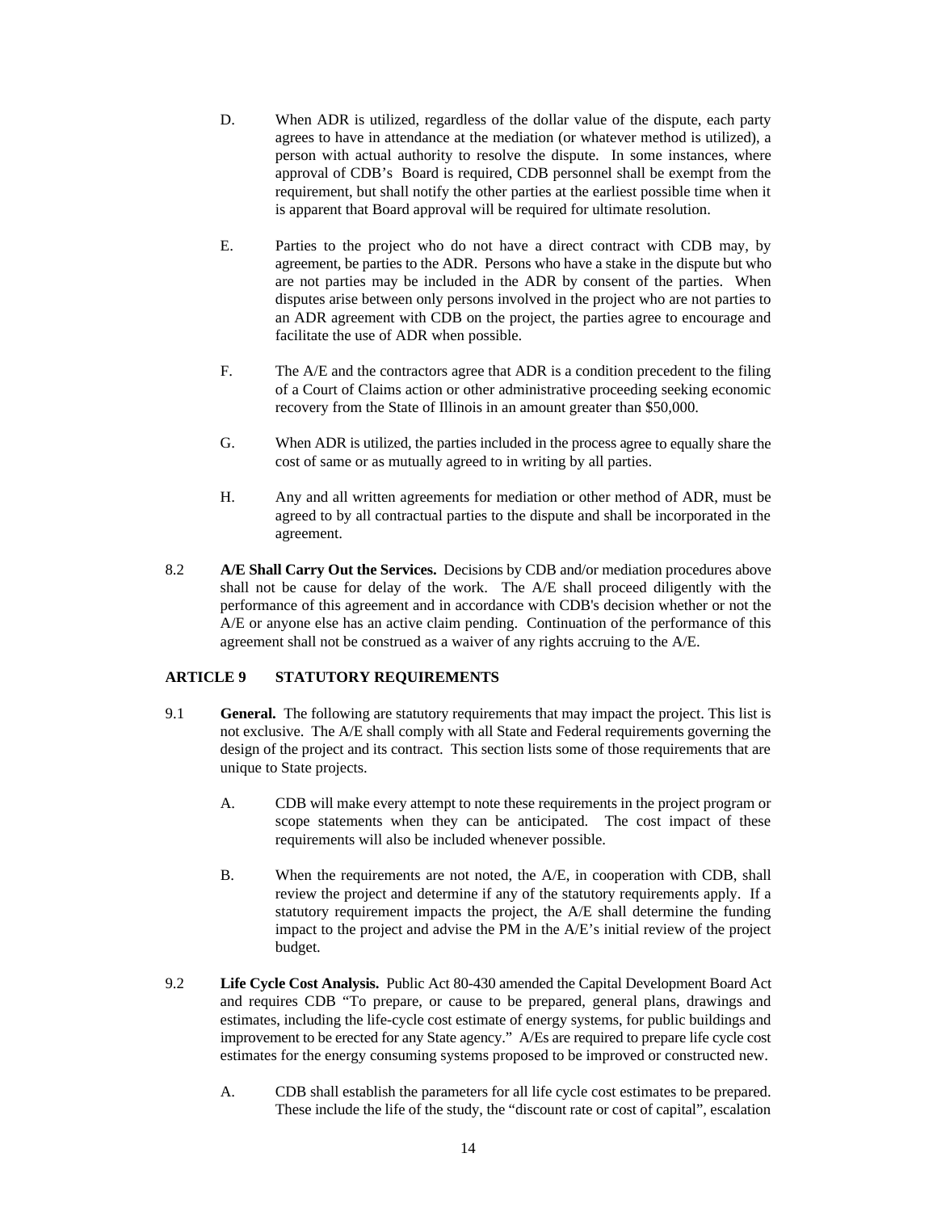D. When ADR is utilized, regardless of the dollar value of the dispute, each party agrees to have in attendance at the mediation (or whatever method is utilized), a person with actual authority to resolve the dispute. In some instances, where approval of CDB's Board is required, CDB personnel shall be exempt from the requirement, but shall notify the other parties at the earliest possible time when it is apparent that Board approval will be required for ultimate resolution.

E. Parties to the project who do not have a direct contract with CDB may, by agreement, be parties to the ADR. Persons who have a stake in the dispute but who are not parties may be included in the ADR by consent of the parties. When disputes arise between only persons involved in the project who are not parties to an ADR agreement with CDB on the project, the parties agree to encourage and facilitate the use of ADR when possible.

F. The A/E and the contractors agree that ADR is a condition precedent to the filing of a Court of Claims action or other administrative proceeding seeking economic recovery from the State of Illinois in an amount greater than $50,000.

G. When ADR is utilized, the parties included in the process agree to equally share the cost of same or as mutually agreed to in writing by all parties.

H. Any and all written agreements for mediation or other method of ADR, must be agreed to by all contractual parties to the dispute and shall be incorporated in the agreement.

8.2 **A/E Shall Carry Out the Services.** Decisions by CDB and/or mediation procedures above shall not be cause for delay of the work. The A/E shall proceed diligently with the performance of this agreement and in accordance with CDB's decision whether or not the A/E or anyone else has an active claim pending. Continuation of the performance of this agreement shall not be construed as a waiver of any rights accruing to the A/E.

## ARTICLE 9 STATUTORY REQUIREMENTS

9.1 **General.** The following are statutory requirements that may impact the project. This list is not exclusive. The A/E shall comply with all State and Federal requirements governing the design of the project and its contract. This section lists some of those requirements that are unique to State projects.

A. CDB will make every attempt to note these requirements in the project program or scope statements when they can be anticipated. The cost impact of these requirements will also be included whenever possible.

B. When the requirements are not noted, the A/E, in cooperation with CDB, shall review the project and determine if any of the statutory requirements apply. If a statutory requirement impacts the project, the A/E shall determine the funding impact to the project and advise the PM in the A/E's initial review of the project budget.

9.2 **Life Cycle Cost Analysis.** Public Act 80-430 amended the Capital Development Board Act and requires CDB "To prepare, or cause to be prepared, general plans, drawings and estimates, including the life-cycle cost estimate of energy systems, for public buildings and improvement to be erected for any State agency." A/Es are required to prepare life cycle cost estimates for the energy consuming systems proposed to be improved or constructed new.

A. CDB shall establish the parameters for all life cycle cost estimates to be prepared. These include the life of the study, the "discount rate or cost of capital", escalation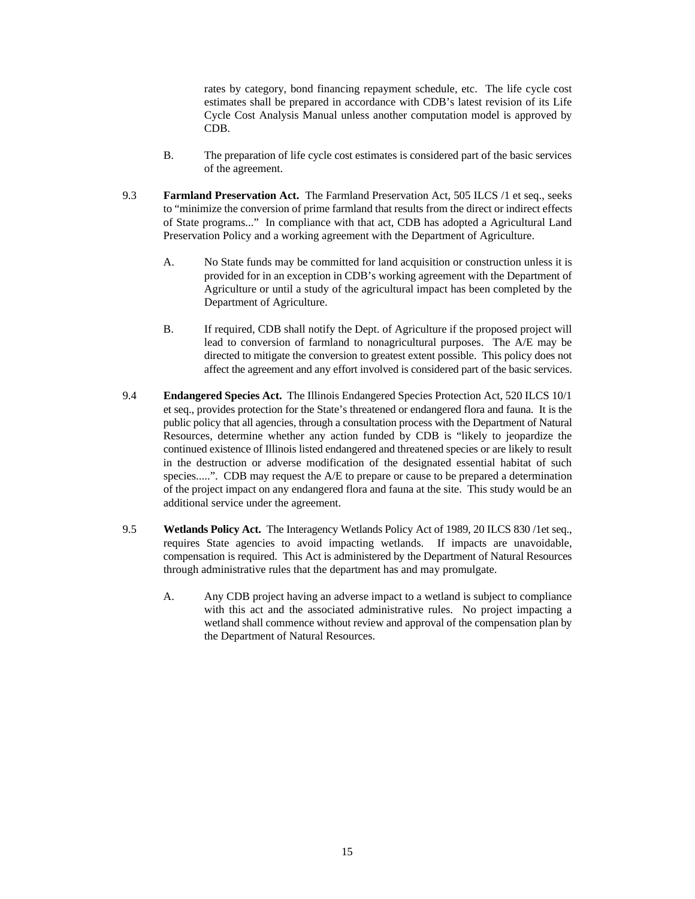rates by category, bond financing repayment schedule, etc. The life cycle cost estimates shall be prepared in accordance with CDB's latest revision of its Life Cycle Cost Analysis Manual unless another computation model is approved by CDB.

B. The preparation of life cycle cost estimates is considered part of the basic services of the agreement.

9.3 **Farmland Preservation Act.** The Farmland Preservation Act, 505 ILCS /1 et seq., seeks to "minimize the conversion of prime farmland that results from the direct or indirect effects of State programs..." In compliance with that act, CDB has adopted a Agricultural Land Preservation Policy and a working agreement with the Department of Agriculture.

A. No State funds may be committed for land acquisition or construction unless it is provided for in an exception in CDB's working agreement with the Department of Agriculture or until a study of the agricultural impact has been completed by the Department of Agriculture.

B. If required, CDB shall notify the Dept. of Agriculture if the proposed project will lead to conversion of farmland to nonagricultural purposes. The A/E may be directed to mitigate the conversion to greatest extent possible. This policy does not affect the agreement and any effort involved is considered part of the basic services.

9.4 **Endangered Species Act.** The Illinois Endangered Species Protection Act, 520 ILCS 10/1 et seq., provides protection for the State's threatened or endangered flora and fauna. It is the public policy that all agencies, through a consultation process with the Department of Natural Resources, determine whether any action funded by CDB is "likely to jeopardize the continued existence of Illinois listed endangered and threatened species or are likely to result in the destruction or adverse modification of the designated essential habitat of such species.....". CDB may request the A/E to prepare or cause to be prepared a determination of the project impact on any endangered flora and fauna at the site. This study would be an additional service under the agreement.

9.5 **Wetlands Policy Act.** The Interagency Wetlands Policy Act of 1989, 20 ILCS 830 /1et seq., requires State agencies to avoid impacting wetlands. If impacts are unavoidable, compensation is required. This Act is administered by the Department of Natural Resources through administrative rules that the department has and may promulgate.

A. Any CDB project having an adverse impact to a wetland is subject to compliance with this act and the associated administrative rules. No project impacting a wetland shall commence without review and approval of the compensation plan by the Department of Natural Resources.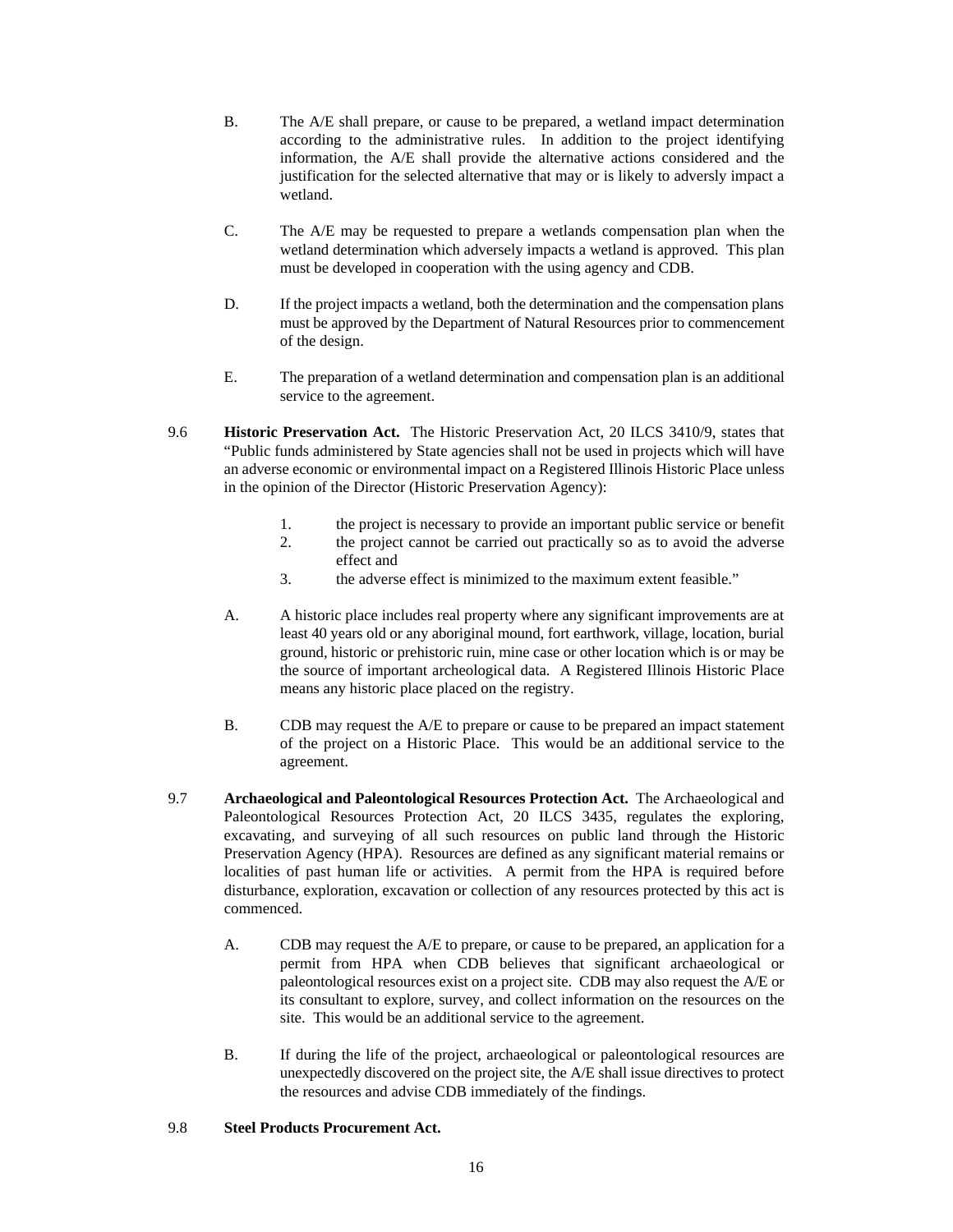B. The A/E shall prepare, or cause to be prepared, a wetland impact determination according to the administrative rules. In addition to the project identifying information, the A/E shall provide the alternative actions considered and the justification for the selected alternative that may or is likely to adversly impact a wetland.

C. The A/E may be requested to prepare a wetlands compensation plan when the wetland determination which adversely impacts a wetland is approved. This plan must be developed in cooperation with the using agency and CDB.

D. If the project impacts a wetland, both the determination and the compensation plans must be approved by the Department of Natural Resources prior to commencement of the design.

E. The preparation of a wetland determination and compensation plan is an additional service to the agreement.

9.6 **Historic Preservation Act.** The Historic Preservation Act, 20 ILCS 3410/9, states that "Public funds administered by State agencies shall not be used in projects which will have an adverse economic or environmental impact on a Registered Illinois Historic Place unless in the opinion of the Director (Historic Preservation Agency):

1. the project is necessary to provide an important public service or benefit
2. the project cannot be carried out practically so as to avoid the adverse effect and
3. the adverse effect is minimized to the maximum extent feasible."

A. A historic place includes real property where any significant improvements are at least 40 years old or any aboriginal mound, fort earthwork, village, location, burial ground, historic or prehistoric ruin, mine case or other location which is or may be the source of important archeological data. A Registered Illinois Historic Place means any historic place placed on the registry.

B. CDB may request the A/E to prepare or cause to be prepared an impact statement of the project on a Historic Place. This would be an additional service to the agreement.

9.7 **Archaeological and Paleontological Resources Protection Act.** The Archaeological and Paleontological Resources Protection Act, 20 ILCS 3435, regulates the exploring, excavating, and surveying of all such resources on public land through the Historic Preservation Agency (HPA). Resources are defined as any significant material remains or localities of past human life or activities. A permit from the HPA is required before disturbance, exploration, excavation or collection of any resources protected by this act is commenced.

A. CDB may request the A/E to prepare, or cause to be prepared, an application for a permit from HPA when CDB believes that significant archaeological or paleontological resources exist on a project site. CDB may also request the A/E or its consultant to explore, survey, and collect information on the resources on the site. This would be an additional service to the agreement.

B. If during the life of the project, archaeological or paleontological resources are unexpectedly discovered on the project site, the A/E shall issue directives to protect the resources and advise CDB immediately of the findings.

9.8 **Steel Products Procurement Act.**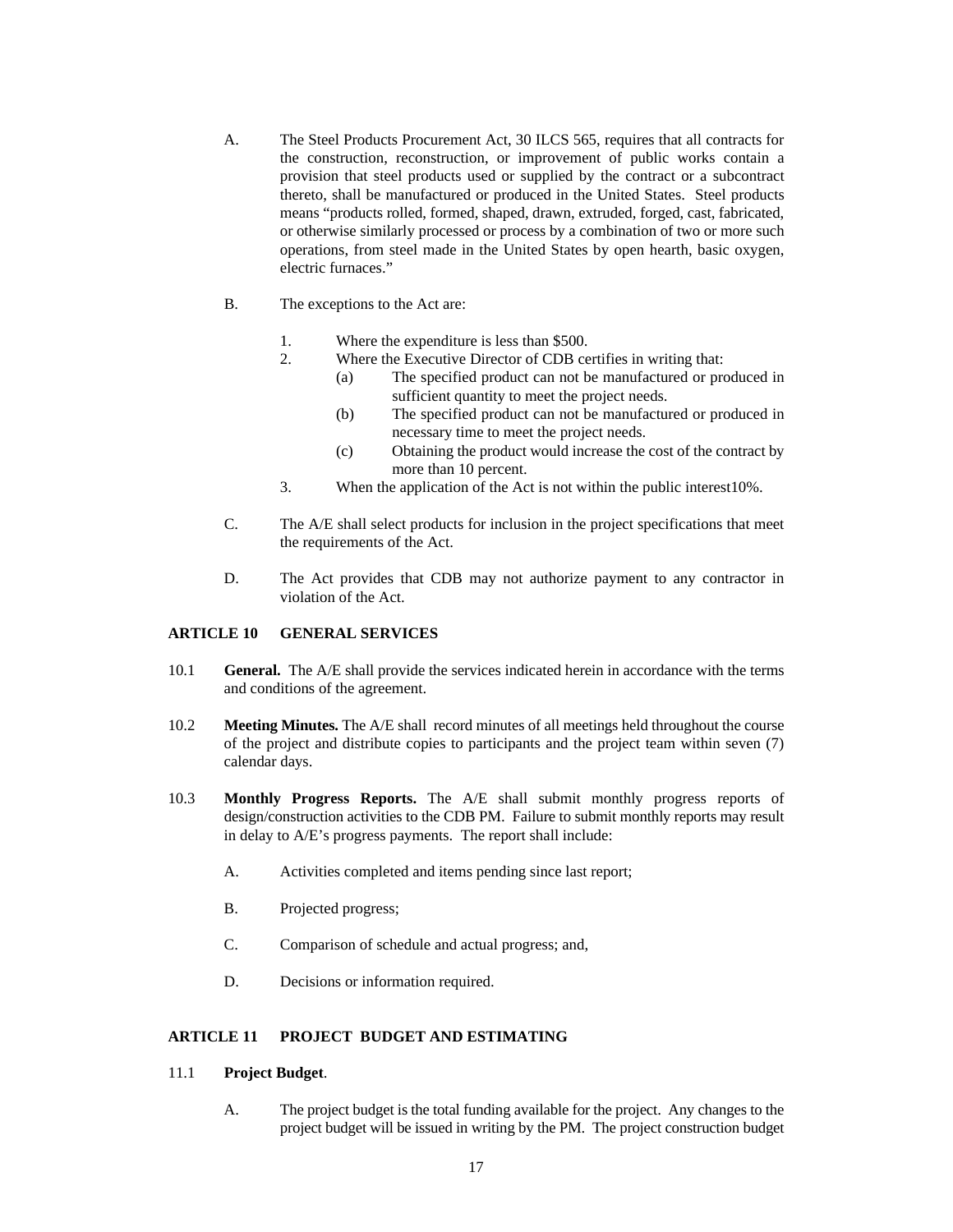A. The Steel Products Procurement Act, 30 ILCS 565, requires that all contracts for the construction, reconstruction, or improvement of public works contain a provision that steel products used or supplied by the contract or a subcontract thereto, shall be manufactured or produced in the United States. Steel products means "products rolled, formed, shaped, drawn, extruded, forged, cast, fabricated, or otherwise similarly processed or process by a combination of two or more such operations, from steel made in the United States by open hearth, basic oxygen, electric furnaces."

B. The exceptions to the Act are:

   1. Where the expenditure is less than $500.
   2. Where the Executive Director of CDB certifies in writing that:
      (a) The specified product can not be manufactured or produced in sufficient quantity to meet the project needs.
      (b) The specified product can not be manufactured or produced in necessary time to meet the project needs.
      (c) Obtaining the product would increase the cost of the contract by more than 10 percent.
   3. When the application of the Act is not within the public interest10%.

C. The A/E shall select products for inclusion in the project specifications that meet the requirements of the Act.

D. The Act provides that CDB may not authorize payment to any contractor in violation of the Act.

## ARTICLE 10 GENERAL SERVICES

10.1 **General.** The A/E shall provide the services indicated herein in accordance with the terms and conditions of the agreement.

10.2 **Meeting Minutes.** The A/E shall record minutes of all meetings held throughout the course of the project and distribute copies to participants and the project team within seven (7) calendar days.

10.3 **Monthly Progress Reports.** The A/E shall submit monthly progress reports of design/construction activities to the CDB PM. Failure to submit monthly reports may result in delay to A/E's progress payments. The report shall include:

   A. Activities completed and items pending since last report;

   B. Projected progress;

   C. Comparison of schedule and actual progress; and,

   D. Decisions or information required.

## ARTICLE 11 PROJECT BUDGET AND ESTIMATING

11.1 **Project Budget**.

   A. The project budget is the total funding available for the project. Any changes to the project budget will be issued in writing by the PM. The project construction budget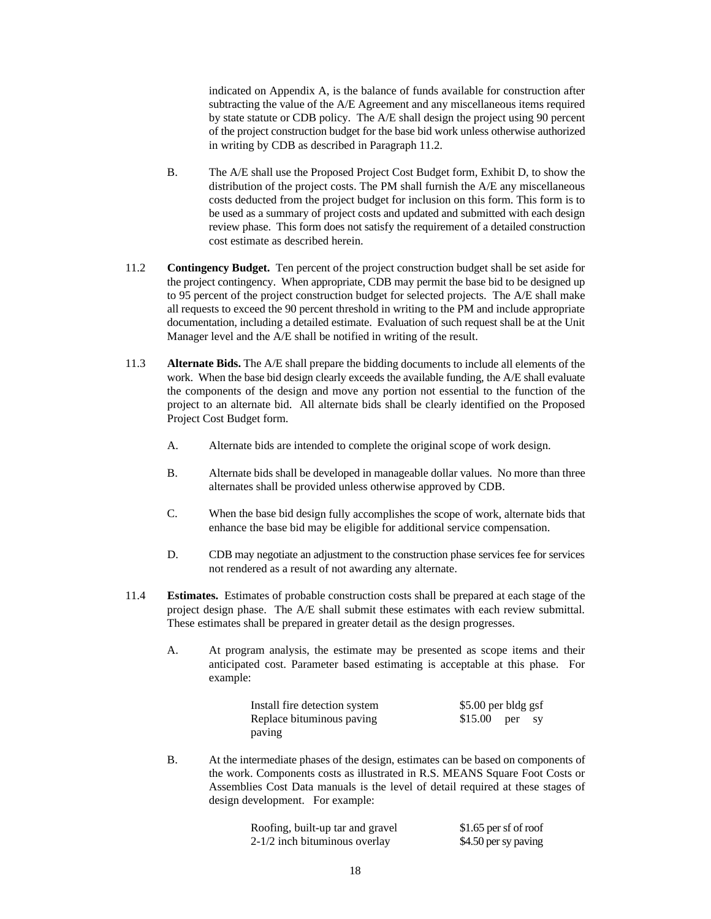indicated on Appendix A, is the balance of funds available for construction after subtracting the value of the A/E Agreement and any miscellaneous items required by state statute or CDB policy. The A/E shall design the project using 90 percent of the project construction budget for the base bid work unless otherwise authorized in writing by CDB as described in Paragraph 11.2.

B. The A/E shall use the Proposed Project Cost Budget form, Exhibit D, to show the distribution of the project costs. The PM shall furnish the A/E any miscellaneous costs deducted from the project budget for inclusion on this form. This form is to be used as a summary of project costs and updated and submitted with each design review phase. This form does not satisfy the requirement of a detailed construction cost estimate as described herein.

11.2 **Contingency Budget.** Ten percent of the project construction budget shall be set aside for the project contingency. When appropriate, CDB may permit the base bid to be designed up to 95 percent of the project construction budget for selected projects. The A/E shall make all requests to exceed the 90 percent threshold in writing to the PM and include appropriate documentation, including a detailed estimate. Evaluation of such request shall be at the Unit Manager level and the A/E shall be notified in writing of the result.

11.3 **Alternate Bids.** The A/E shall prepare the bidding documents to include all elements of the work. When the base bid design clearly exceeds the available funding, the A/E shall evaluate the components of the design and move any portion not essential to the function of the project to an alternate bid. All alternate bids shall be clearly identified on the Proposed Project Cost Budget form.

A. Alternate bids are intended to complete the original scope of work design.

B. Alternate bids shall be developed in manageable dollar values. No more than three alternates shall be provided unless otherwise approved by CDB.

C. When the base bid design fully accomplishes the scope of work, alternate bids that enhance the base bid may be eligible for additional service compensation.

D. CDB may negotiate an adjustment to the construction phase services fee for services not rendered as a result of not awarding any alternate.

11.4 **Estimates.** Estimates of probable construction costs shall be prepared at each stage of the project design phase. The A/E shall submit these estimates with each review submittal. These estimates shall be prepared in greater detail as the design progresses.

A. At program analysis, the estimate may be presented as scope items and their anticipated cost. Parameter based estimating is acceptable at this phase. For example:

| | |
|---|---|
| Install fire detection system | \$5.00 per bldg gsf |
| Replace bituminous paving paving | \$15.00 per sy |

B. At the intermediate phases of the design, estimates can be based on components of the work. Components costs as illustrated in R.S. MEANS Square Foot Costs or Assemblies Cost Data manuals is the level of detail required at these stages of design development. For example:

| | |
|---|---|
| Roofing, built-up tar and gravel | \$1.65 per sf of roof |
| 2-1/2 inch bituminous overlay | \$4.50 per sy paving |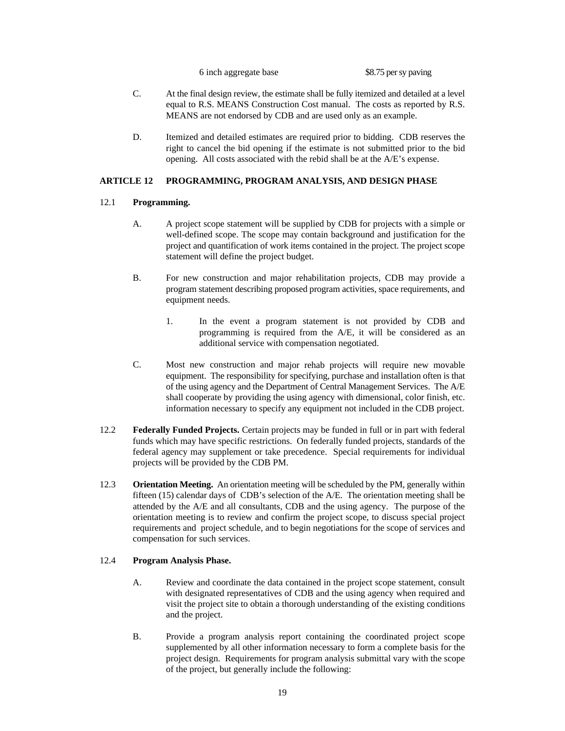| 6 inch aggregate base | \$8.75 per sy paving |
|---|---|

C. At the final design review, the estimate shall be fully itemized and detailed at a level equal to R.S. MEANS Construction Cost manual. The costs as reported by R.S. MEANS are not endorsed by CDB and are used only as an example.

D. Itemized and detailed estimates are required prior to bidding. CDB reserves the right to cancel the bid opening if the estimate is not submitted prior to the bid opening. All costs associated with the rebid shall be at the A/E's expense.

## ARTICLE 12 PROGRAMMING, PROGRAM ANALYSIS, AND DESIGN PHASE

12.1 **Programming.**

A. A project scope statement will be supplied by CDB for projects with a simple or well-defined scope. The scope may contain background and justification for the project and quantification of work items contained in the project. The project scope statement will define the project budget.

B. For new construction and major rehabilitation projects, CDB may provide a program statement describing proposed program activities, space requirements, and equipment needs.

1. In the event a program statement is not provided by CDB and programming is required from the A/E, it will be considered as an additional service with compensation negotiated.

C. Most new construction and major rehab projects will require new movable equipment. The responsibility for specifying, purchase and installation often is that of the using agency and the Department of Central Management Services. The A/E shall cooperate by providing the using agency with dimensional, color finish, etc. information necessary to specify any equipment not included in the CDB project.

12.2 **Federally Funded Projects.** Certain projects may be funded in full or in part with federal funds which may have specific restrictions. On federally funded projects, standards of the federal agency may supplement or take precedence. Special requirements for individual projects will be provided by the CDB PM.

12.3 **Orientation Meeting.** An orientation meeting will be scheduled by the PM, generally within fifteen (15) calendar days of CDB's selection of the A/E. The orientation meeting shall be attended by the A/E and all consultants, CDB and the using agency. The purpose of the orientation meeting is to review and confirm the project scope, to discuss special project requirements and project schedule, and to begin negotiations for the scope of services and compensation for such services.

12.4 **Program Analysis Phase.**

A. Review and coordinate the data contained in the project scope statement, consult with designated representatives of CDB and the using agency when required and visit the project site to obtain a thorough understanding of the existing conditions and the project.

B. Provide a program analysis report containing the coordinated project scope supplemented by all other information necessary to form a complete basis for the project design. Requirements for program analysis submittal vary with the scope of the project, but generally include the following: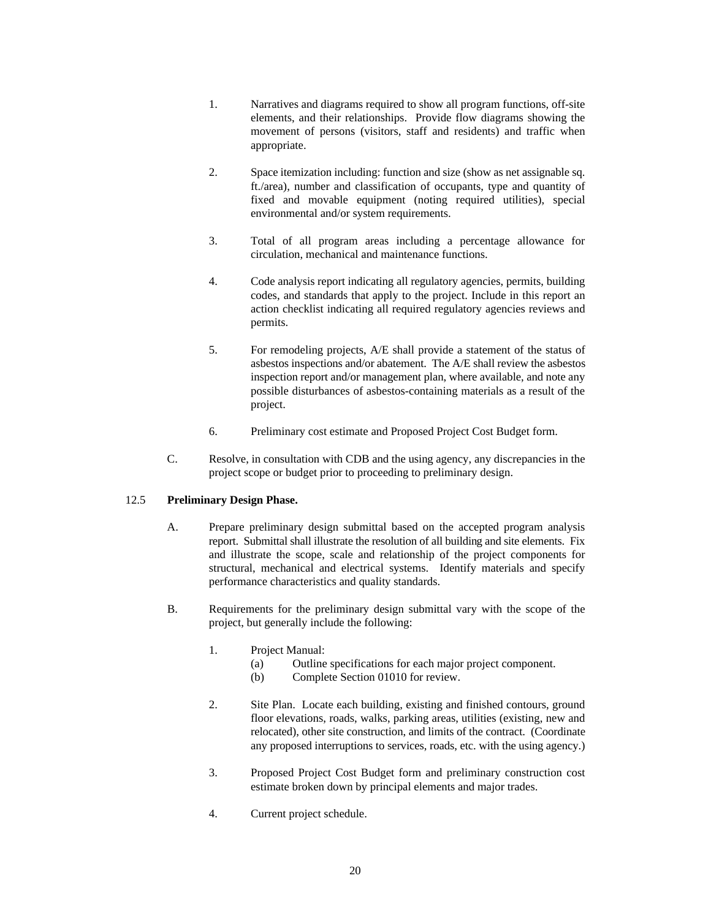1. Narratives and diagrams required to show all program functions, off-site elements, and their relationships. Provide flow diagrams showing the movement of persons (visitors, staff and residents) and traffic when appropriate.

2. Space itemization including: function and size (show as net assignable sq. ft./area), number and classification of occupants, type and quantity of fixed and movable equipment (noting required utilities), special environmental and/or system requirements.

3. Total of all program areas including a percentage allowance for circulation, mechanical and maintenance functions.

4. Code analysis report indicating all regulatory agencies, permits, building codes, and standards that apply to the project. Include in this report an action checklist indicating all required regulatory agencies reviews and permits.

5. For remodeling projects, A/E shall provide a statement of the status of asbestos inspections and/or abatement. The A/E shall review the asbestos inspection report and/or management plan, where available, and note any possible disturbances of asbestos-containing materials as a result of the project.

6. Preliminary cost estimate and Proposed Project Cost Budget form.

C. Resolve, in consultation with CDB and the using agency, any discrepancies in the project scope or budget prior to proceeding to preliminary design.

## 12.5 **Preliminary Design Phase.**

A. Prepare preliminary design submittal based on the accepted program analysis report. Submittal shall illustrate the resolution of all building and site elements. Fix and illustrate the scope, scale and relationship of the project components for structural, mechanical and electrical systems. Identify materials and specify performance characteristics and quality standards.

B. Requirements for the preliminary design submittal vary with the scope of the project, but generally include the following:

1. Project Manual:
   (a) Outline specifications for each major project component.
   (b) Complete Section 01010 for review.

2. Site Plan. Locate each building, existing and finished contours, ground floor elevations, roads, walks, parking areas, utilities (existing, new and relocated), other site construction, and limits of the contract. (Coordinate any proposed interruptions to services, roads, etc. with the using agency.)

3. Proposed Project Cost Budget form and preliminary construction cost estimate broken down by principal elements and major trades.

4. Current project schedule.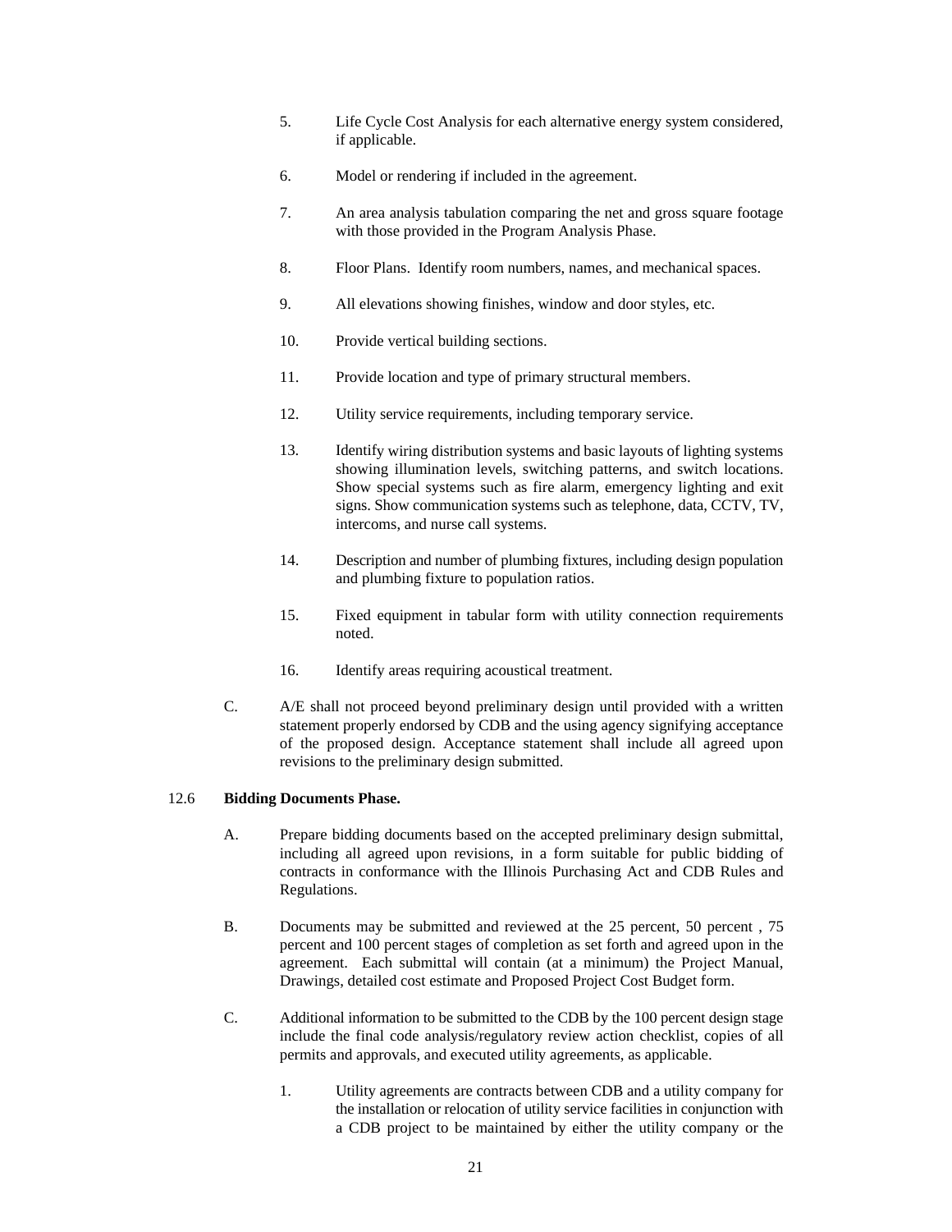5. Life Cycle Cost Analysis for each alternative energy system considered, if applicable.

6. Model or rendering if included in the agreement.

7. An area analysis tabulation comparing the net and gross square footage with those provided in the Program Analysis Phase.

8. Floor Plans. Identify room numbers, names, and mechanical spaces.

9. All elevations showing finishes, window and door styles, etc.

10. Provide vertical building sections.

11. Provide location and type of primary structural members.

12. Utility service requirements, including temporary service.

13. Identify wiring distribution systems and basic layouts of lighting systems showing illumination levels, switching patterns, and switch locations. Show special systems such as fire alarm, emergency lighting and exit signs. Show communication systems such as telephone, data, CCTV, TV, intercoms, and nurse call systems.

14. Description and number of plumbing fixtures, including design population and plumbing fixture to population ratios.

15. Fixed equipment in tabular form with utility connection requirements noted.

16. Identify areas requiring acoustical treatment.

C. A/E shall not proceed beyond preliminary design until provided with a written statement properly endorsed by CDB and the using agency signifying acceptance of the proposed design. Acceptance statement shall include all agreed upon revisions to the preliminary design submitted.

12.6 **Bidding Documents Phase.**

A. Prepare bidding documents based on the accepted preliminary design submittal, including all agreed upon revisions, in a form suitable for public bidding of contracts in conformance with the Illinois Purchasing Act and CDB Rules and Regulations.

B. Documents may be submitted and reviewed at the 25 percent, 50 percent , 75 percent and 100 percent stages of completion as set forth and agreed upon in the agreement. Each submittal will contain (at a minimum) the Project Manual, Drawings, detailed cost estimate and Proposed Project Cost Budget form.

C. Additional information to be submitted to the CDB by the 100 percent design stage include the final code analysis/regulatory review action checklist, copies of all permits and approvals, and executed utility agreements, as applicable.

1. Utility agreements are contracts between CDB and a utility company for the installation or relocation of utility service facilities in conjunction with a CDB project to be maintained by either the utility company or the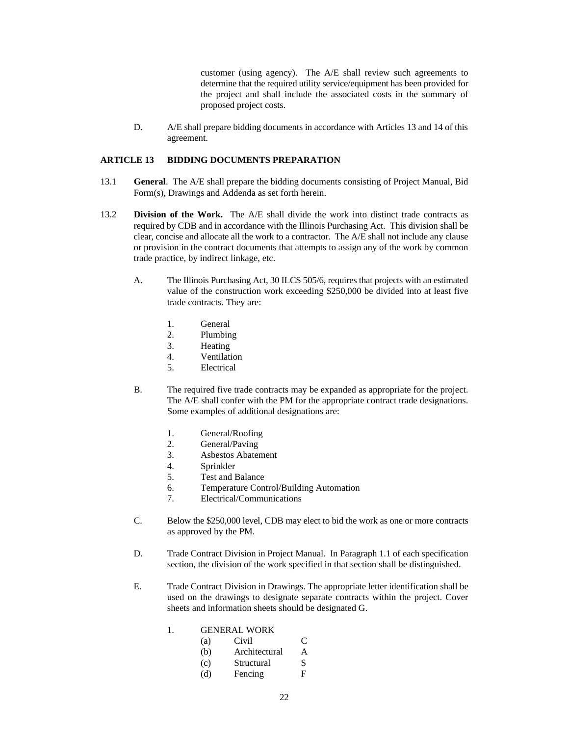customer (using agency). The A/E shall review such agreements to determine that the required utility service/equipment has been provided for the project and shall include the associated costs in the summary of proposed project costs.

D. A/E shall prepare bidding documents in accordance with Articles 13 and 14 of this agreement.

## ARTICLE 13 BIDDING DOCUMENTS PREPARATION

13.1 **General**. The A/E shall prepare the bidding documents consisting of Project Manual, Bid Form(s), Drawings and Addenda as set forth herein.

13.2 **Division of the Work.** The A/E shall divide the work into distinct trade contracts as required by CDB and in accordance with the Illinois Purchasing Act. This division shall be clear, concise and allocate all the work to a contractor. The A/E shall not include any clause or provision in the contract documents that attempts to assign any of the work by common trade practice, by indirect linkage, etc.

A. The Illinois Purchasing Act, 30 ILCS 505/6, requires that projects with an estimated value of the construction work exceeding $250,000 be divided into at least five trade contracts. They are:

1. General
2. Plumbing
3. Heating
4. Ventilation
5. Electrical

B. The required five trade contracts may be expanded as appropriate for the project. The A/E shall confer with the PM for the appropriate contract trade designations. Some examples of additional designations are:

1. General/Roofing
2. General/Paving
3. Asbestos Abatement
4. Sprinkler
5. Test and Balance
6. Temperature Control/Building Automation
7. Electrical/Communications

C. Below the $250,000 level, CDB may elect to bid the work as one or more contracts as approved by the PM.

D. Trade Contract Division in Project Manual. In Paragraph 1.1 of each specification section, the division of the work specified in that section shall be distinguished.

E. Trade Contract Division in Drawings. The appropriate letter identification shall be used on the drawings to designate separate contracts within the project. Cover sheets and information sheets should be designated G.

1. GENERAL WORK
   - (a) Civil C
   - (b) Architectural A
   - (c) Structural S
   - (d) Fencing F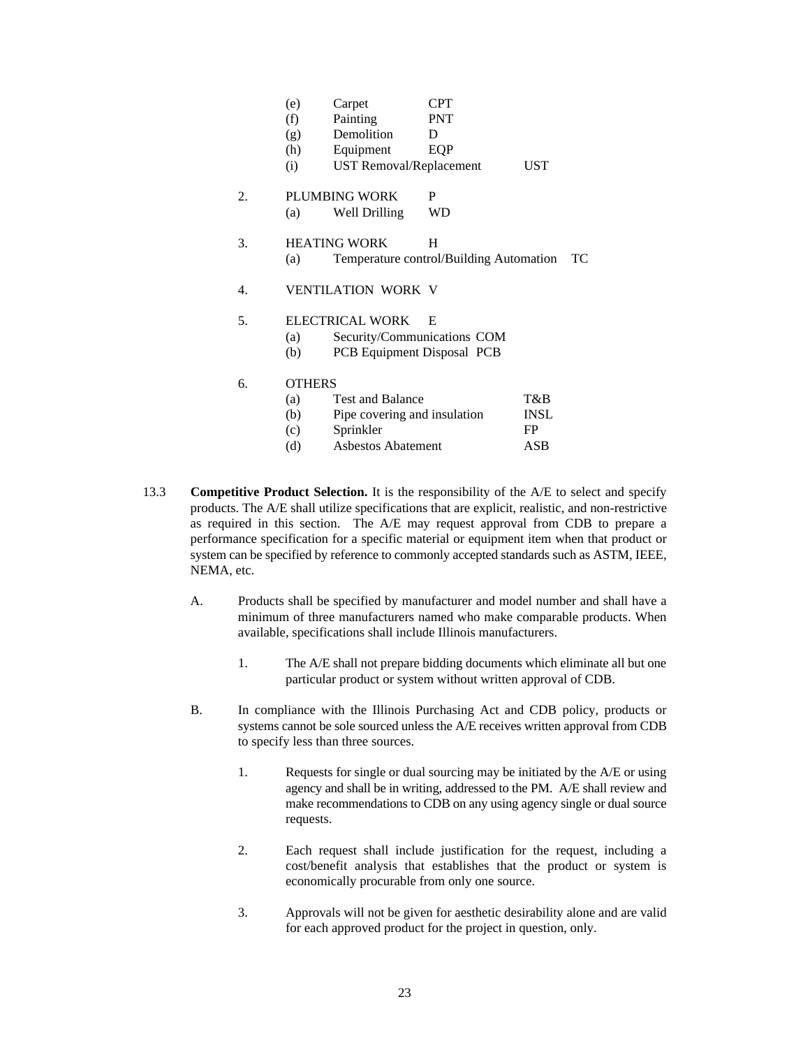- (e) Carpet CPT
   - (f) Painting PNT
   - (g) Demolition D
   - (h) Equipment EQP
   - (i) UST Removal/Replacement UST

2. PLUMBING WORK P
   - (a) Well Drilling WD

3. HEATING WORK H
   - (a) Temperature control/Building Automation TC

4. VENTILATION WORK V

5. ELECTRICAL WORK E
   - (a) Security/Communications COM
   - (b) PCB Equipment Disposal PCB

6. OTHERS
   - (a) Test and Balance T&B
   - (b) Pipe covering and insulation INSL
   - (c) Sprinkler FP
   - (d) Asbestos Abatement ASB

13.3 **Competitive Product Selection.** It is the responsibility of the A/E to select and specify products. The A/E shall utilize specifications that are explicit, realistic, and non-restrictive as required in this section. The A/E may request approval from CDB to prepare a performance specification for a specific material or equipment item when that product or system can be specified by reference to commonly accepted standards such as ASTM, IEEE, NEMA, etc.

A. Products shall be specified by manufacturer and model number and shall have a minimum of three manufacturers named who make comparable products. When available, specifications shall include Illinois manufacturers.

   1. The A/E shall not prepare bidding documents which eliminate all but one particular product or system without written approval of CDB.

B. In compliance with the Illinois Purchasing Act and CDB policy, products or systems cannot be sole sourced unless the A/E receives written approval from CDB to specify less than three sources.

   1. Requests for single or dual sourcing may be initiated by the A/E or using agency and shall be in writing, addressed to the PM. A/E shall review and make recommendations to CDB on any using agency single or dual source requests.

   2. Each request shall include justification for the request, including a cost/benefit analysis that establishes that the product or system is economically procurable from only one source.

   3. Approvals will not be given for aesthetic desirability alone and are valid for each approved product for the project in question, only.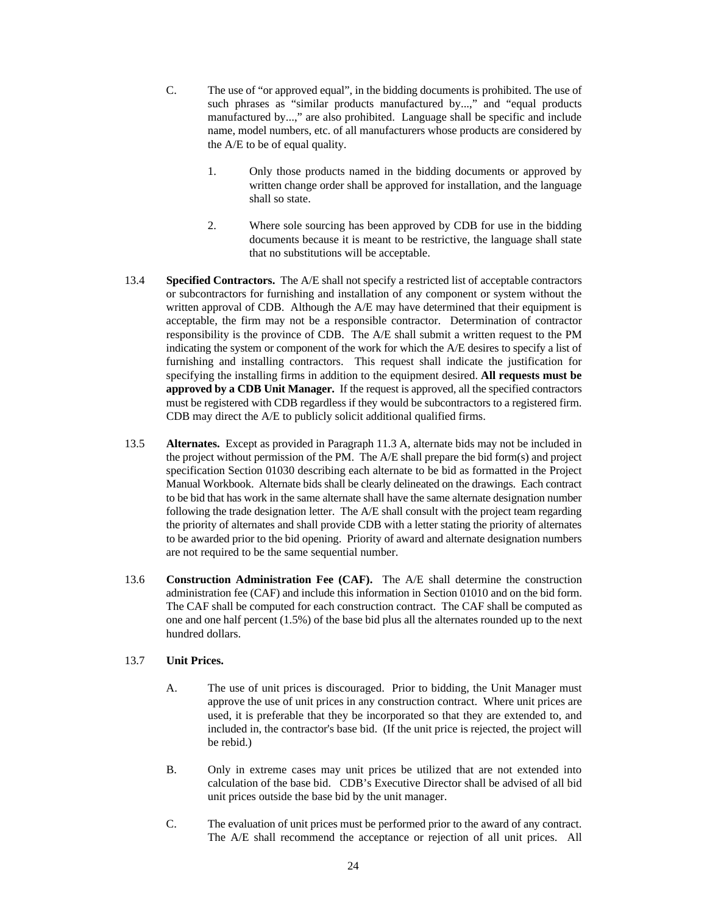C. The use of "or approved equal", in the bidding documents is prohibited. The use of such phrases as "similar products manufactured by...," and "equal products manufactured by...," are also prohibited. Language shall be specific and include name, model numbers, etc. of all manufacturers whose products are considered by the A/E to be of equal quality.

   1. Only those products named in the bidding documents or approved by written change order shall be approved for installation, and the language shall so state.

   2. Where sole sourcing has been approved by CDB for use in the bidding documents because it is meant to be restrictive, the language shall state that no substitutions will be acceptable.

13.4 **Specified Contractors.** The A/E shall not specify a restricted list of acceptable contractors or subcontractors for furnishing and installation of any component or system without the written approval of CDB. Although the A/E may have determined that their equipment is acceptable, the firm may not be a responsible contractor. Determination of contractor responsibility is the province of CDB. The A/E shall submit a written request to the PM indicating the system or component of the work for which the A/E desires to specify a list of furnishing and installing contractors. This request shall indicate the justification for specifying the installing firms in addition to the equipment desired. **All requests must be approved by a CDB Unit Manager.** If the request is approved, all the specified contractors must be registered with CDB regardless if they would be subcontractors to a registered firm. CDB may direct the A/E to publicly solicit additional qualified firms.

13.5 **Alternates.** Except as provided in Paragraph 11.3 A, alternate bids may not be included in the project without permission of the PM. The A/E shall prepare the bid form(s) and project specification Section 01030 describing each alternate to be bid as formatted in the Project Manual Workbook. Alternate bids shall be clearly delineated on the drawings. Each contract to be bid that has work in the same alternate shall have the same alternate designation number following the trade designation letter. The A/E shall consult with the project team regarding the priority of alternates and shall provide CDB with a letter stating the priority of alternates to be awarded prior to the bid opening. Priority of award and alternate designation numbers are not required to be the same sequential number.

13.6 **Construction Administration Fee (CAF).** The A/E shall determine the construction administration fee (CAF) and include this information in Section 01010 and on the bid form. The CAF shall be computed for each construction contract. The CAF shall be computed as one and one half percent (1.5%) of the base bid plus all the alternates rounded up to the next hundred dollars.

13.7 **Unit Prices.**

A. The use of unit prices is discouraged. Prior to bidding, the Unit Manager must approve the use of unit prices in any construction contract. Where unit prices are used, it is preferable that they be incorporated so that they are extended to, and included in, the contractor's base bid. (If the unit price is rejected, the project will be rebid.)

B. Only in extreme cases may unit prices be utilized that are not extended into calculation of the base bid. CDB's Executive Director shall be advised of all bid unit prices outside the base bid by the unit manager.

C. The evaluation of unit prices must be performed prior to the award of any contract. The A/E shall recommend the acceptance or rejection of all unit prices. All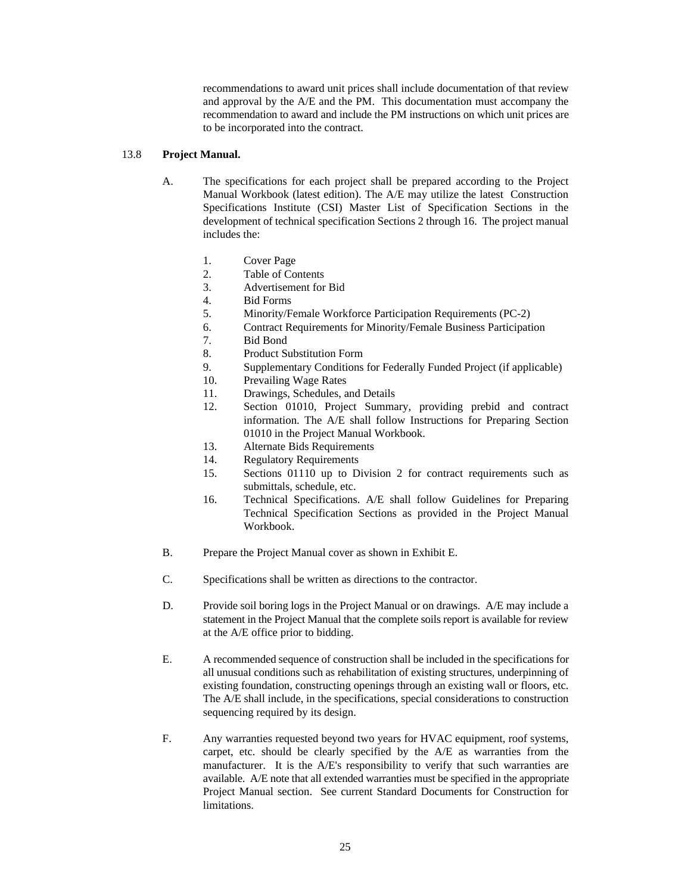recommendations to award unit prices shall include documentation of that review and approval by the A/E and the PM. This documentation must accompany the recommendation to award and include the PM instructions on which unit prices are to be incorporated into the contract.

13.8 **Project Manual.**

A. The specifications for each project shall be prepared according to the Project Manual Workbook (latest edition). The A/E may utilize the latest Construction Specifications Institute (CSI) Master List of Specification Sections in the development of technical specification Sections 2 through 16. The project manual includes the:

1. Cover Page
2. Table of Contents
3. Advertisement for Bid
4. Bid Forms
5. Minority/Female Workforce Participation Requirements (PC-2)
6. Contract Requirements for Minority/Female Business Participation
7. Bid Bond
8. Product Substitution Form
9. Supplementary Conditions for Federally Funded Project (if applicable)
10. Prevailing Wage Rates
11. Drawings, Schedules, and Details
12. Section 01010, Project Summary, providing prebid and contract information. The A/E shall follow Instructions for Preparing Section 01010 in the Project Manual Workbook.
13. Alternate Bids Requirements
14. Regulatory Requirements
15. Sections 01110 up to Division 2 for contract requirements such as submittals, schedule, etc.
16. Technical Specifications. A/E shall follow Guidelines for Preparing Technical Specification Sections as provided in the Project Manual Workbook.

B. Prepare the Project Manual cover as shown in Exhibit E.

C. Specifications shall be written as directions to the contractor.

D. Provide soil boring logs in the Project Manual or on drawings. A/E may include a statement in the Project Manual that the complete soils report is available for review at the A/E office prior to bidding.

E. A recommended sequence of construction shall be included in the specifications for all unusual conditions such as rehabilitation of existing structures, underpinning of existing foundation, constructing openings through an existing wall or floors, etc. The A/E shall include, in the specifications, special considerations to construction sequencing required by its design.

F. Any warranties requested beyond two years for HVAC equipment, roof systems, carpet, etc. should be clearly specified by the A/E as warranties from the manufacturer. It is the A/E's responsibility to verify that such warranties are available. A/E note that all extended warranties must be specified in the appropriate Project Manual section. See current Standard Documents for Construction for limitations.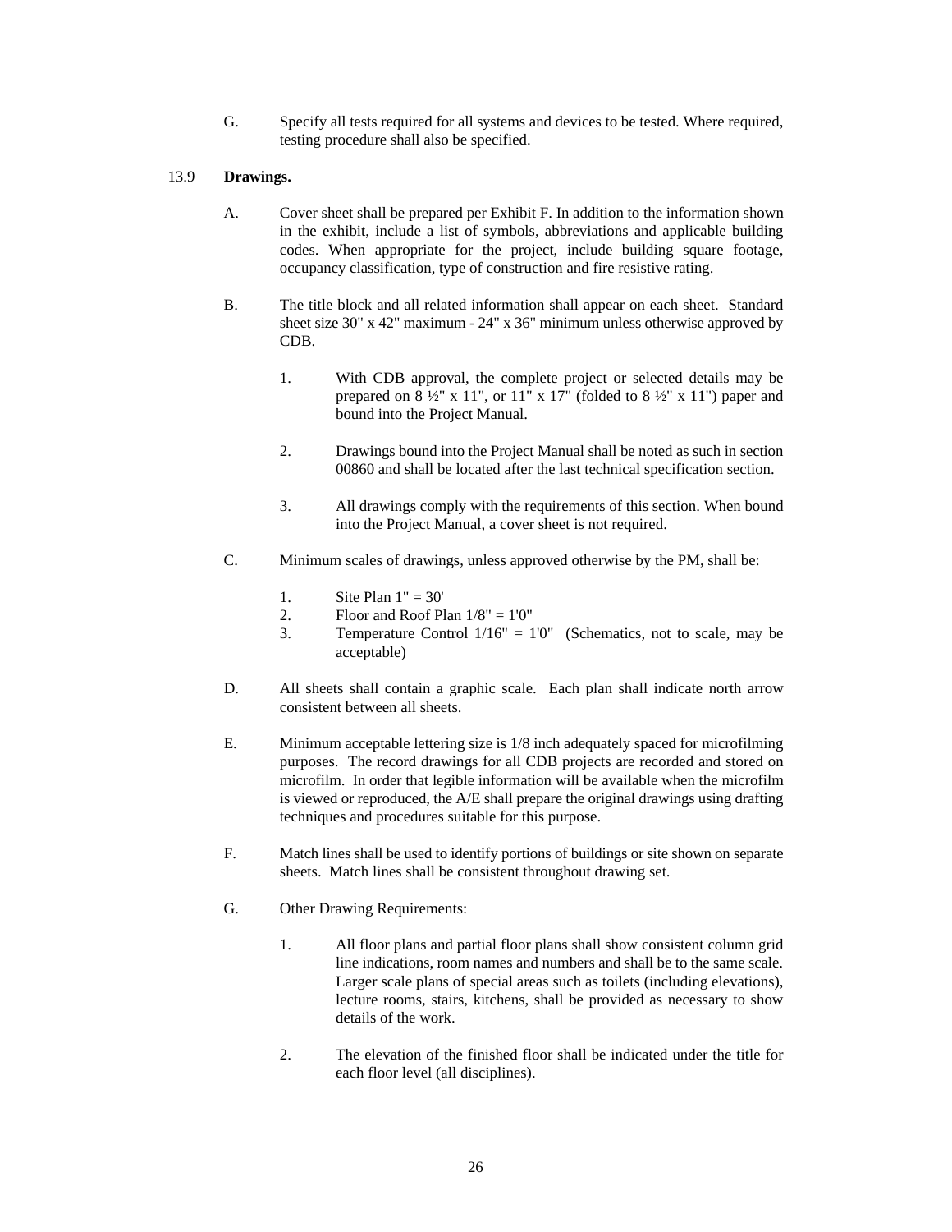G. Specify all tests required for all systems and devices to be tested. Where required, testing procedure shall also be specified.

## 13.9 **Drawings.**

A. Cover sheet shall be prepared per Exhibit F. In addition to the information shown in the exhibit, include a list of symbols, abbreviations and applicable building codes. When appropriate for the project, include building square footage, occupancy classification, type of construction and fire resistive rating.

B. The title block and all related information shall appear on each sheet. Standard sheet size 30" x 42" maximum - 24" x 36" minimum unless otherwise approved by CDB.

1. With CDB approval, the complete project or selected details may be prepared on 8 ½" x 11", or 11" x 17" (folded to 8 ½" x 11") paper and bound into the Project Manual.

2. Drawings bound into the Project Manual shall be noted as such in section 00860 and shall be located after the last technical specification section.

3. All drawings comply with the requirements of this section. When bound into the Project Manual, a cover sheet is not required.

C. Minimum scales of drawings, unless approved otherwise by the PM, shall be:

1. Site Plan 1" = 30'
2. Floor and Roof Plan 1/8" = 1'0"
3. Temperature Control 1/16" = 1'0" (Schematics, not to scale, may be acceptable)

D. All sheets shall contain a graphic scale. Each plan shall indicate north arrow consistent between all sheets.

E. Minimum acceptable lettering size is 1/8 inch adequately spaced for microfilming purposes. The record drawings for all CDB projects are recorded and stored on microfilm. In order that legible information will be available when the microfilm is viewed or reproduced, the A/E shall prepare the original drawings using drafting techniques and procedures suitable for this purpose.

F. Match lines shall be used to identify portions of buildings or site shown on separate sheets. Match lines shall be consistent throughout drawing set.

G. Other Drawing Requirements:

1. All floor plans and partial floor plans shall show consistent column grid line indications, room names and numbers and shall be to the same scale. Larger scale plans of special areas such as toilets (including elevations), lecture rooms, stairs, kitchens, shall be provided as necessary to show details of the work.

2. The elevation of the finished floor shall be indicated under the title for each floor level (all disciplines).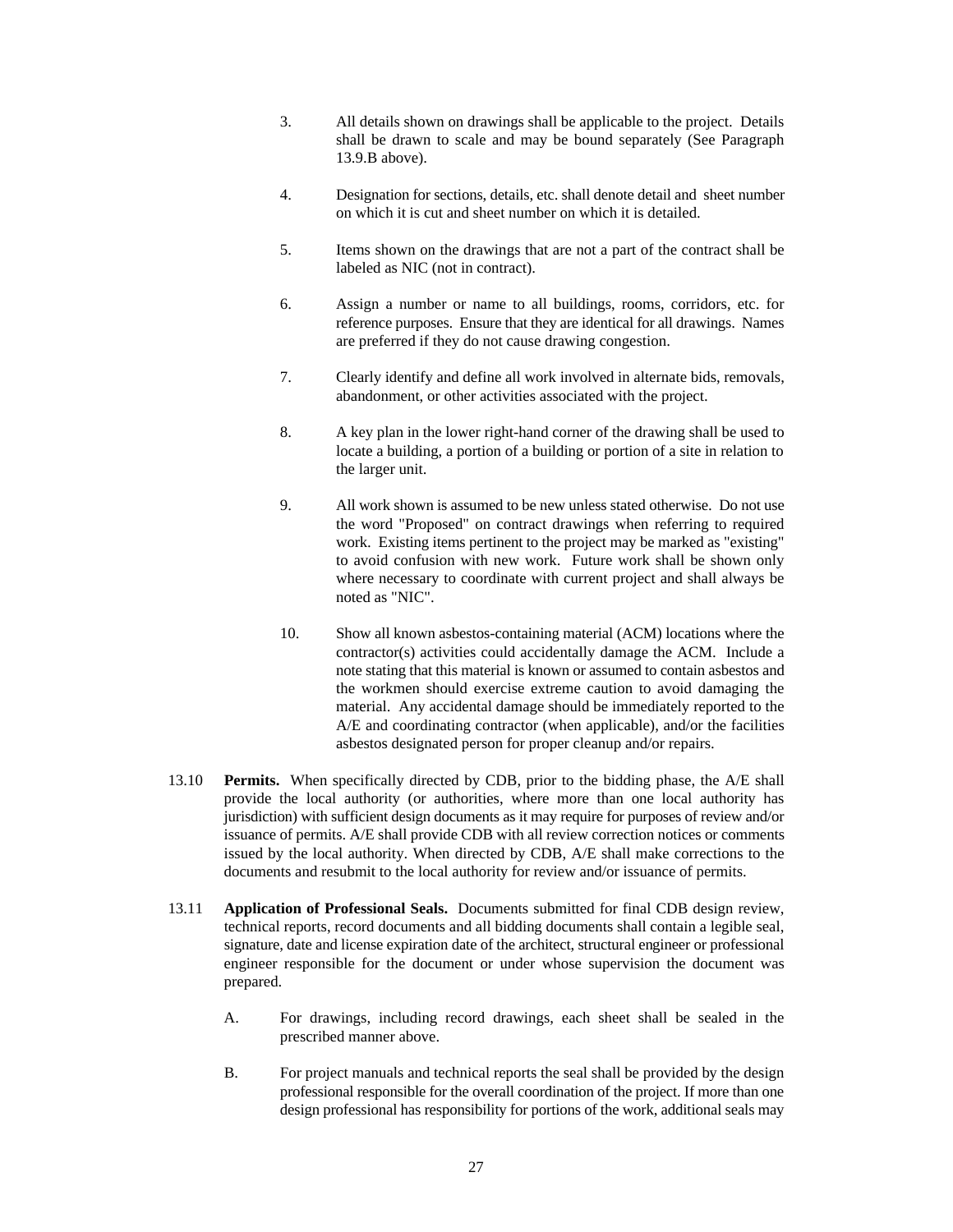3. All details shown on drawings shall be applicable to the project. Details shall be drawn to scale and may be bound separately (See Paragraph 13.9.B above).

4. Designation for sections, details, etc. shall denote detail and sheet number on which it is cut and sheet number on which it is detailed.

5. Items shown on the drawings that are not a part of the contract shall be labeled as NIC (not in contract).

6. Assign a number or name to all buildings, rooms, corridors, etc. for reference purposes. Ensure that they are identical for all drawings. Names are preferred if they do not cause drawing congestion.

7. Clearly identify and define all work involved in alternate bids, removals, abandonment, or other activities associated with the project.

8. A key plan in the lower right-hand corner of the drawing shall be used to locate a building, a portion of a building or portion of a site in relation to the larger unit.

9. All work shown is assumed to be new unless stated otherwise. Do not use the word "Proposed" on contract drawings when referring to required work. Existing items pertinent to the project may be marked as "existing" to avoid confusion with new work. Future work shall be shown only where necessary to coordinate with current project and shall always be noted as "NIC".

10. Show all known asbestos-containing material (ACM) locations where the contractor(s) activities could accidentally damage the ACM. Include a note stating that this material is known or assumed to contain asbestos and the workmen should exercise extreme caution to avoid damaging the material. Any accidental damage should be immediately reported to the A/E and coordinating contractor (when applicable), and/or the facilities asbestos designated person for proper cleanup and/or repairs.

13.10 **Permits.** When specifically directed by CDB, prior to the bidding phase, the A/E shall provide the local authority (or authorities, where more than one local authority has jurisdiction) with sufficient design documents as it may require for purposes of review and/or issuance of permits. A/E shall provide CDB with all review correction notices or comments issued by the local authority. When directed by CDB, A/E shall make corrections to the documents and resubmit to the local authority for review and/or issuance of permits.

13.11 **Application of Professional Seals.** Documents submitted for final CDB design review, technical reports, record documents and all bidding documents shall contain a legible seal, signature, date and license expiration date of the architect, structural engineer or professional engineer responsible for the document or under whose supervision the document was prepared.

A. For drawings, including record drawings, each sheet shall be sealed in the prescribed manner above.

B. For project manuals and technical reports the seal shall be provided by the design professional responsible for the overall coordination of the project. If more than one design professional has responsibility for portions of the work, additional seals may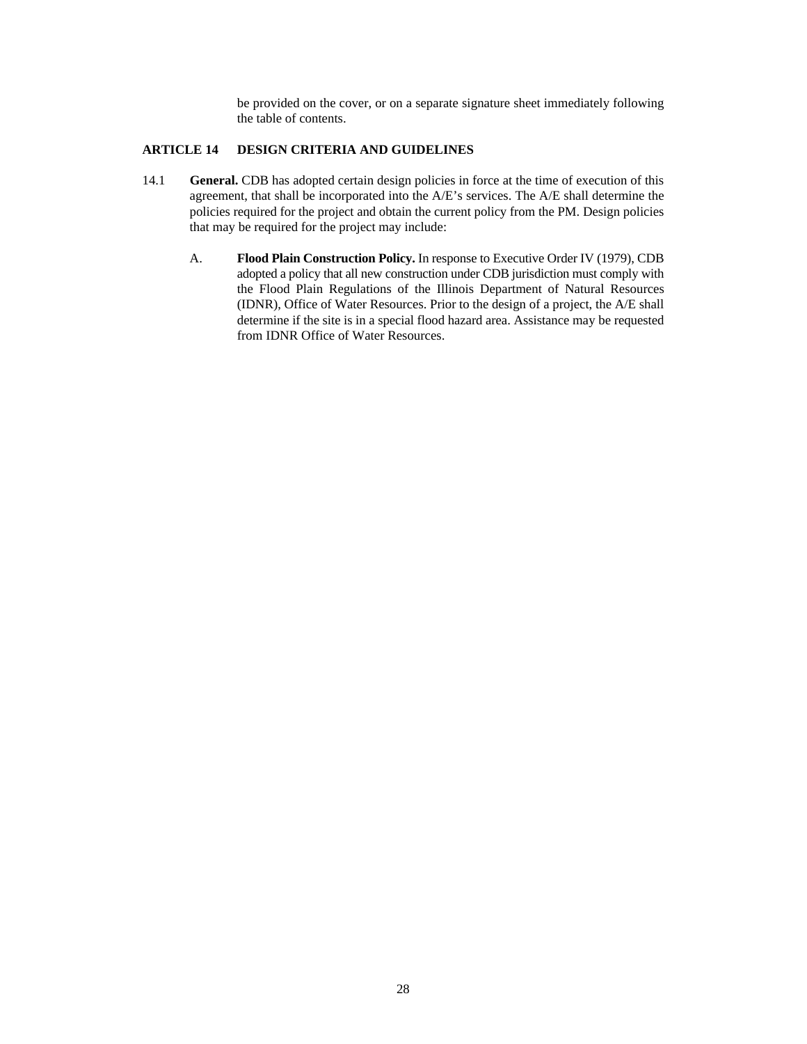be provided on the cover, or on a separate signature sheet immediately following the table of contents.

## ARTICLE 14 DESIGN CRITERIA AND GUIDELINES

14.1 **General.** CDB has adopted certain design policies in force at the time of execution of this agreement, that shall be incorporated into the A/E's services. The A/E shall determine the policies required for the project and obtain the current policy from the PM. Design policies that may be required for the project may include:

A. **Flood Plain Construction Policy.** In response to Executive Order IV (1979), CDB adopted a policy that all new construction under CDB jurisdiction must comply with the Flood Plain Regulations of the Illinois Department of Natural Resources (IDNR), Office of Water Resources. Prior to the design of a project, the A/E shall determine if the site is in a special flood hazard area. Assistance may be requested from IDNR Office of Water Resources.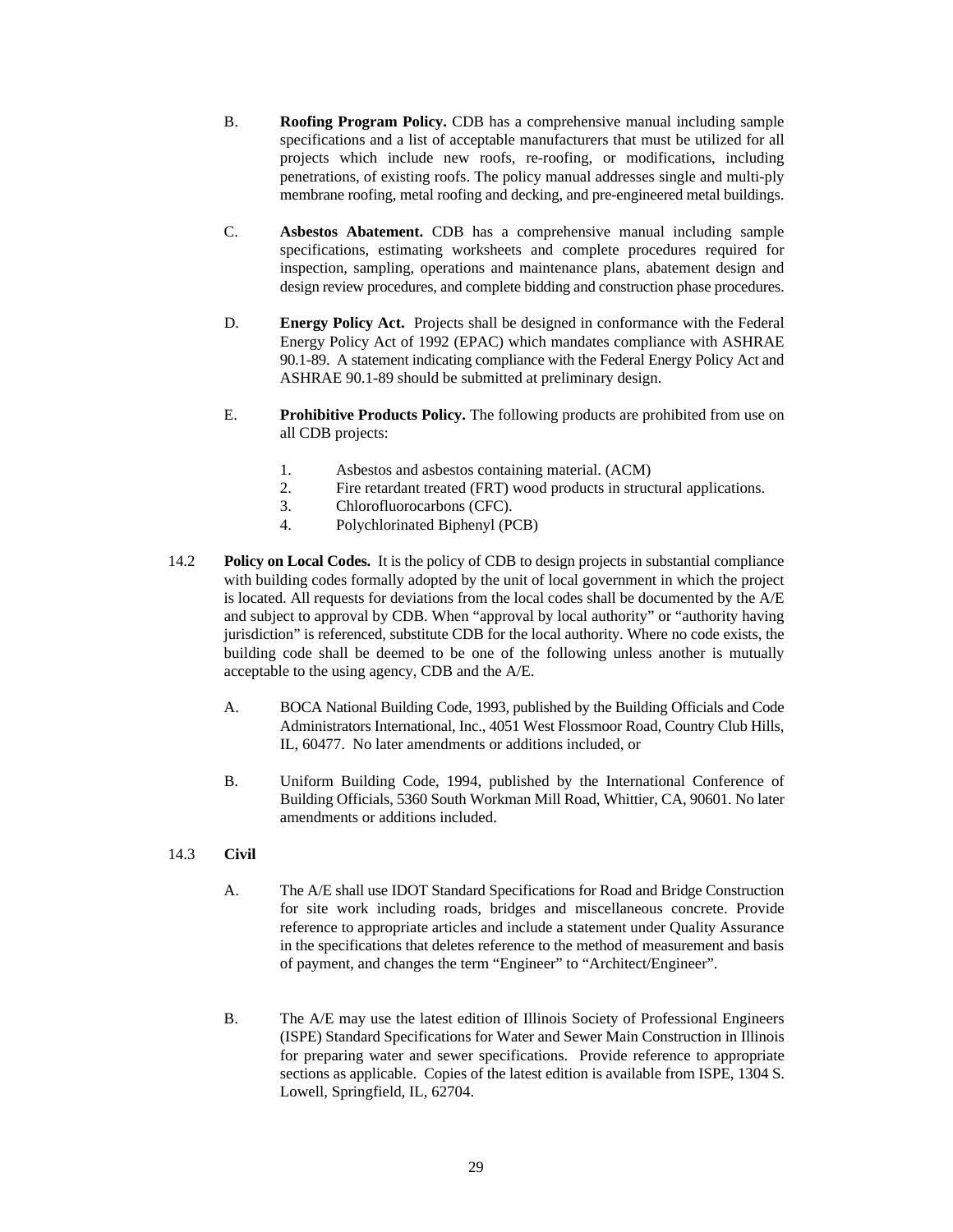B. **Roofing Program Policy.** CDB has a comprehensive manual including sample specifications and a list of acceptable manufacturers that must be utilized for all projects which include new roofs, re-roofing, or modifications, including penetrations, of existing roofs. The policy manual addresses single and multi-ply membrane roofing, metal roofing and decking, and pre-engineered metal buildings.

C. **Asbestos Abatement.** CDB has a comprehensive manual including sample specifications, estimating worksheets and complete procedures required for inspection, sampling, operations and maintenance plans, abatement design and design review procedures, and complete bidding and construction phase procedures.

D. **Energy Policy Act.** Projects shall be designed in conformance with the Federal Energy Policy Act of 1992 (EPAC) which mandates compliance with ASHRAE 90.1-89. A statement indicating compliance with the Federal Energy Policy Act and ASHRAE 90.1-89 should be submitted at preliminary design.

E. **Prohibitive Products Policy.** The following products are prohibited from use on all CDB projects:

1. Asbestos and asbestos containing material. (ACM)
2. Fire retardant treated (FRT) wood products in structural applications.
3. Chlorofluorocarbons (CFC).
4. Polychlorinated Biphenyl (PCB)

14.2 **Policy on Local Codes.** It is the policy of CDB to design projects in substantial compliance with building codes formally adopted by the unit of local government in which the project is located. All requests for deviations from the local codes shall be documented by the A/E and subject to approval by CDB. When "approval by local authority" or "authority having jurisdiction" is referenced, substitute CDB for the local authority. Where no code exists, the building code shall be deemed to be one of the following unless another is mutually acceptable to the using agency, CDB and the A/E.

A. BOCA National Building Code, 1993, published by the Building Officials and Code Administrators International, Inc., 4051 West Flossmoor Road, Country Club Hills, IL, 60477. No later amendments or additions included, or

B. Uniform Building Code, 1994, published by the International Conference of Building Officials, 5360 South Workman Mill Road, Whittier, CA, 90601. No later amendments or additions included.

14.3 **Civil**

A. The A/E shall use IDOT Standard Specifications for Road and Bridge Construction for site work including roads, bridges and miscellaneous concrete. Provide reference to appropriate articles and include a statement under Quality Assurance in the specifications that deletes reference to the method of measurement and basis of payment, and changes the term "Engineer" to "Architect/Engineer".

B. The A/E may use the latest edition of Illinois Society of Professional Engineers (ISPE) Standard Specifications for Water and Sewer Main Construction in Illinois for preparing water and sewer specifications. Provide reference to appropriate sections as applicable. Copies of the latest edition is available from ISPE, 1304 S. Lowell, Springfield, IL, 62704.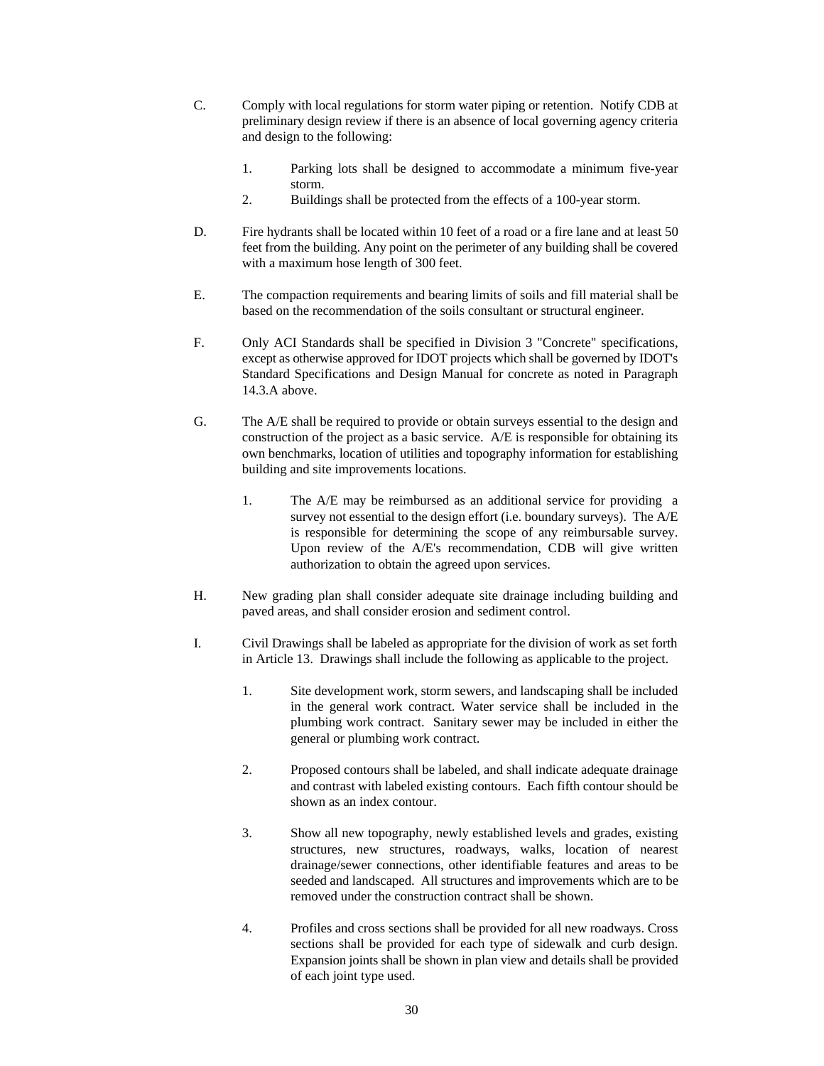C. Comply with local regulations for storm water piping or retention. Notify CDB at preliminary design review if there is an absence of local governing agency criteria and design to the following:

   1. Parking lots shall be designed to accommodate a minimum five-year storm.
   2. Buildings shall be protected from the effects of a 100-year storm.

D. Fire hydrants shall be located within 10 feet of a road or a fire lane and at least 50 feet from the building. Any point on the perimeter of any building shall be covered with a maximum hose length of 300 feet.

E. The compaction requirements and bearing limits of soils and fill material shall be based on the recommendation of the soils consultant or structural engineer.

F. Only ACI Standards shall be specified in Division 3 "Concrete" specifications, except as otherwise approved for IDOT projects which shall be governed by IDOT's Standard Specifications and Design Manual for concrete as noted in Paragraph 14.3.A above.

G. The A/E shall be required to provide or obtain surveys essential to the design and construction of the project as a basic service. A/E is responsible for obtaining its own benchmarks, location of utilities and topography information for establishing building and site improvements locations.

   1. The A/E may be reimbursed as an additional service for providing a survey not essential to the design effort (i.e. boundary surveys). The A/E is responsible for determining the scope of any reimbursable survey. Upon review of the A/E's recommendation, CDB will give written authorization to obtain the agreed upon services.

H. New grading plan shall consider adequate site drainage including building and paved areas, and shall consider erosion and sediment control.

I. Civil Drawings shall be labeled as appropriate for the division of work as set forth in Article 13. Drawings shall include the following as applicable to the project.

   1. Site development work, storm sewers, and landscaping shall be included in the general work contract. Water service shall be included in the plumbing work contract. Sanitary sewer may be included in either the general or plumbing work contract.

   2. Proposed contours shall be labeled, and shall indicate adequate drainage and contrast with labeled existing contours. Each fifth contour should be shown as an index contour.

   3. Show all new topography, newly established levels and grades, existing structures, new structures, roadways, walks, location of nearest drainage/sewer connections, other identifiable features and areas to be seeded and landscaped. All structures and improvements which are to be removed under the construction contract shall be shown.

   4. Profiles and cross sections shall be provided for all new roadways. Cross sections shall be provided for each type of sidewalk and curb design. Expansion joints shall be shown in plan view and details shall be provided of each joint type used.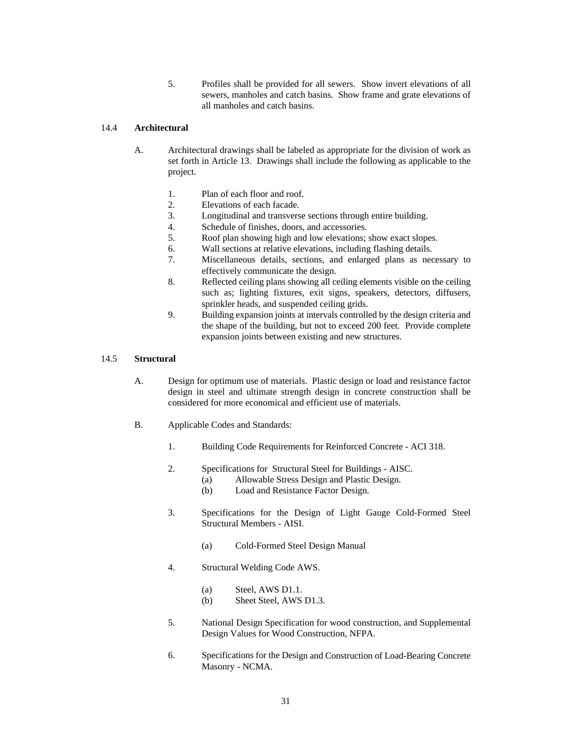5. Profiles shall be provided for all sewers. Show invert elevations of all sewers, manholes and catch basins. Show frame and grate elevations of all manholes and catch basins.

## 14.4 Architectural

A. Architectural drawings shall be labeled as appropriate for the division of work as set forth in Article 13. Drawings shall include the following as applicable to the project.

1. Plan of each floor and roof.
2. Elevations of each facade.
3. Longitudinal and transverse sections through entire building.
4. Schedule of finishes, doors, and accessories.
5. Roof plan showing high and low elevations; show exact slopes.
6. Wall sections at relative elevations, including flashing details.
7. Miscellaneous details, sections, and enlarged plans as necessary to effectively communicate the design.
8. Reflected ceiling plans showing all ceiling elements visible on the ceiling such as; lighting fixtures, exit signs, speakers, detectors, diffusers, sprinkler heads, and suspended ceiling grids.
9. Building expansion joints at intervals controlled by the design criteria and the shape of the building, but not to exceed 200 feet. Provide complete expansion joints between existing and new structures.

## 14.5 Structural

A. Design for optimum use of materials. Plastic design or load and resistance factor design in steel and ultimate strength design in concrete construction shall be considered for more economical and efficient use of materials.

B. Applicable Codes and Standards:

1. Building Code Requirements for Reinforced Concrete - ACI 318.

2. Specifications for Structural Steel for Buildings - AISC.
   (a) Allowable Stress Design and Plastic Design.
   (b) Load and Resistance Factor Design.

3. Specifications for the Design of Light Gauge Cold-Formed Steel Structural Members - AISI.

   (a) Cold-Formed Steel Design Manual

4. Structural Welding Code AWS.

   (a) Steel, AWS D1.1.
   (b) Sheet Steel, AWS D1.3.

5. National Design Specification for wood construction, and Supplemental Design Values for Wood Construction, NFPA.

6. Specifications for the Design and Construction of Load-Bearing Concrete Masonry - NCMA.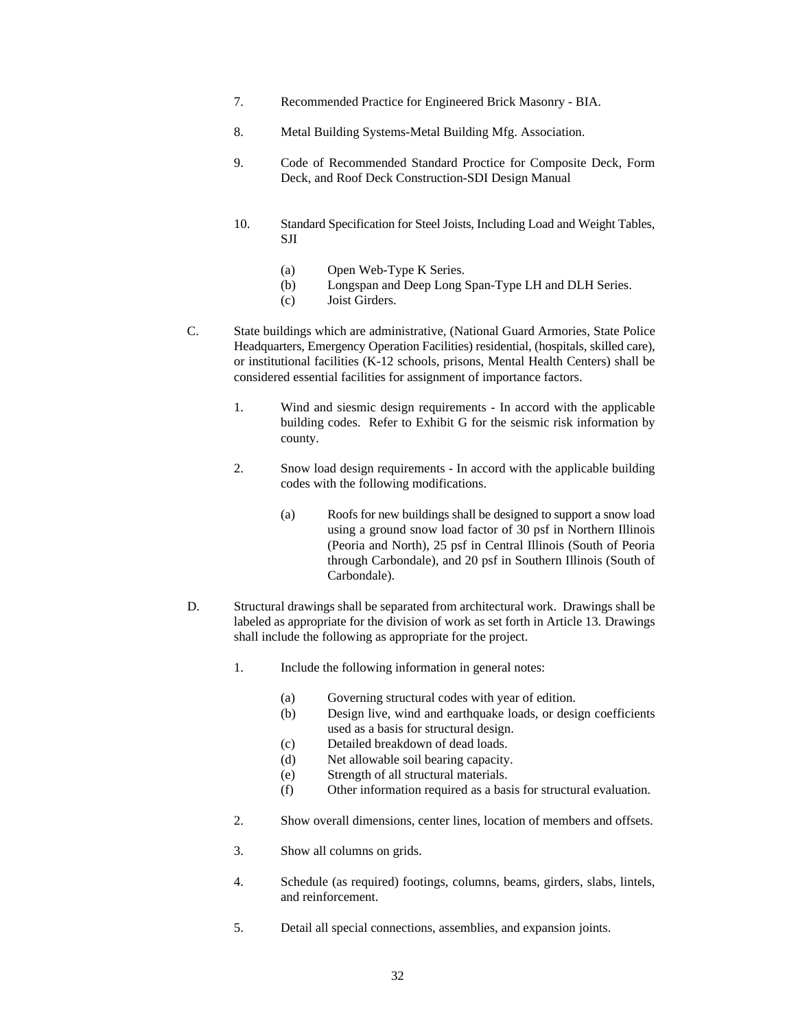7. Recommended Practice for Engineered Brick Masonry - BIA.

8. Metal Building Systems-Metal Building Mfg. Association.

9. Code of Recommended Standard Proctice for Composite Deck, Form Deck, and Roof Deck Construction-SDI Design Manual

10. Standard Specification for Steel Joists, Including Load and Weight Tables, SJI

    (a) Open Web-Type K Series.
    (b) Longspan and Deep Long Span-Type LH and DLH Series.
    (c) Joist Girders.

C. State buildings which are administrative, (National Guard Armories, State Police Headquarters, Emergency Operation Facilities) residential, (hospitals, skilled care), or institutional facilities (K-12 schools, prisons, Mental Health Centers) shall be considered essential facilities for assignment of importance factors.

1. Wind and siesmic design requirements - In accord with the applicable building codes. Refer to Exhibit G for the seismic risk information by county.

2. Snow load design requirements - In accord with the applicable building codes with the following modifications.

    (a) Roofs for new buildings shall be designed to support a snow load using a ground snow load factor of 30 psf in Northern Illinois (Peoria and North), 25 psf in Central Illinois (South of Peoria through Carbondale), and 20 psf in Southern Illinois (South of Carbondale).

D. Structural drawings shall be separated from architectural work. Drawings shall be labeled as appropriate for the division of work as set forth in Article 13. Drawings shall include the following as appropriate for the project.

1. Include the following information in general notes:

    (a) Governing structural codes with year of edition.
    (b) Design live, wind and earthquake loads, or design coefficients used as a basis for structural design.
    (c) Detailed breakdown of dead loads.
    (d) Net allowable soil bearing capacity.
    (e) Strength of all structural materials.
    (f) Other information required as a basis for structural evaluation.

2. Show overall dimensions, center lines, location of members and offsets.

3. Show all columns on grids.

4. Schedule (as required) footings, columns, beams, girders, slabs, lintels, and reinforcement.

5. Detail all special connections, assemblies, and expansion joints.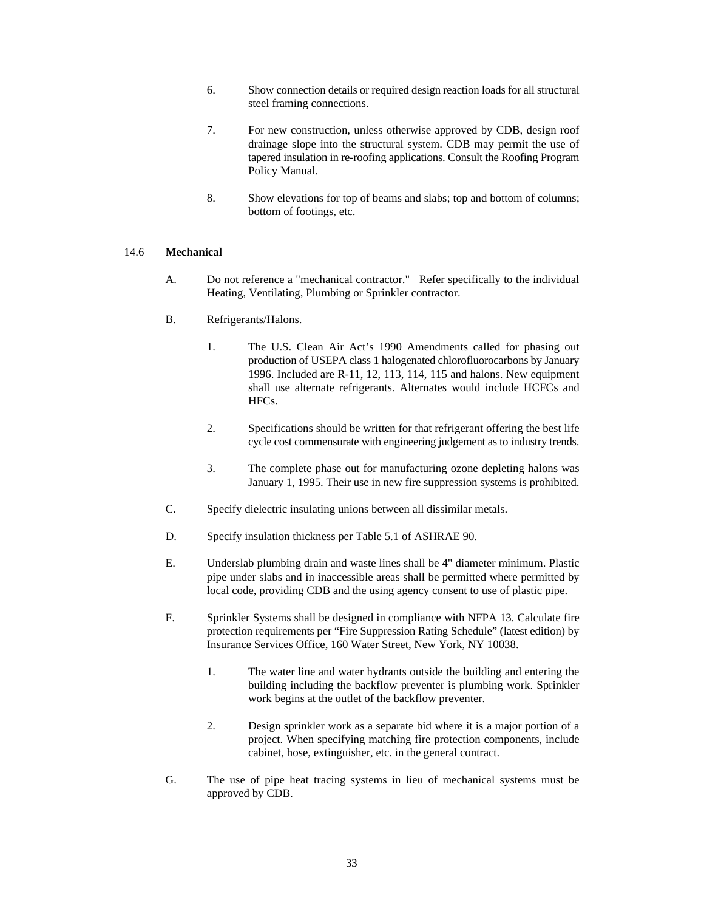6. Show connection details or required design reaction loads for all structural steel framing connections.

7. For new construction, unless otherwise approved by CDB, design roof drainage slope into the structural system. CDB may permit the use of tapered insulation in re-roofing applications. Consult the Roofing Program Policy Manual.

8. Show elevations for top of beams and slabs; top and bottom of columns; bottom of footings, etc.

## 14.6 **Mechanical**

A. Do not reference a "mechanical contractor." Refer specifically to the individual Heating, Ventilating, Plumbing or Sprinkler contractor.

B. Refrigerants/Halons.

   1. The U.S. Clean Air Act's 1990 Amendments called for phasing out production of USEPA class 1 halogenated chlorofluorocarbons by January 1996. Included are R-11, 12, 113, 114, 115 and halons. New equipment shall use alternate refrigerants. Alternates would include HCFCs and HFCs.

   2. Specifications should be written for that refrigerant offering the best life cycle cost commensurate with engineering judgement as to industry trends.

   3. The complete phase out for manufacturing ozone depleting halons was January 1, 1995. Their use in new fire suppression systems is prohibited.

C. Specify dielectric insulating unions between all dissimilar metals.

D. Specify insulation thickness per Table 5.1 of ASHRAE 90.

E. Underslab plumbing drain and waste lines shall be 4" diameter minimum. Plastic pipe under slabs and in inaccessible areas shall be permitted where permitted by local code, providing CDB and the using agency consent to use of plastic pipe.

F. Sprinkler Systems shall be designed in compliance with NFPA 13. Calculate fire protection requirements per "Fire Suppression Rating Schedule" (latest edition) by Insurance Services Office, 160 Water Street, New York, NY 10038.

   1. The water line and water hydrants outside the building and entering the building including the backflow preventer is plumbing work. Sprinkler work begins at the outlet of the backflow preventer.

   2. Design sprinkler work as a separate bid where it is a major portion of a project. When specifying matching fire protection components, include cabinet, hose, extinguisher, etc. in the general contract.

G. The use of pipe heat tracing systems in lieu of mechanical systems must be approved by CDB.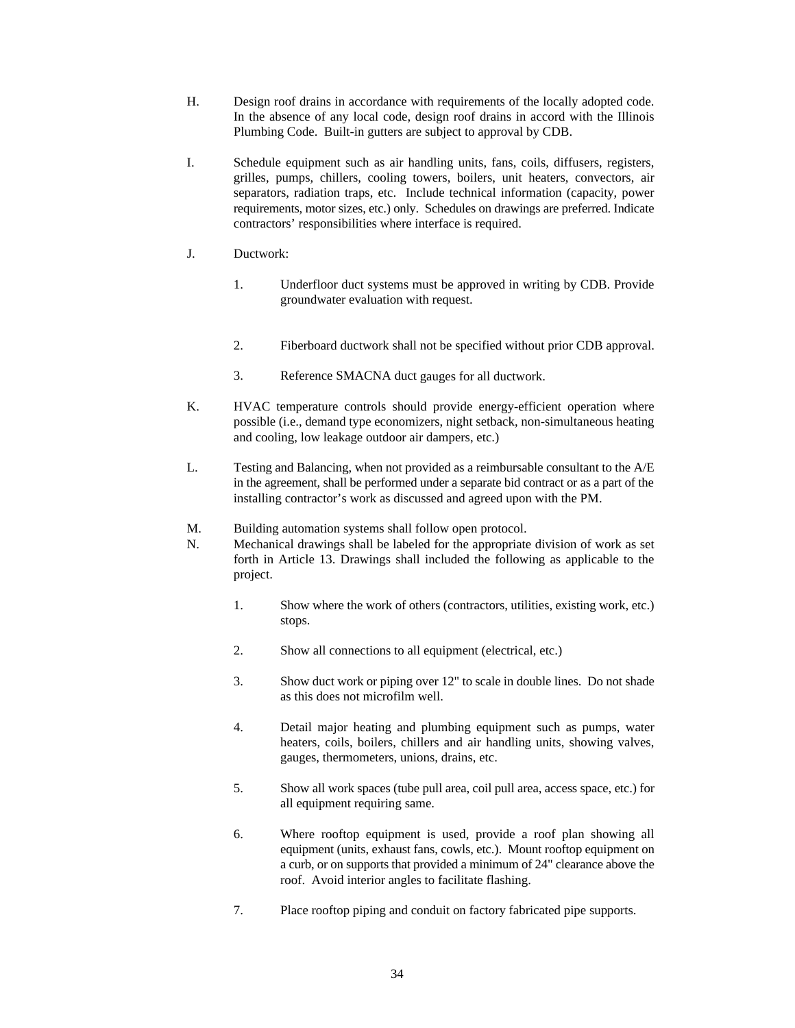H. Design roof drains in accordance with requirements of the locally adopted code. In the absence of any local code, design roof drains in accord with the Illinois Plumbing Code. Built-in gutters are subject to approval by CDB.

I. Schedule equipment such as air handling units, fans, coils, diffusers, registers, grilles, pumps, chillers, cooling towers, boilers, unit heaters, convectors, air separators, radiation traps, etc. Include technical information (capacity, power requirements, motor sizes, etc.) only. Schedules on drawings are preferred. Indicate contractors' responsibilities where interface is required.

J. Ductwork:

1. Underfloor duct systems must be approved in writing by CDB. Provide groundwater evaluation with request.

2. Fiberboard ductwork shall not be specified without prior CDB approval.

3. Reference SMACNA duct gauges for all ductwork.

K. HVAC temperature controls should provide energy-efficient operation where possible (i.e., demand type economizers, night setback, non-simultaneous heating and cooling, low leakage outdoor air dampers, etc.)

L. Testing and Balancing, when not provided as a reimbursable consultant to the A/E in the agreement, shall be performed under a separate bid contract or as a part of the installing contractor's work as discussed and agreed upon with the PM.

M. Building automation systems shall follow open protocol.

N. Mechanical drawings shall be labeled for the appropriate division of work as set forth in Article 13. Drawings shall included the following as applicable to the project.

1. Show where the work of others (contractors, utilities, existing work, etc.) stops.

2. Show all connections to all equipment (electrical, etc.)

3. Show duct work or piping over 12" to scale in double lines. Do not shade as this does not microfilm well.

4. Detail major heating and plumbing equipment such as pumps, water heaters, coils, boilers, chillers and air handling units, showing valves, gauges, thermometers, unions, drains, etc.

5. Show all work spaces (tube pull area, coil pull area, access space, etc.) for all equipment requiring same.

6. Where rooftop equipment is used, provide a roof plan showing all equipment (units, exhaust fans, cowls, etc.). Mount rooftop equipment on a curb, or on supports that provided a minimum of 24" clearance above the roof. Avoid interior angles to facilitate flashing.

7. Place rooftop piping and conduit on factory fabricated pipe supports.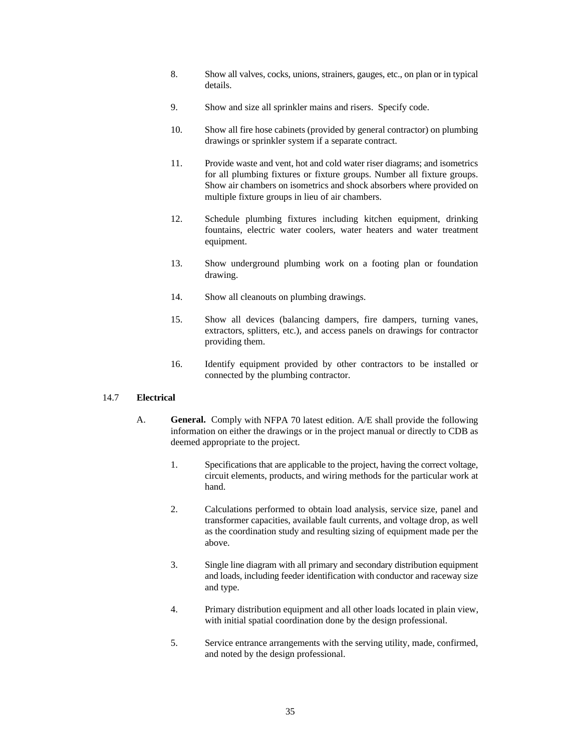8. Show all valves, cocks, unions, strainers, gauges, etc., on plan or in typical details.

9. Show and size all sprinkler mains and risers. Specify code.

10. Show all fire hose cabinets (provided by general contractor) on plumbing drawings or sprinkler system if a separate contract.

11. Provide waste and vent, hot and cold water riser diagrams; and isometrics for all plumbing fixtures or fixture groups. Number all fixture groups. Show air chambers on isometrics and shock absorbers where provided on multiple fixture groups in lieu of air chambers.

12. Schedule plumbing fixtures including kitchen equipment, drinking fountains, electric water coolers, water heaters and water treatment equipment.

13. Show underground plumbing work on a footing plan or foundation drawing.

14. Show all cleanouts on plumbing drawings.

15. Show all devices (balancing dampers, fire dampers, turning vanes, extractors, splitters, etc.), and access panels on drawings for contractor providing them.

16. Identify equipment provided by other contractors to be installed or connected by the plumbing contractor.

## 14.7 **Electrical**

A. **General.** Comply with NFPA 70 latest edition. A/E shall provide the following information on either the drawings or in the project manual or directly to CDB as deemed appropriate to the project.

1. Specifications that are applicable to the project, having the correct voltage, circuit elements, products, and wiring methods for the particular work at hand.

2. Calculations performed to obtain load analysis, service size, panel and transformer capacities, available fault currents, and voltage drop, as well as the coordination study and resulting sizing of equipment made per the above.

3. Single line diagram with all primary and secondary distribution equipment and loads, including feeder identification with conductor and raceway size and type.

4. Primary distribution equipment and all other loads located in plain view, with initial spatial coordination done by the design professional.

5. Service entrance arrangements with the serving utility, made, confirmed, and noted by the design professional.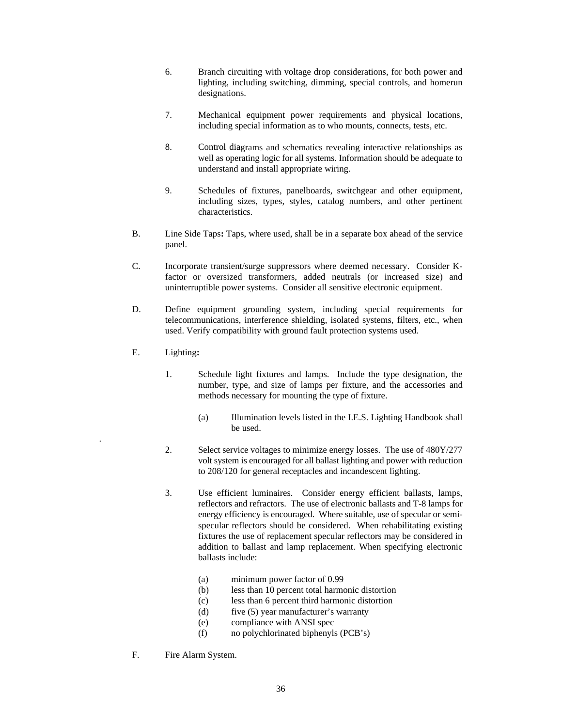6. Branch circuiting with voltage drop considerations, for both power and lighting, including switching, dimming, special controls, and homerun designations.

7. Mechanical equipment power requirements and physical locations, including special information as to who mounts, connects, tests, etc.

8. Control diagrams and schematics revealing interactive relationships as well as operating logic for all systems. Information should be adequate to understand and install appropriate wiring.

9. Schedules of fixtures, panelboards, switchgear and other equipment, including sizes, types, styles, catalog numbers, and other pertinent characteristics.

B. Line Side Taps**:** Taps, where used, shall be in a separate box ahead of the service panel.

C. Incorporate transient/surge suppressors where deemed necessary. Consider K-factor or oversized transformers, added neutrals (or increased size) and uninterruptible power systems. Consider all sensitive electronic equipment.

D. Define equipment grounding system, including special requirements for telecommunications, interference shielding, isolated systems, filters, etc., when used. Verify compatibility with ground fault protection systems used.

E. Lighting**:**

1. Schedule light fixtures and lamps. Include the type designation, the number, type, and size of lamps per fixture, and the accessories and methods necessary for mounting the type of fixture.

   (a) Illumination levels listed in the I.E.S. Lighting Handbook shall be used.

2. Select service voltages to minimize energy losses. The use of 480Y/277 volt system is encouraged for all ballast lighting and power with reduction to 208/120 for general receptacles and incandescent lighting.

3. Use efficient luminaires. Consider energy efficient ballasts, lamps, reflectors and refractors. The use of electronic ballasts and T-8 lamps for energy efficiency is encouraged. Where suitable, use of specular or semi-specular reflectors should be considered. When rehabilitating existing fixtures the use of replacement specular reflectors may be considered in addition to ballast and lamp replacement. When specifying electronic ballasts include:

   (a) minimum power factor of 0.99
   (b) less than 10 percent total harmonic distortion
   (c) less than 6 percent third harmonic distortion
   (d) five (5) year manufacturer's warranty
   (e) compliance with ANSI spec
   (f) no polychlorinated biphenyls (PCB's)

F. Fire Alarm System.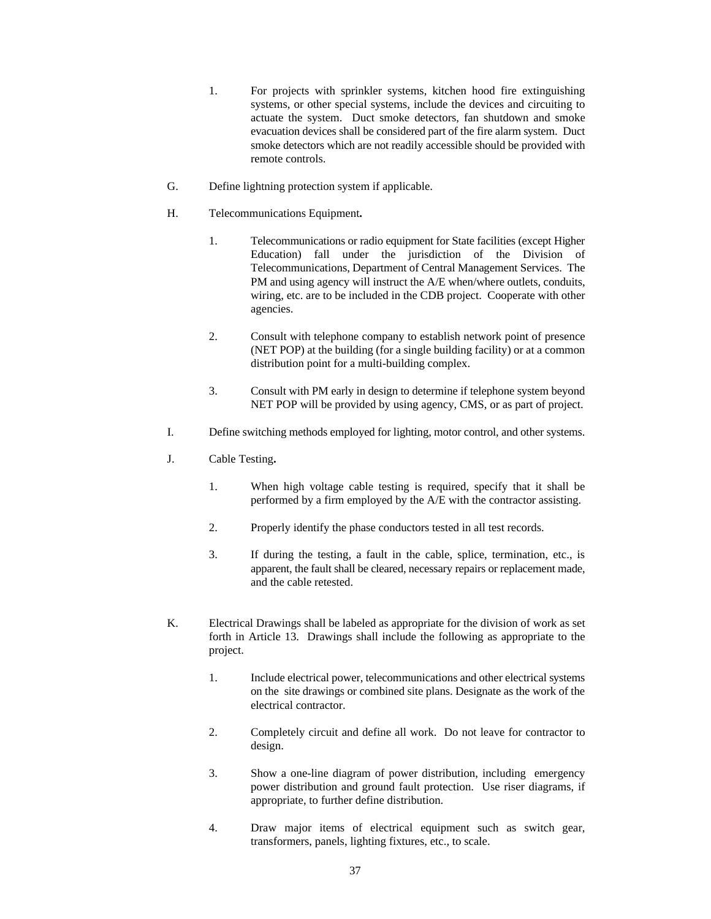1. For projects with sprinkler systems, kitchen hood fire extinguishing systems, or other special systems, include the devices and circuiting to actuate the system. Duct smoke detectors, fan shutdown and smoke evacuation devices shall be considered part of the fire alarm system. Duct smoke detectors which are not readily accessible should be provided with remote controls.

G. Define lightning protection system if applicable.

H. Telecommunications Equipment**.**

1. Telecommunications or radio equipment for State facilities (except Higher Education) fall under the jurisdiction of the Division of Telecommunications, Department of Central Management Services. The PM and using agency will instruct the A/E when/where outlets, conduits, wiring, etc. are to be included in the CDB project. Cooperate with other agencies.

2. Consult with telephone company to establish network point of presence (NET POP) at the building (for a single building facility) or at a common distribution point for a multi-building complex.

3. Consult with PM early in design to determine if telephone system beyond NET POP will be provided by using agency, CMS, or as part of project.

I. Define switching methods employed for lighting, motor control, and other systems.

J. Cable Testing**.**

1. When high voltage cable testing is required, specify that it shall be performed by a firm employed by the A/E with the contractor assisting.

2. Properly identify the phase conductors tested in all test records.

3. If during the testing, a fault in the cable, splice, termination, etc., is apparent, the fault shall be cleared, necessary repairs or replacement made, and the cable retested.

K. Electrical Drawings shall be labeled as appropriate for the division of work as set forth in Article 13. Drawings shall include the following as appropriate to the project.

1. Include electrical power, telecommunications and other electrical systems on the site drawings or combined site plans. Designate as the work of the electrical contractor.

2. Completely circuit and define all work. Do not leave for contractor to design.

3. Show a one-line diagram of power distribution, including emergency power distribution and ground fault protection. Use riser diagrams, if appropriate, to further define distribution.

4. Draw major items of electrical equipment such as switch gear, transformers, panels, lighting fixtures, etc., to scale.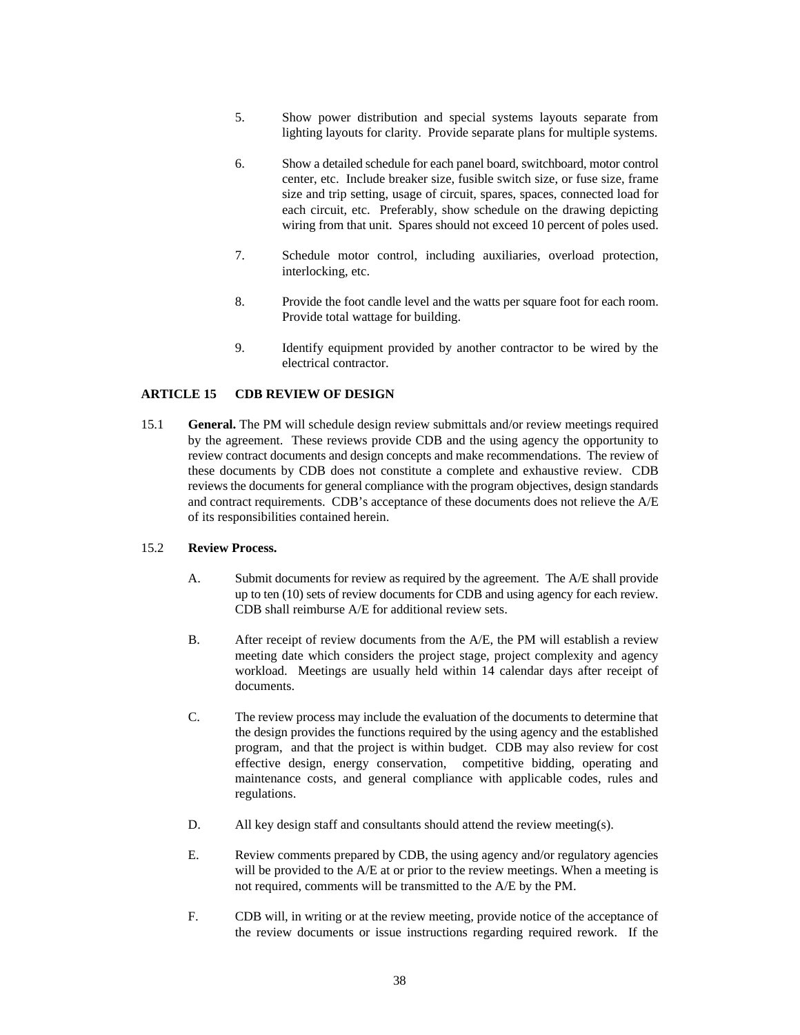5. Show power distribution and special systems layouts separate from lighting layouts for clarity. Provide separate plans for multiple systems.

6. Show a detailed schedule for each panel board, switchboard, motor control center, etc. Include breaker size, fusible switch size, or fuse size, frame size and trip setting, usage of circuit, spares, spaces, connected load for each circuit, etc. Preferably, show schedule on the drawing depicting wiring from that unit. Spares should not exceed 10 percent of poles used.

7. Schedule motor control, including auxiliaries, overload protection, interlocking, etc.

8. Provide the foot candle level and the watts per square foot for each room. Provide total wattage for building.

9. Identify equipment provided by another contractor to be wired by the electrical contractor.

## ARTICLE 15 CDB REVIEW OF DESIGN

15.1 **General.** The PM will schedule design review submittals and/or review meetings required by the agreement. These reviews provide CDB and the using agency the opportunity to review contract documents and design concepts and make recommendations. The review of these documents by CDB does not constitute a complete and exhaustive review. CDB reviews the documents for general compliance with the program objectives, design standards and contract requirements. CDB's acceptance of these documents does not relieve the A/E of its responsibilities contained herein.

15.2 **Review Process.**

A. Submit documents for review as required by the agreement. The A/E shall provide up to ten (10) sets of review documents for CDB and using agency for each review. CDB shall reimburse A/E for additional review sets.

B. After receipt of review documents from the A/E, the PM will establish a review meeting date which considers the project stage, project complexity and agency workload. Meetings are usually held within 14 calendar days after receipt of documents.

C. The review process may include the evaluation of the documents to determine that the design provides the functions required by the using agency and the established program, and that the project is within budget. CDB may also review for cost effective design, energy conservation, competitive bidding, operating and maintenance costs, and general compliance with applicable codes, rules and regulations.

D. All key design staff and consultants should attend the review meeting(s).

E. Review comments prepared by CDB, the using agency and/or regulatory agencies will be provided to the A/E at or prior to the review meetings. When a meeting is not required, comments will be transmitted to the A/E by the PM.

F. CDB will, in writing or at the review meeting, provide notice of the acceptance of the review documents or issue instructions regarding required rework. If the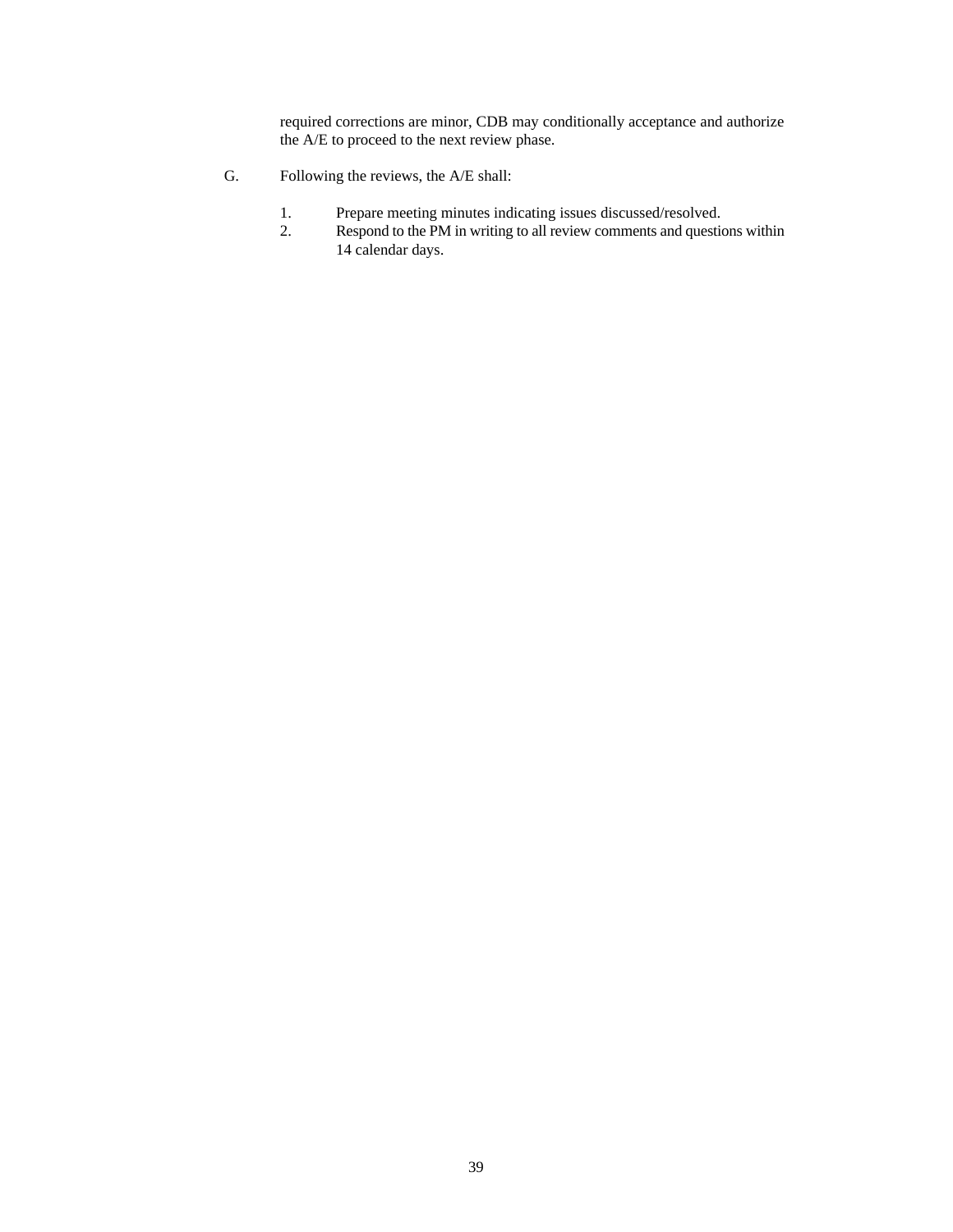required corrections are minor, CDB may conditionally acceptance and authorize the A/E to proceed to the next review phase.

G. Following the reviews, the A/E shall:

1. Prepare meeting minutes indicating issues discussed/resolved.
2. Respond to the PM in writing to all review comments and questions within 14 calendar days.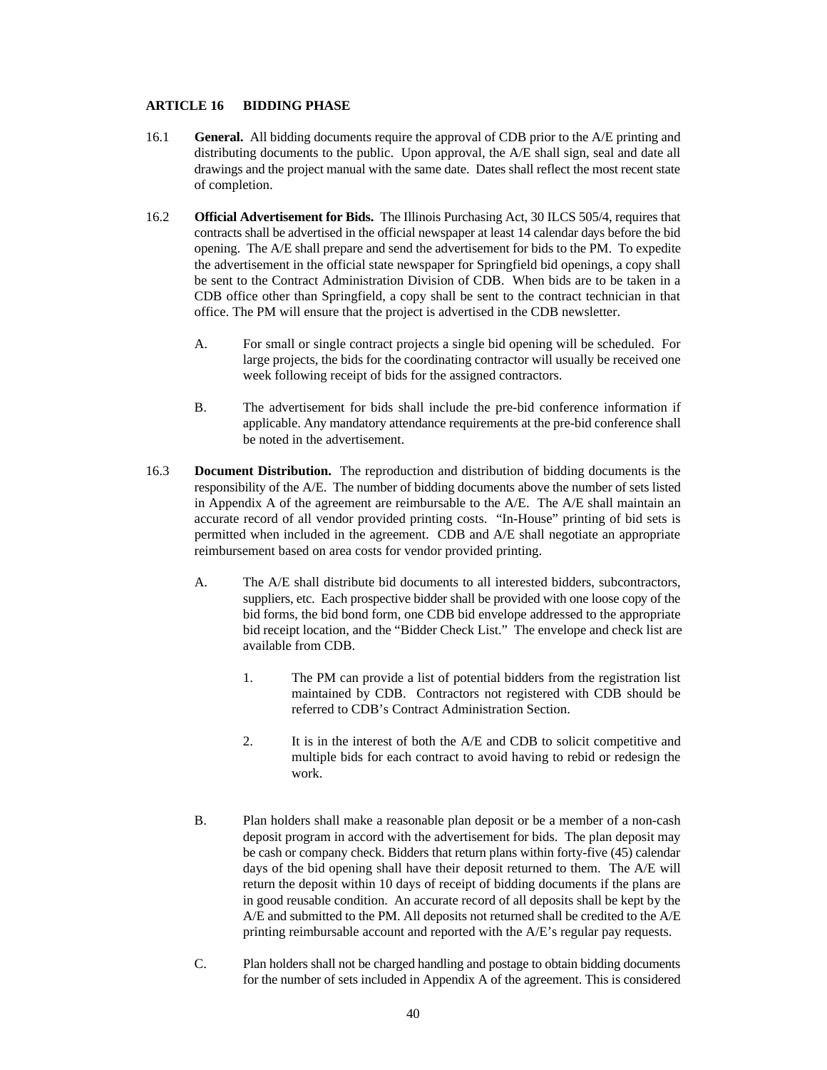## ARTICLE 16 BIDDING PHASE

16.1 **General.** All bidding documents require the approval of CDB prior to the A/E printing and distributing documents to the public. Upon approval, the A/E shall sign, seal and date all drawings and the project manual with the same date. Dates shall reflect the most recent state of completion.

16.2 **Official Advertisement for Bids.** The Illinois Purchasing Act, 30 ILCS 505/4, requires that contracts shall be advertised in the official newspaper at least 14 calendar days before the bid opening. The A/E shall prepare and send the advertisement for bids to the PM. To expedite the advertisement in the official state newspaper for Springfield bid openings, a copy shall be sent to the Contract Administration Division of CDB. When bids are to be taken in a CDB office other than Springfield, a copy shall be sent to the contract technician in that office. The PM will ensure that the project is advertised in the CDB newsletter.

A. For small or single contract projects a single bid opening will be scheduled. For large projects, the bids for the coordinating contractor will usually be received one week following receipt of bids for the assigned contractors.

B. The advertisement for bids shall include the pre-bid conference information if applicable. Any mandatory attendance requirements at the pre-bid conference shall be noted in the advertisement.

16.3 **Document Distribution.** The reproduction and distribution of bidding documents is the responsibility of the A/E. The number of bidding documents above the number of sets listed in Appendix A of the agreement are reimbursable to the A/E. The A/E shall maintain an accurate record of all vendor provided printing costs. "In-House" printing of bid sets is permitted when included in the agreement. CDB and A/E shall negotiate an appropriate reimbursement based on area costs for vendor provided printing.

A. The A/E shall distribute bid documents to all interested bidders, subcontractors, suppliers, etc. Each prospective bidder shall be provided with one loose copy of the bid forms, the bid bond form, one CDB bid envelope addressed to the appropriate bid receipt location, and the "Bidder Check List." The envelope and check list are available from CDB.

1. The PM can provide a list of potential bidders from the registration list maintained by CDB. Contractors not registered with CDB should be referred to CDB's Contract Administration Section.

2. It is in the interest of both the A/E and CDB to solicit competitive and multiple bids for each contract to avoid having to rebid or redesign the work.

B. Plan holders shall make a reasonable plan deposit or be a member of a non-cash deposit program in accord with the advertisement for bids. The plan deposit may be cash or company check. Bidders that return plans within forty-five (45) calendar days of the bid opening shall have their deposit returned to them. The A/E will return the deposit within 10 days of receipt of bidding documents if the plans are in good reusable condition. An accurate record of all deposits shall be kept by the A/E and submitted to the PM. All deposits not returned shall be credited to the A/E printing reimbursable account and reported with the A/E's regular pay requests.

C. Plan holders shall not be charged handling and postage to obtain bidding documents for the number of sets included in Appendix A of the agreement. This is considered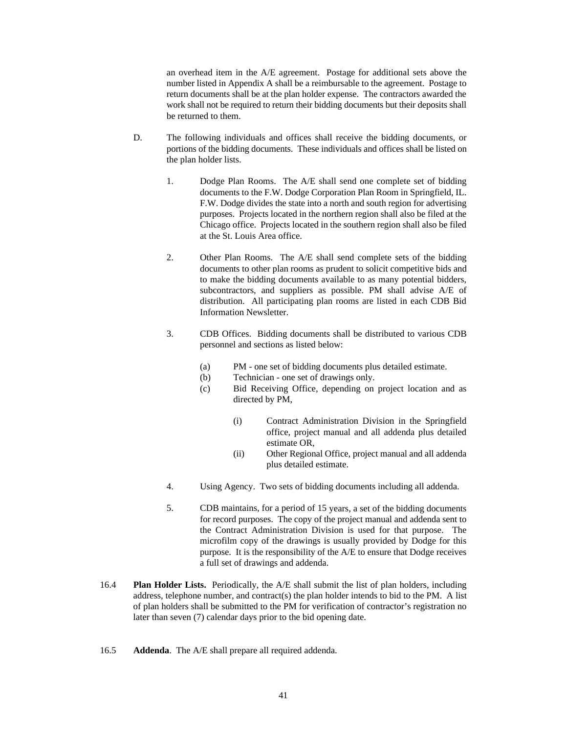an overhead item in the A/E agreement. Postage for additional sets above the number listed in Appendix A shall be a reimbursable to the agreement. Postage to return documents shall be at the plan holder expense. The contractors awarded the work shall not be required to return their bidding documents but their deposits shall be returned to them.

D. The following individuals and offices shall receive the bidding documents, or portions of the bidding documents. These individuals and offices shall be listed on the plan holder lists.

1. Dodge Plan Rooms. The A/E shall send one complete set of bidding documents to the F.W. Dodge Corporation Plan Room in Springfield, IL. F.W. Dodge divides the state into a north and south region for advertising purposes. Projects located in the northern region shall also be filed at the Chicago office. Projects located in the southern region shall also be filed at the St. Louis Area office.

2. Other Plan Rooms. The A/E shall send complete sets of the bidding documents to other plan rooms as prudent to solicit competitive bids and to make the bidding documents available to as many potential bidders, subcontractors, and suppliers as possible. PM shall advise A/E of distribution. All participating plan rooms are listed in each CDB Bid Information Newsletter.

3. CDB Offices. Bidding documents shall be distributed to various CDB personnel and sections as listed below:

   (a) PM - one set of bidding documents plus detailed estimate.
   (b) Technician - one set of drawings only.
   (c) Bid Receiving Office, depending on project location and as directed by PM,

      (i) Contract Administration Division in the Springfield office, project manual and all addenda plus detailed estimate OR,
      (ii) Other Regional Office, project manual and all addenda plus detailed estimate.

4. Using Agency. Two sets of bidding documents including all addenda.

5. CDB maintains, for a period of 15 years, a set of the bidding documents for record purposes. The copy of the project manual and addenda sent to the Contract Administration Division is used for that purpose. The microfilm copy of the drawings is usually provided by Dodge for this purpose. It is the responsibility of the A/E to ensure that Dodge receives a full set of drawings and addenda.

16.4 **Plan Holder Lists.** Periodically, the A/E shall submit the list of plan holders, including address, telephone number, and contract(s) the plan holder intends to bid to the PM. A list of plan holders shall be submitted to the PM for verification of contractor's registration no later than seven (7) calendar days prior to the bid opening date.

16.5 **Addenda**. The A/E shall prepare all required addenda.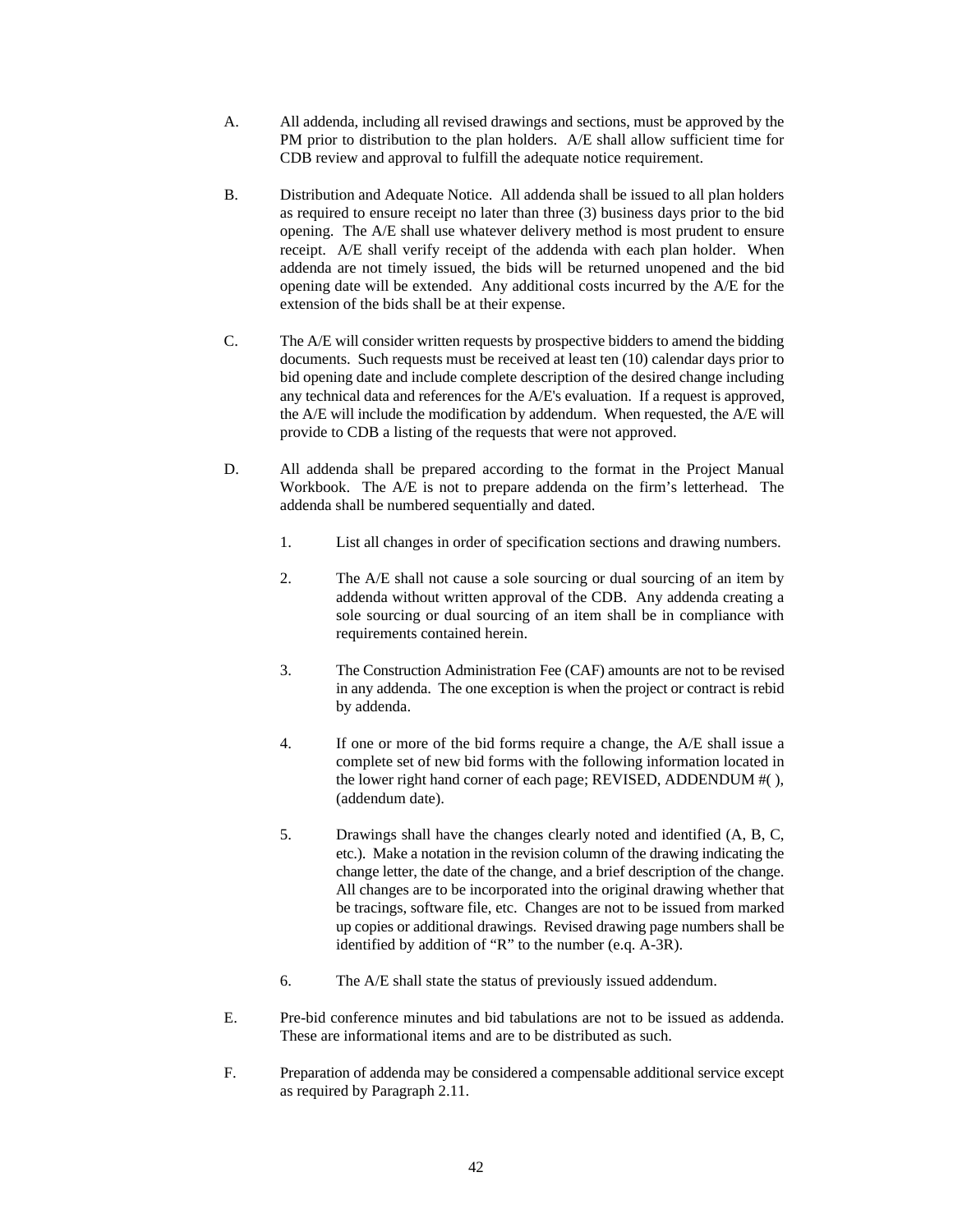A. All addenda, including all revised drawings and sections, must be approved by the PM prior to distribution to the plan holders. A/E shall allow sufficient time for CDB review and approval to fulfill the adequate notice requirement.

B. Distribution and Adequate Notice. All addenda shall be issued to all plan holders as required to ensure receipt no later than three (3) business days prior to the bid opening. The A/E shall use whatever delivery method is most prudent to ensure receipt. A/E shall verify receipt of the addenda with each plan holder. When addenda are not timely issued, the bids will be returned unopened and the bid opening date will be extended. Any additional costs incurred by the A/E for the extension of the bids shall be at their expense.

C. The A/E will consider written requests by prospective bidders to amend the bidding documents. Such requests must be received at least ten (10) calendar days prior to bid opening date and include complete description of the desired change including any technical data and references for the A/E's evaluation. If a request is approved, the A/E will include the modification by addendum. When requested, the A/E will provide to CDB a listing of the requests that were not approved.

D. All addenda shall be prepared according to the format in the Project Manual Workbook. The A/E is not to prepare addenda on the firm's letterhead. The addenda shall be numbered sequentially and dated.

   1. List all changes in order of specification sections and drawing numbers.

   2. The A/E shall not cause a sole sourcing or dual sourcing of an item by addenda without written approval of the CDB. Any addenda creating a sole sourcing or dual sourcing of an item shall be in compliance with requirements contained herein.

   3. The Construction Administration Fee (CAF) amounts are not to be revised in any addenda. The one exception is when the project or contract is rebid by addenda.

   4. If one or more of the bid forms require a change, the A/E shall issue a complete set of new bid forms with the following information located in the lower right hand corner of each page; REVISED, ADDENDUM #( ), (addendum date).

   5. Drawings shall have the changes clearly noted and identified (A, B, C, etc.). Make a notation in the revision column of the drawing indicating the change letter, the date of the change, and a brief description of the change. All changes are to be incorporated into the original drawing whether that be tracings, software file, etc. Changes are not to be issued from marked up copies or additional drawings. Revised drawing page numbers shall be identified by addition of "R" to the number (e.q. A-3R).

   6. The A/E shall state the status of previously issued addendum.

E. Pre-bid conference minutes and bid tabulations are not to be issued as addenda. These are informational items and are to be distributed as such.

F. Preparation of addenda may be considered a compensable additional service except as required by Paragraph 2.11.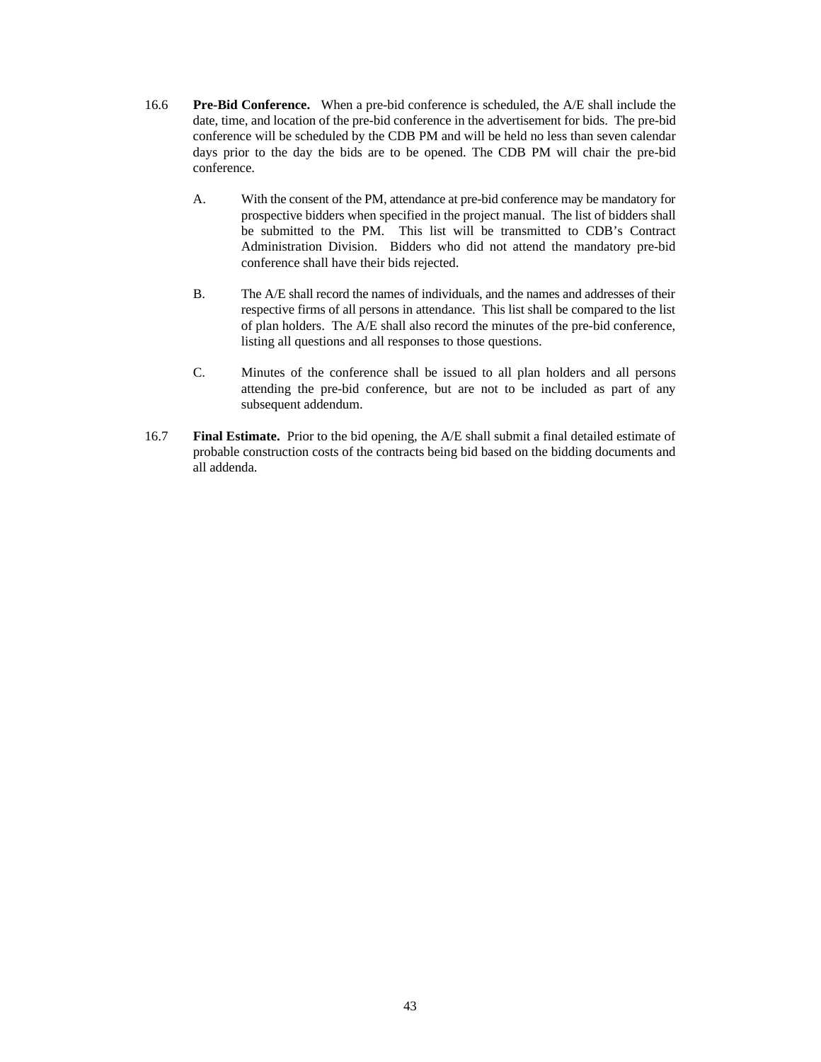16.6 **Pre-Bid Conference.** When a pre-bid conference is scheduled, the A/E shall include the date, time, and location of the pre-bid conference in the advertisement for bids. The pre-bid conference will be scheduled by the CDB PM and will be held no less than seven calendar days prior to the day the bids are to be opened. The CDB PM will chair the pre-bid conference.

A. With the consent of the PM, attendance at pre-bid conference may be mandatory for prospective bidders when specified in the project manual. The list of bidders shall be submitted to the PM. This list will be transmitted to CDB's Contract Administration Division. Bidders who did not attend the mandatory pre-bid conference shall have their bids rejected.

B. The A/E shall record the names of individuals, and the names and addresses of their respective firms of all persons in attendance. This list shall be compared to the list of plan holders. The A/E shall also record the minutes of the pre-bid conference, listing all questions and all responses to those questions.

C. Minutes of the conference shall be issued to all plan holders and all persons attending the pre-bid conference, but are not to be included as part of any subsequent addendum.

16.7 **Final Estimate.** Prior to the bid opening, the A/E shall submit a final detailed estimate of probable construction costs of the contracts being bid based on the bidding documents and all addenda.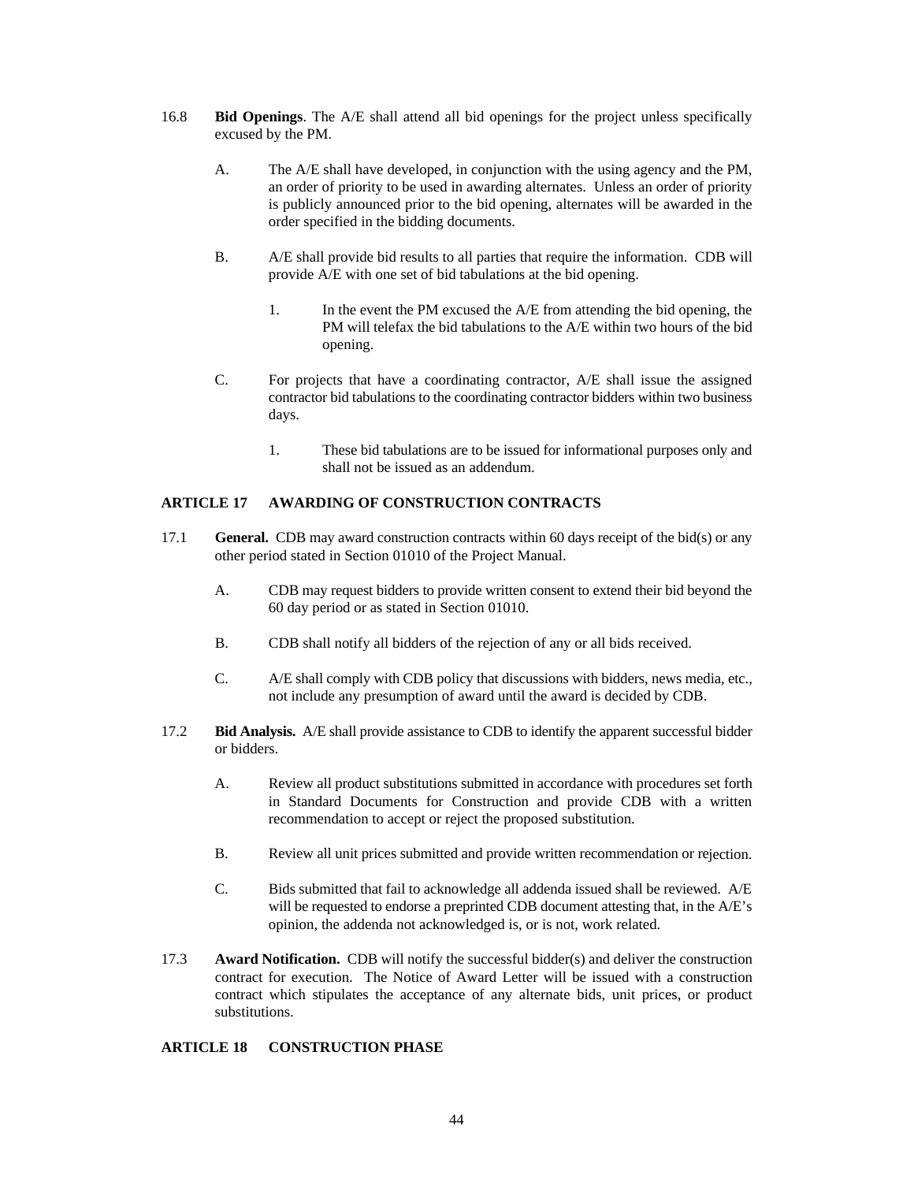16.8 **Bid Openings**. The A/E shall attend all bid openings for the project unless specifically excused by the PM.

A. The A/E shall have developed, in conjunction with the using agency and the PM, an order of priority to be used in awarding alternates. Unless an order of priority is publicly announced prior to the bid opening, alternates will be awarded in the order specified in the bidding documents.

B. A/E shall provide bid results to all parties that require the information. CDB will provide A/E with one set of bid tabulations at the bid opening.

1. In the event the PM excused the A/E from attending the bid opening, the PM will telefax the bid tabulations to the A/E within two hours of the bid opening.

C. For projects that have a coordinating contractor, A/E shall issue the assigned contractor bid tabulations to the coordinating contractor bidders within two business days.

1. These bid tabulations are to be issued for informational purposes only and shall not be issued as an addendum.

## ARTICLE 17 AWARDING OF CONSTRUCTION CONTRACTS

17.1 **General.** CDB may award construction contracts within 60 days receipt of the bid(s) or any other period stated in Section 01010 of the Project Manual.

A. CDB may request bidders to provide written consent to extend their bid beyond the 60 day period or as stated in Section 01010.

B. CDB shall notify all bidders of the rejection of any or all bids received.

C. A/E shall comply with CDB policy that discussions with bidders, news media, etc., not include any presumption of award until the award is decided by CDB.

17.2 **Bid Analysis.** A/E shall provide assistance to CDB to identify the apparent successful bidder or bidders.

A. Review all product substitutions submitted in accordance with procedures set forth in Standard Documents for Construction and provide CDB with a written recommendation to accept or reject the proposed substitution.

B. Review all unit prices submitted and provide written recommendation or rejection.

C. Bids submitted that fail to acknowledge all addenda issued shall be reviewed. A/E will be requested to endorse a preprinted CDB document attesting that, in the A/E's opinion, the addenda not acknowledged is, or is not, work related.

17.3 **Award Notification.** CDB will notify the successful bidder(s) and deliver the construction contract for execution. The Notice of Award Letter will be issued with a construction contract which stipulates the acceptance of any alternate bids, unit prices, or product substitutions.

## ARTICLE 18 CONSTRUCTION PHASE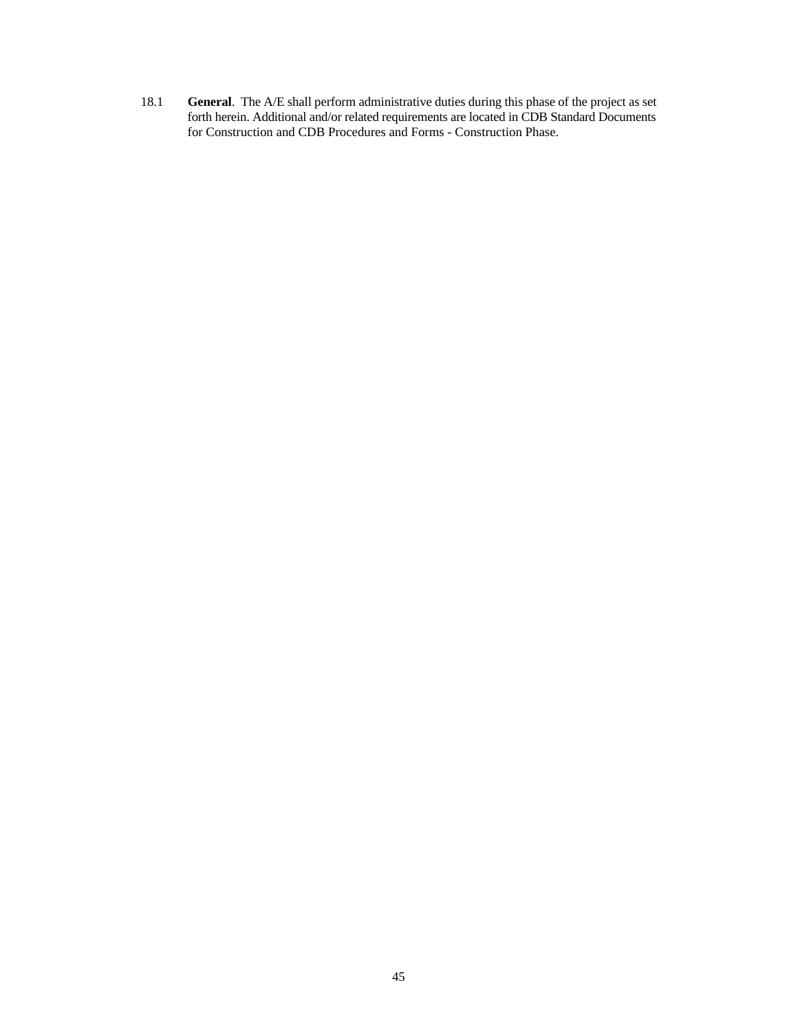18.1 **General**. The A/E shall perform administrative duties during this phase of the project as set forth herein. Additional and/or related requirements are located in CDB Standard Documents for Construction and CDB Procedures and Forms - Construction Phase.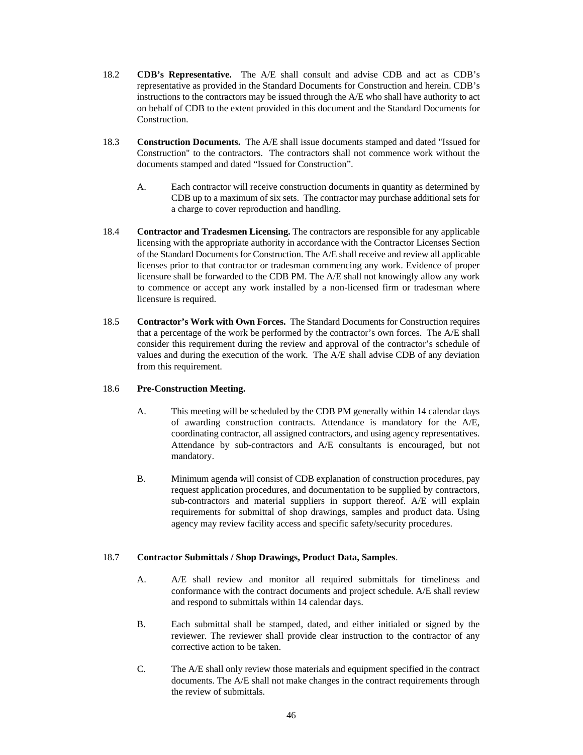18.2 **CDB's Representative.** The A/E shall consult and advise CDB and act as CDB's representative as provided in the Standard Documents for Construction and herein. CDB's instructions to the contractors may be issued through the A/E who shall have authority to act on behalf of CDB to the extent provided in this document and the Standard Documents for Construction.

18.3 **Construction Documents.** The A/E shall issue documents stamped and dated "Issued for Construction" to the contractors. The contractors shall not commence work without the documents stamped and dated "Issued for Construction".

A. Each contractor will receive construction documents in quantity as determined by CDB up to a maximum of six sets. The contractor may purchase additional sets for a charge to cover reproduction and handling.

18.4 **Contractor and Tradesmen Licensing.** The contractors are responsible for any applicable licensing with the appropriate authority in accordance with the Contractor Licenses Section of the Standard Documents for Construction. The A/E shall receive and review all applicable licenses prior to that contractor or tradesman commencing any work. Evidence of proper licensure shall be forwarded to the CDB PM. The A/E shall not knowingly allow any work to commence or accept any work installed by a non-licensed firm or tradesman where licensure is required.

18.5 **Contractor's Work with Own Forces.** The Standard Documents for Construction requires that a percentage of the work be performed by the contractor's own forces. The A/E shall consider this requirement during the review and approval of the contractor's schedule of values and during the execution of the work. The A/E shall advise CDB of any deviation from this requirement.

18.6 **Pre-Construction Meeting.**

A. This meeting will be scheduled by the CDB PM generally within 14 calendar days of awarding construction contracts. Attendance is mandatory for the A/E, coordinating contractor, all assigned contractors, and using agency representatives. Attendance by sub-contractors and A/E consultants is encouraged, but not mandatory.

B. Minimum agenda will consist of CDB explanation of construction procedures, pay request application procedures, and documentation to be supplied by contractors, sub-contractors and material suppliers in support thereof. A/E will explain requirements for submittal of shop drawings, samples and product data. Using agency may review facility access and specific safety/security procedures.

18.7 **Contractor Submittals / Shop Drawings, Product Data, Samples**.

A. A/E shall review and monitor all required submittals for timeliness and conformance with the contract documents and project schedule. A/E shall review and respond to submittals within 14 calendar days.

B. Each submittal shall be stamped, dated, and either initialed or signed by the reviewer. The reviewer shall provide clear instruction to the contractor of any corrective action to be taken.

C. The A/E shall only review those materials and equipment specified in the contract documents. The A/E shall not make changes in the contract requirements through the review of submittals.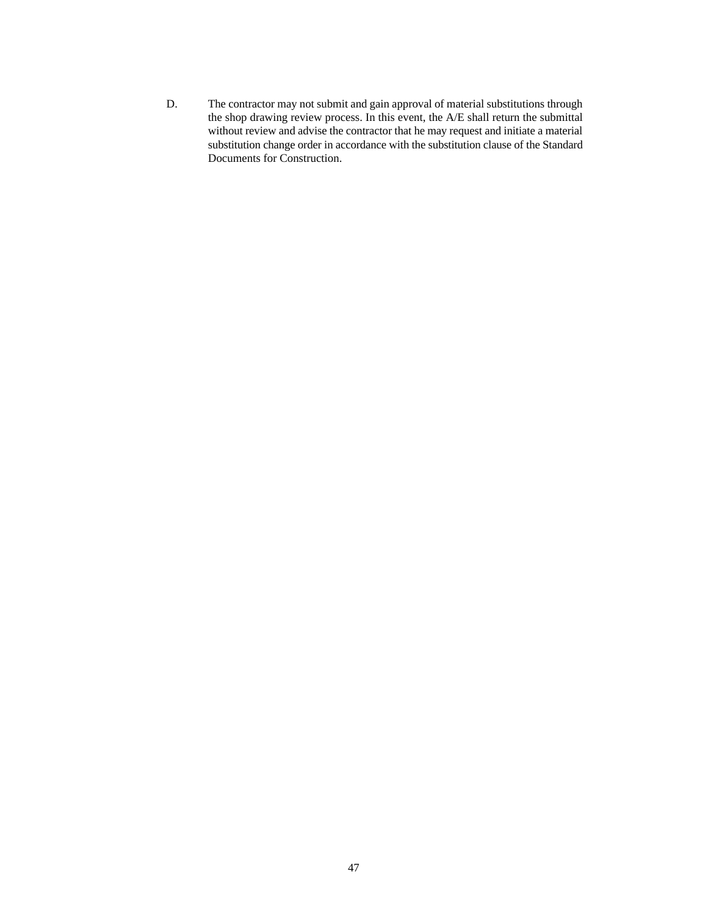D. The contractor may not submit and gain approval of material substitutions through the shop drawing review process. In this event, the A/E shall return the submittal without review and advise the contractor that he may request and initiate a material substitution change order in accordance with the substitution clause of the Standard Documents for Construction.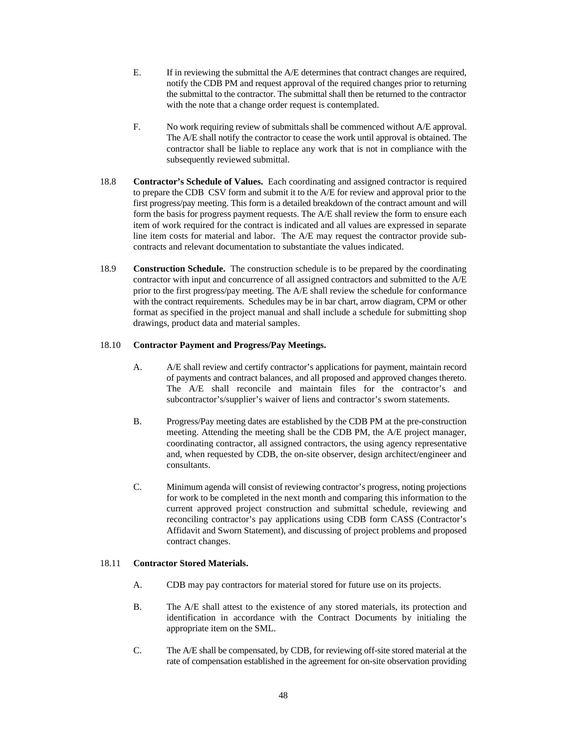E. If in reviewing the submittal the A/E determines that contract changes are required, notify the CDB PM and request approval of the required changes prior to returning the submittal to the contractor. The submittal shall then be returned to the contractor with the note that a change order request is contemplated.

F. No work requiring review of submittals shall be commenced without A/E approval. The A/E shall notify the contractor to cease the work until approval is obtained. The contractor shall be liable to replace any work that is not in compliance with the subsequently reviewed submittal.

18.8 **Contractor's Schedule of Values.** Each coordinating and assigned contractor is required to prepare the CDB CSV form and submit it to the A/E for review and approval prior to the first progress/pay meeting. This form is a detailed breakdown of the contract amount and will form the basis for progress payment requests. The A/E shall review the form to ensure each item of work required for the contract is indicated and all values are expressed in separate line item costs for material and labor. The A/E may request the contractor provide sub-contracts and relevant documentation to substantiate the values indicated.

18.9 **Construction Schedule.** The construction schedule is to be prepared by the coordinating contractor with input and concurrence of all assigned contractors and submitted to the A/E prior to the first progress/pay meeting. The A/E shall review the schedule for conformance with the contract requirements. Schedules may be in bar chart, arrow diagram, CPM or other format as specified in the project manual and shall include a schedule for submitting shop drawings, product data and material samples.

18.10 **Contractor Payment and Progress/Pay Meetings.**

A. A/E shall review and certify contractor's applications for payment, maintain record of payments and contract balances, and all proposed and approved changes thereto. The A/E shall reconcile and maintain files for the contractor's and subcontractor's/supplier's waiver of liens and contractor's sworn statements.

B. Progress/Pay meeting dates are established by the CDB PM at the pre-construction meeting. Attending the meeting shall be the CDB PM, the A/E project manager, coordinating contractor, all assigned contractors, the using agency representative and, when requested by CDB, the on-site observer, design architect/engineer and consultants.

C. Minimum agenda will consist of reviewing contractor's progress, noting projections for work to be completed in the next month and comparing this information to the current approved project construction and submittal schedule, reviewing and reconciling contractor's pay applications using CDB form CASS (Contractor's Affidavit and Sworn Statement), and discussing of project problems and proposed contract changes.

18.11 **Contractor Stored Materials.**

A. CDB may pay contractors for material stored for future use on its projects.

B. The A/E shall attest to the existence of any stored materials, its protection and identification in accordance with the Contract Documents by initialing the appropriate item on the SML.

C. The A/E shall be compensated, by CDB, for reviewing off-site stored material at the rate of compensation established in the agreement for on-site observation providing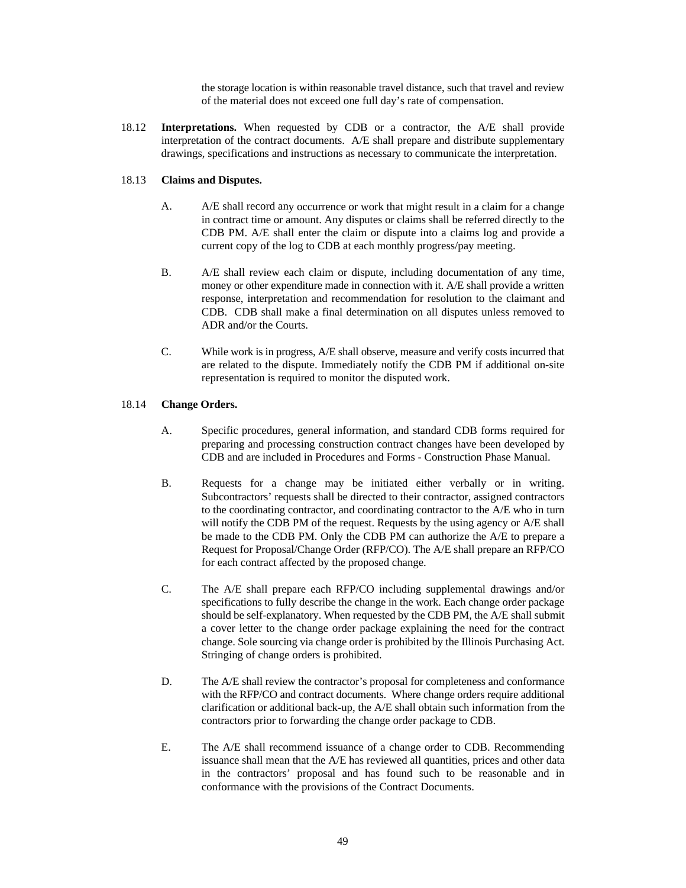the storage location is within reasonable travel distance, such that travel and review of the material does not exceed one full day's rate of compensation.

18.12 **Interpretations.** When requested by CDB or a contractor, the A/E shall provide interpretation of the contract documents. A/E shall prepare and distribute supplementary drawings, specifications and instructions as necessary to communicate the interpretation.

18.13 **Claims and Disputes.**

A. A/E shall record any occurrence or work that might result in a claim for a change in contract time or amount. Any disputes or claims shall be referred directly to the CDB PM. A/E shall enter the claim or dispute into a claims log and provide a current copy of the log to CDB at each monthly progress/pay meeting.

B. A/E shall review each claim or dispute, including documentation of any time, money or other expenditure made in connection with it. A/E shall provide a written response, interpretation and recommendation for resolution to the claimant and CDB. CDB shall make a final determination on all disputes unless removed to ADR and/or the Courts.

C. While work is in progress, A/E shall observe, measure and verify costs incurred that are related to the dispute. Immediately notify the CDB PM if additional on-site representation is required to monitor the disputed work.

18.14 **Change Orders.**

A. Specific procedures, general information, and standard CDB forms required for preparing and processing construction contract changes have been developed by CDB and are included in Procedures and Forms - Construction Phase Manual.

B. Requests for a change may be initiated either verbally or in writing. Subcontractors' requests shall be directed to their contractor, assigned contractors to the coordinating contractor, and coordinating contractor to the A/E who in turn will notify the CDB PM of the request. Requests by the using agency or A/E shall be made to the CDB PM. Only the CDB PM can authorize the A/E to prepare a Request for Proposal/Change Order (RFP/CO). The A/E shall prepare an RFP/CO for each contract affected by the proposed change.

C. The A/E shall prepare each RFP/CO including supplemental drawings and/or specifications to fully describe the change in the work. Each change order package should be self-explanatory. When requested by the CDB PM, the A/E shall submit a cover letter to the change order package explaining the need for the contract change. Sole sourcing via change order is prohibited by the Illinois Purchasing Act. Stringing of change orders is prohibited.

D. The A/E shall review the contractor's proposal for completeness and conformance with the RFP/CO and contract documents. Where change orders require additional clarification or additional back-up, the A/E shall obtain such information from the contractors prior to forwarding the change order package to CDB.

E. The A/E shall recommend issuance of a change order to CDB. Recommending issuance shall mean that the A/E has reviewed all quantities, prices and other data in the contractors' proposal and has found such to be reasonable and in conformance with the provisions of the Contract Documents.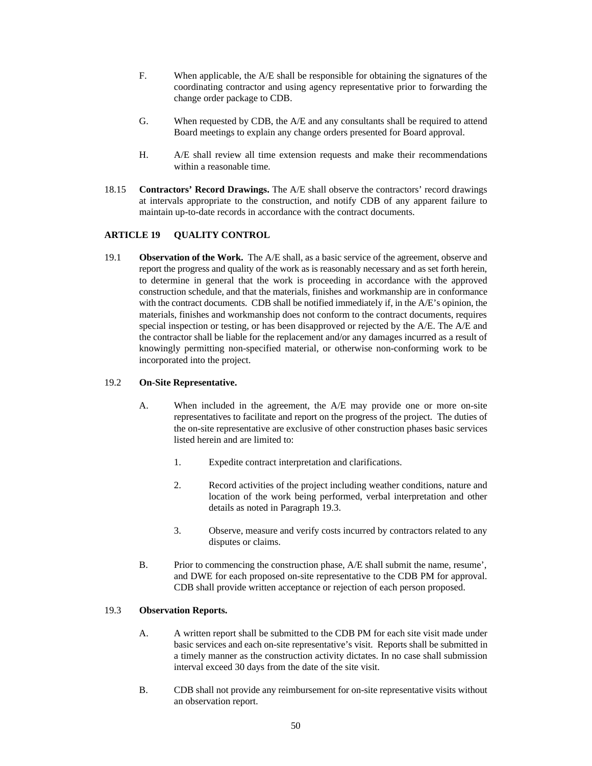F. When applicable, the A/E shall be responsible for obtaining the signatures of the coordinating contractor and using agency representative prior to forwarding the change order package to CDB.

G. When requested by CDB, the A/E and any consultants shall be required to attend Board meetings to explain any change orders presented for Board approval.

H. A/E shall review all time extension requests and make their recommendations within a reasonable time.

18.15 **Contractors' Record Drawings.** The A/E shall observe the contractors' record drawings at intervals appropriate to the construction, and notify CDB of any apparent failure to maintain up-to-date records in accordance with the contract documents.

## ARTICLE 19 QUALITY CONTROL

19.1 **Observation of the Work.** The A/E shall, as a basic service of the agreement, observe and report the progress and quality of the work as is reasonably necessary and as set forth herein, to determine in general that the work is proceeding in accordance with the approved construction schedule, and that the materials, finishes and workmanship are in conformance with the contract documents. CDB shall be notified immediately if, in the A/E's opinion, the materials, finishes and workmanship does not conform to the contract documents, requires special inspection or testing, or has been disapproved or rejected by the A/E. The A/E and the contractor shall be liable for the replacement and/or any damages incurred as a result of knowingly permitting non-specified material, or otherwise non-conforming work to be incorporated into the project.

19.2 **On-Site Representative.**

A. When included in the agreement, the A/E may provide one or more on-site representatives to facilitate and report on the progress of the project. The duties of the on-site representative are exclusive of other construction phases basic services listed herein and are limited to:

1. Expedite contract interpretation and clarifications.

2. Record activities of the project including weather conditions, nature and location of the work being performed, verbal interpretation and other details as noted in Paragraph 19.3.

3. Observe, measure and verify costs incurred by contractors related to any disputes or claims.

B. Prior to commencing the construction phase, A/E shall submit the name, resume', and DWE for each proposed on-site representative to the CDB PM for approval. CDB shall provide written acceptance or rejection of each person proposed.

19.3 **Observation Reports.**

A. A written report shall be submitted to the CDB PM for each site visit made under basic services and each on-site representative's visit. Reports shall be submitted in a timely manner as the construction activity dictates. In no case shall submission interval exceed 30 days from the date of the site visit.

B. CDB shall not provide any reimbursement for on-site representative visits without an observation report.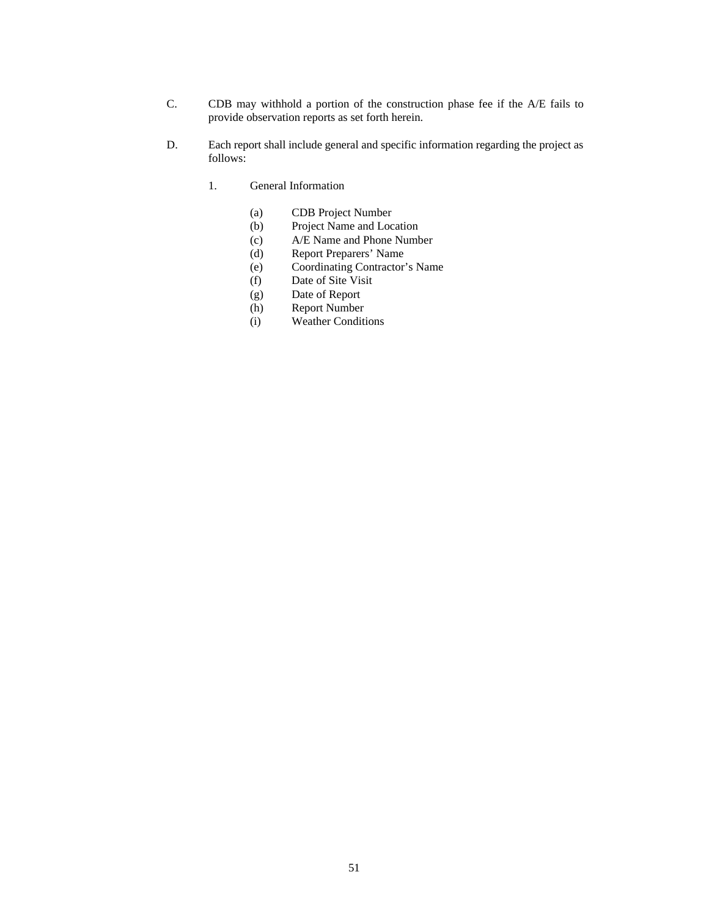C. CDB may withhold a portion of the construction phase fee if the A/E fails to provide observation reports as set forth herein.

D. Each report shall include general and specific information regarding the project as follows:

   1. General Information

      (a) CDB Project Number
      (b) Project Name and Location
      (c) A/E Name and Phone Number
      (d) Report Preparers' Name
      (e) Coordinating Contractor's Name
      (f) Date of Site Visit
      (g) Date of Report
      (h) Report Number
      (i) Weather Conditions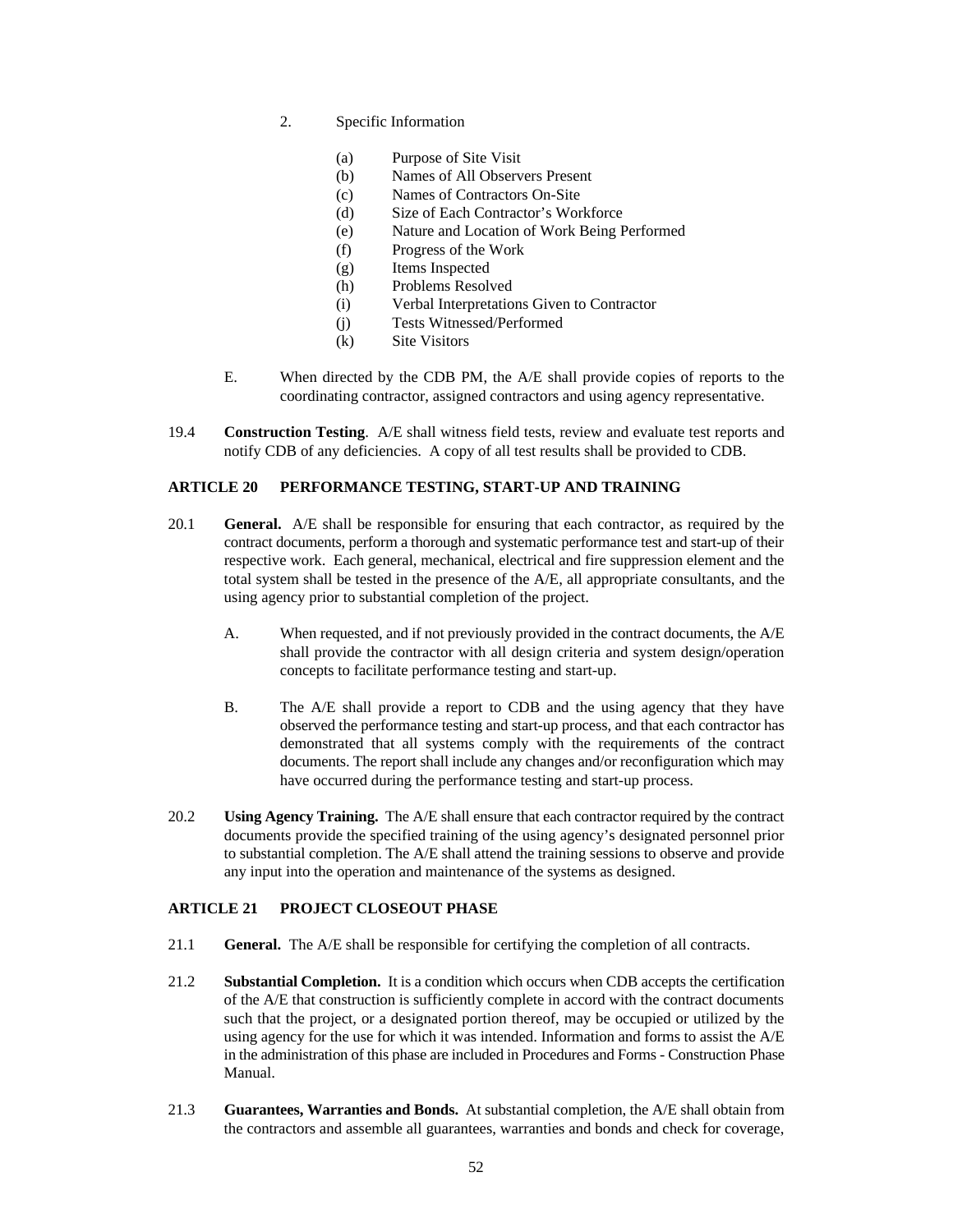2. Specific Information

   (a) Purpose of Site Visit
   (b) Names of All Observers Present
   (c) Names of Contractors On-Site
   (d) Size of Each Contractor's Workforce
   (e) Nature and Location of Work Being Performed
   (f) Progress of the Work
   (g) Items Inspected
   (h) Problems Resolved
   (i) Verbal Interpretations Given to Contractor
   (j) Tests Witnessed/Performed
   (k) Site Visitors

E. When directed by the CDB PM, the A/E shall provide copies of reports to the coordinating contractor, assigned contractors and using agency representative.

19.4 **Construction Testing**. A/E shall witness field tests, review and evaluate test reports and notify CDB of any deficiencies. A copy of all test results shall be provided to CDB.

### ARTICLE 20 PERFORMANCE TESTING, START-UP AND TRAINING

20.1 **General.** A/E shall be responsible for ensuring that each contractor, as required by the contract documents, perform a thorough and systematic performance test and start-up of their respective work. Each general, mechanical, electrical and fire suppression element and the total system shall be tested in the presence of the A/E, all appropriate consultants, and the using agency prior to substantial completion of the project.

A. When requested, and if not previously provided in the contract documents, the A/E shall provide the contractor with all design criteria and system design/operation concepts to facilitate performance testing and start-up.

B. The A/E shall provide a report to CDB and the using agency that they have observed the performance testing and start-up process, and that each contractor has demonstrated that all systems comply with the requirements of the contract documents. The report shall include any changes and/or reconfiguration which may have occurred during the performance testing and start-up process.

20.2 **Using Agency Training.** The A/E shall ensure that each contractor required by the contract documents provide the specified training of the using agency's designated personnel prior to substantial completion. The A/E shall attend the training sessions to observe and provide any input into the operation and maintenance of the systems as designed.

### ARTICLE 21 PROJECT CLOSEOUT PHASE

21.1 **General.** The A/E shall be responsible for certifying the completion of all contracts.

21.2 **Substantial Completion.** It is a condition which occurs when CDB accepts the certification of the A/E that construction is sufficiently complete in accord with the contract documents such that the project, or a designated portion thereof, may be occupied or utilized by the using agency for the use for which it was intended. Information and forms to assist the A/E in the administration of this phase are included in Procedures and Forms - Construction Phase Manual.

21.3 **Guarantees, Warranties and Bonds.** At substantial completion, the A/E shall obtain from the contractors and assemble all guarantees, warranties and bonds and check for coverage,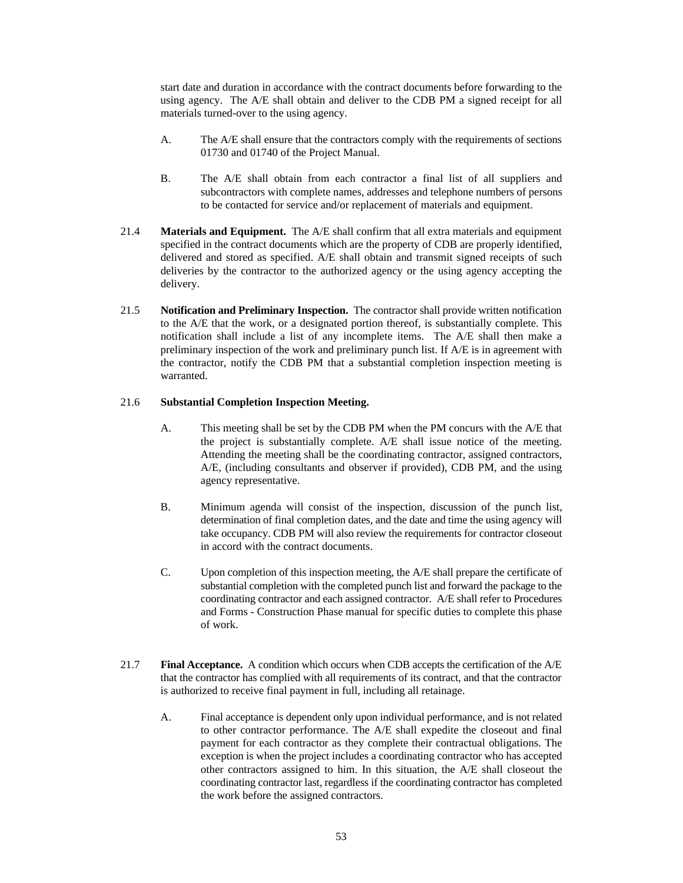start date and duration in accordance with the contract documents before forwarding to the using agency. The A/E shall obtain and deliver to the CDB PM a signed receipt for all materials turned-over to the using agency.

A. The A/E shall ensure that the contractors comply with the requirements of sections 01730 and 01740 of the Project Manual.

B. The A/E shall obtain from each contractor a final list of all suppliers and subcontractors with complete names, addresses and telephone numbers of persons to be contacted for service and/or replacement of materials and equipment.

21.4 **Materials and Equipment.** The A/E shall confirm that all extra materials and equipment specified in the contract documents which are the property of CDB are properly identified, delivered and stored as specified. A/E shall obtain and transmit signed receipts of such deliveries by the contractor to the authorized agency or the using agency accepting the delivery.

21.5 **Notification and Preliminary Inspection.** The contractor shall provide written notification to the A/E that the work, or a designated portion thereof, is substantially complete. This notification shall include a list of any incomplete items. The A/E shall then make a preliminary inspection of the work and preliminary punch list. If A/E is in agreement with the contractor, notify the CDB PM that a substantial completion inspection meeting is warranted.

21.6 **Substantial Completion Inspection Meeting.**

A. This meeting shall be set by the CDB PM when the PM concurs with the A/E that the project is substantially complete. A/E shall issue notice of the meeting. Attending the meeting shall be the coordinating contractor, assigned contractors, A/E, (including consultants and observer if provided), CDB PM, and the using agency representative.

B. Minimum agenda will consist of the inspection, discussion of the punch list, determination of final completion dates, and the date and time the using agency will take occupancy. CDB PM will also review the requirements for contractor closeout in accord with the contract documents.

C. Upon completion of this inspection meeting, the A/E shall prepare the certificate of substantial completion with the completed punch list and forward the package to the coordinating contractor and each assigned contractor. A/E shall refer to Procedures and Forms - Construction Phase manual for specific duties to complete this phase of work.

21.7 **Final Acceptance.** A condition which occurs when CDB accepts the certification of the A/E that the contractor has complied with all requirements of its contract, and that the contractor is authorized to receive final payment in full, including all retainage.

A. Final acceptance is dependent only upon individual performance, and is not related to other contractor performance. The A/E shall expedite the closeout and final payment for each contractor as they complete their contractual obligations. The exception is when the project includes a coordinating contractor who has accepted other contractors assigned to him. In this situation, the A/E shall closeout the coordinating contractor last, regardless if the coordinating contractor has completed the work before the assigned contractors.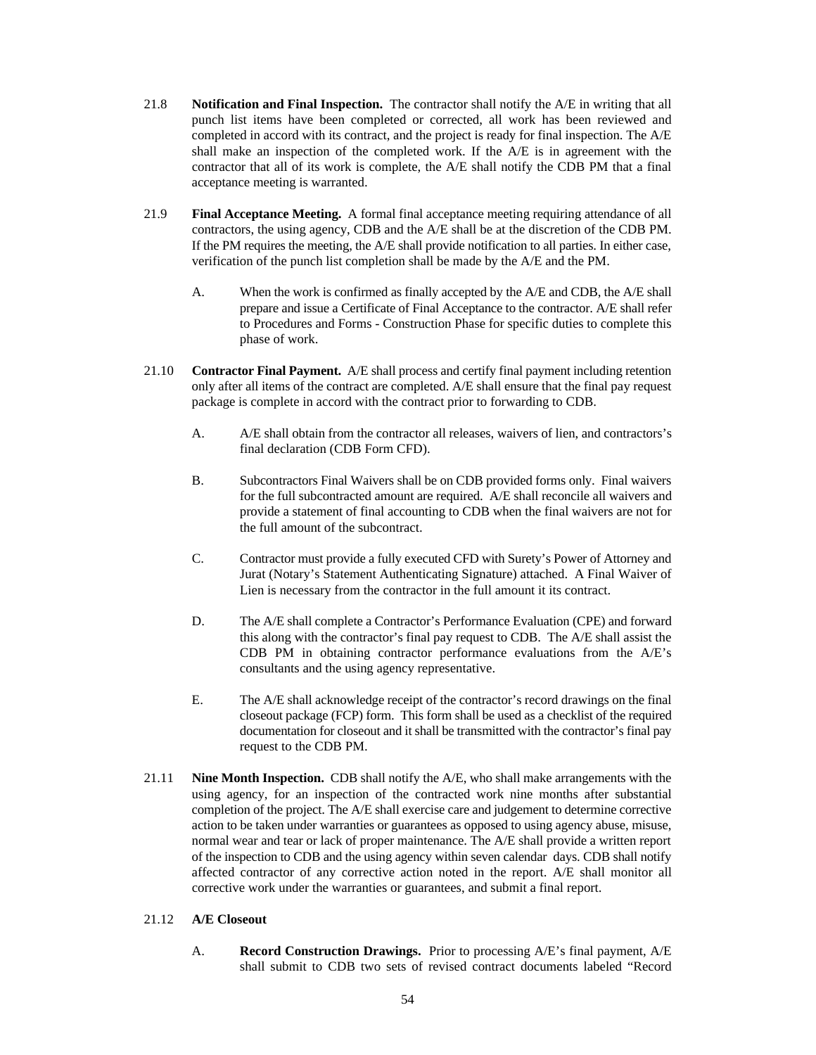21.8 **Notification and Final Inspection.** The contractor shall notify the A/E in writing that all punch list items have been completed or corrected, all work has been reviewed and completed in accord with its contract, and the project is ready for final inspection. The A/E shall make an inspection of the completed work. If the A/E is in agreement with the contractor that all of its work is complete, the A/E shall notify the CDB PM that a final acceptance meeting is warranted.

21.9 **Final Acceptance Meeting.** A formal final acceptance meeting requiring attendance of all contractors, the using agency, CDB and the A/E shall be at the discretion of the CDB PM. If the PM requires the meeting, the A/E shall provide notification to all parties. In either case, verification of the punch list completion shall be made by the A/E and the PM.

A. When the work is confirmed as finally accepted by the A/E and CDB, the A/E shall prepare and issue a Certificate of Final Acceptance to the contractor. A/E shall refer to Procedures and Forms - Construction Phase for specific duties to complete this phase of work.

21.10 **Contractor Final Payment.** A/E shall process and certify final payment including retention only after all items of the contract are completed. A/E shall ensure that the final pay request package is complete in accord with the contract prior to forwarding to CDB.

A. A/E shall obtain from the contractor all releases, waivers of lien, and contractors's final declaration (CDB Form CFD).

B. Subcontractors Final Waivers shall be on CDB provided forms only. Final waivers for the full subcontracted amount are required. A/E shall reconcile all waivers and provide a statement of final accounting to CDB when the final waivers are not for the full amount of the subcontract.

C. Contractor must provide a fully executed CFD with Surety's Power of Attorney and Jurat (Notary's Statement Authenticating Signature) attached. A Final Waiver of Lien is necessary from the contractor in the full amount it its contract.

D. The A/E shall complete a Contractor's Performance Evaluation (CPE) and forward this along with the contractor's final pay request to CDB. The A/E shall assist the CDB PM in obtaining contractor performance evaluations from the A/E's consultants and the using agency representative.

E. The A/E shall acknowledge receipt of the contractor's record drawings on the final closeout package (FCP) form. This form shall be used as a checklist of the required documentation for closeout and it shall be transmitted with the contractor's final pay request to the CDB PM.

21.11 **Nine Month Inspection.** CDB shall notify the A/E, who shall make arrangements with the using agency, for an inspection of the contracted work nine months after substantial completion of the project. The A/E shall exercise care and judgement to determine corrective action to be taken under warranties or guarantees as opposed to using agency abuse, misuse, normal wear and tear or lack of proper maintenance. The A/E shall provide a written report of the inspection to CDB and the using agency within seven calendar days. CDB shall notify affected contractor of any corrective action noted in the report. A/E shall monitor all corrective work under the warranties or guarantees, and submit a final report.

21.12 **A/E Closeout**

A. **Record Construction Drawings.** Prior to processing A/E's final payment, A/E shall submit to CDB two sets of revised contract documents labeled "Record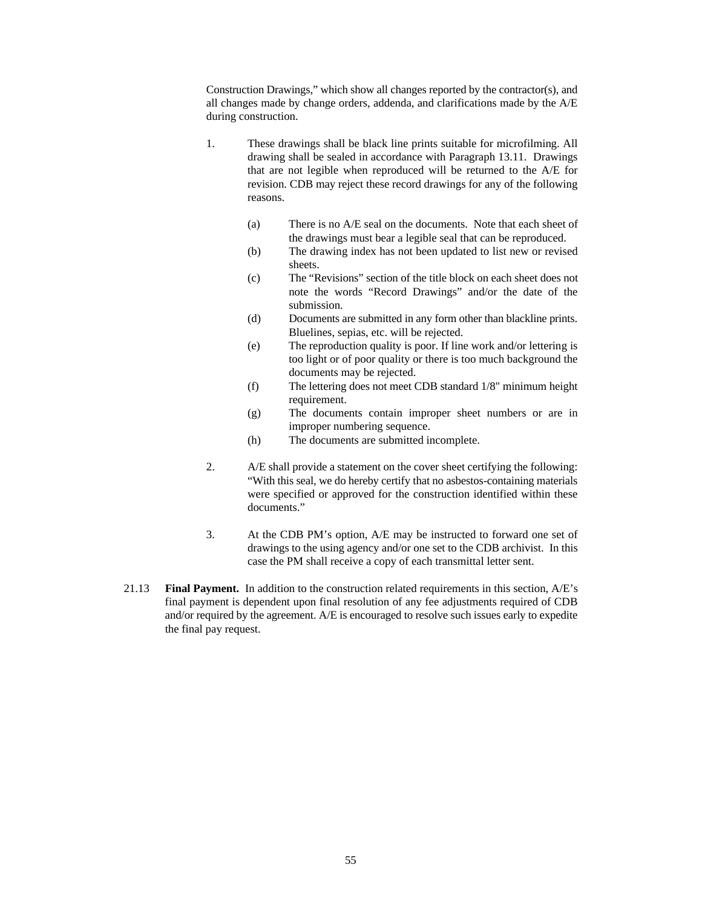Construction Drawings," which show all changes reported by the contractor(s), and all changes made by change orders, addenda, and clarifications made by the A/E during construction.

1. These drawings shall be black line prints suitable for microfilming. All drawing shall be sealed in accordance with Paragraph 13.11. Drawings that are not legible when reproduced will be returned to the A/E for revision. CDB may reject these record drawings for any of the following reasons.

   (a) There is no A/E seal on the documents. Note that each sheet of the drawings must bear a legible seal that can be reproduced.
   (b) The drawing index has not been updated to list new or revised sheets.
   (c) The "Revisions" section of the title block on each sheet does not note the words "Record Drawings" and/or the date of the submission.
   (d) Documents are submitted in any form other than blackline prints. Bluelines, sepias, etc. will be rejected.
   (e) The reproduction quality is poor. If line work and/or lettering is too light or of poor quality or there is too much background the documents may be rejected.
   (f) The lettering does not meet CDB standard 1/8" minimum height requirement.
   (g) The documents contain improper sheet numbers or are in improper numbering sequence.
   (h) The documents are submitted incomplete.

2. A/E shall provide a statement on the cover sheet certifying the following: "With this seal, we do hereby certify that no asbestos-containing materials were specified or approved for the construction identified within these documents."

3. At the CDB PM's option, A/E may be instructed to forward one set of drawings to the using agency and/or one set to the CDB archivist. In this case the PM shall receive a copy of each transmittal letter sent.

21.13 **Final Payment.** In addition to the construction related requirements in this section, A/E's final payment is dependent upon final resolution of any fee adjustments required of CDB and/or required by the agreement. A/E is encouraged to resolve such issues early to expedite the final pay request.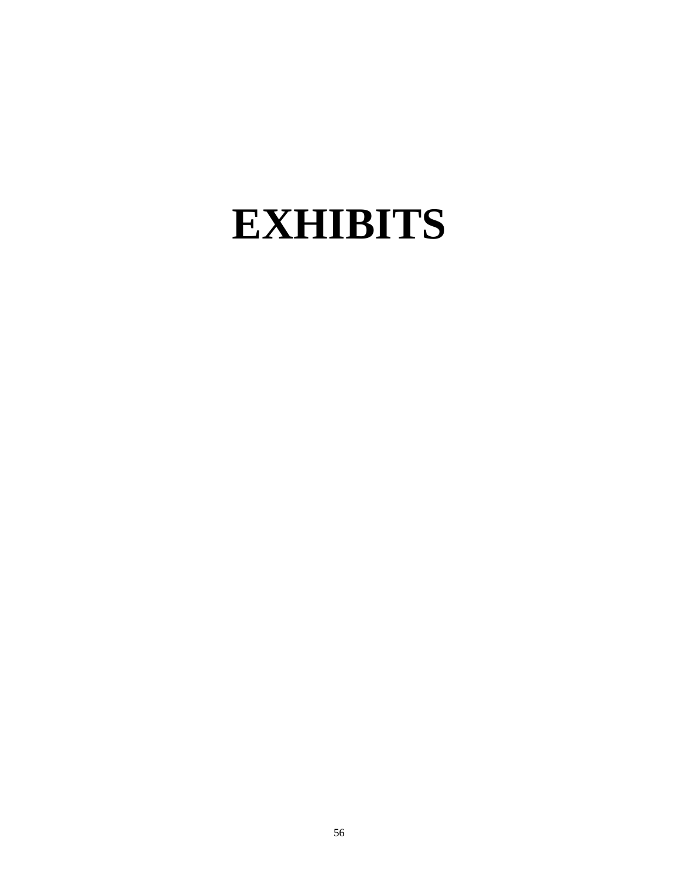# EXHIBITS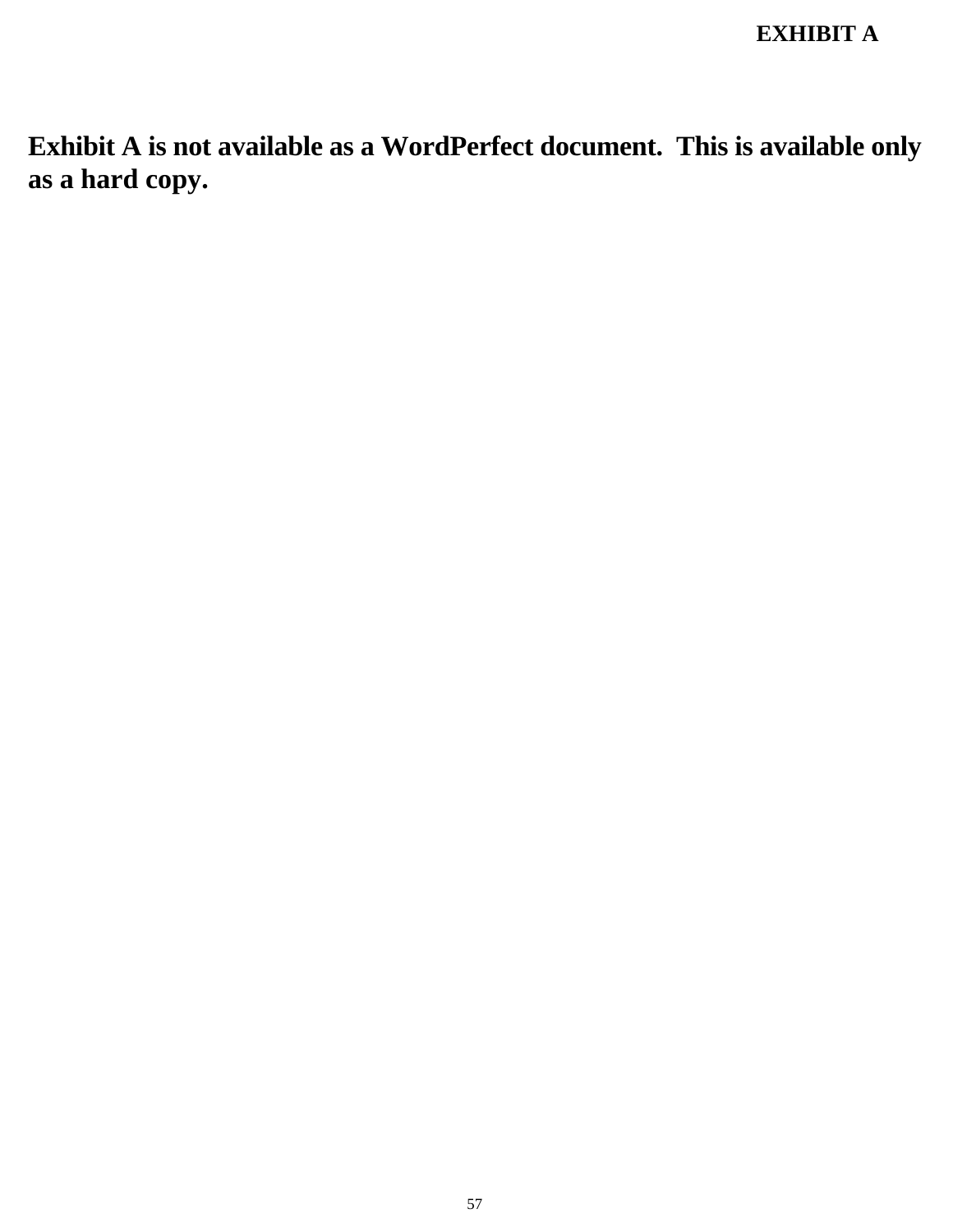**EXHIBIT A**

**Exhibit A is not available as a WordPerfect document. This is available only as a hard copy.**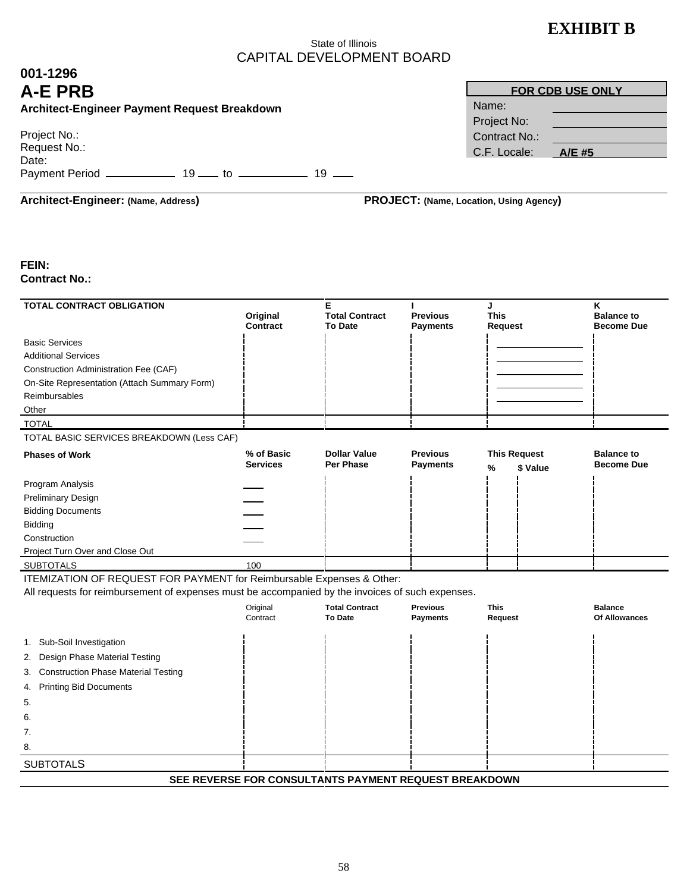# EXHIBIT B

State of Illinois
CAPITAL DEVELOPMENT BOARD

**001-1296**

## A-E PRB

**Architect-Engineer Payment Request Breakdown**

| FOR CDB USE ONLY | |
|---|---|
| Name: | |
| Project No: | |
| Contract No.: | |
| C.F. Locale: | A/E #5 |

Project No.:
Request No.:
Date:
Payment Period ____________ 19 ___ to ____________ 19 ___

**Architect-Engineer: (Name, Address)**

**PROJECT: (Name, Location, Using Agency)**

**FEIN:**
**Contract No.:**

| TOTAL CONTRACT OBLIGATION | Original Contract | E Total Contract To Date | I Previous Payments | J This Request | K Balance to Become Due |
|---|---|---|---|---|---|
| Basic Services | | | | | |
| Additional Services | | | | | |
| Construction Administration Fee (CAF) | | | | | |
| On-Site Representation (Attach Summary Form) | | | | | |
| Reimbursables | | | | | |
| Other | | | | | |
| TOTAL | | | | | |

TOTAL BASIC SERVICES BREAKDOWN (Less CAF)

| Phases of Work | % of Basic Services | Dollar Value Per Phase | Previous Payments | This Request % | This Request $ Value | Balance to Become Due |
|---|---|---|---|---|---|---|
| Program Analysis | | | | | | |
| Preliminary Design | | | | | | |
| Bidding Documents | | | | | | |
| Bidding | | | | | | |
| Construction | | | | | | |
| Project Turn Over and Close Out | | | | | | |
| SUBTOTALS | 100 | | | | | |

ITEMIZATION OF REQUEST FOR PAYMENT for Reimbursable Expenses & Other:
All requests for reimbursement of expenses must be accompanied by the invoices of such expenses.

| | Original Contract | Total Contract To Date | Previous Payments | This Request | Balance Of Allowances |
|---|---|---|---|---|---|
| 1. Sub-Soil Investigation | | | | | |
| 2. Design Phase Material Testing | | | | | |
| 3. Construction Phase Material Testing | | | | | |
| 4. Printing Bid Documents | | | | | |
| 5. | | | | | |
| 6. | | | | | |
| 7. | | | | | |
| 8. | | | | | |
| SUBTOTALS | | | | | |

**SEE REVERSE FOR CONSULTANTS PAYMENT REQUEST BREAKDOWN**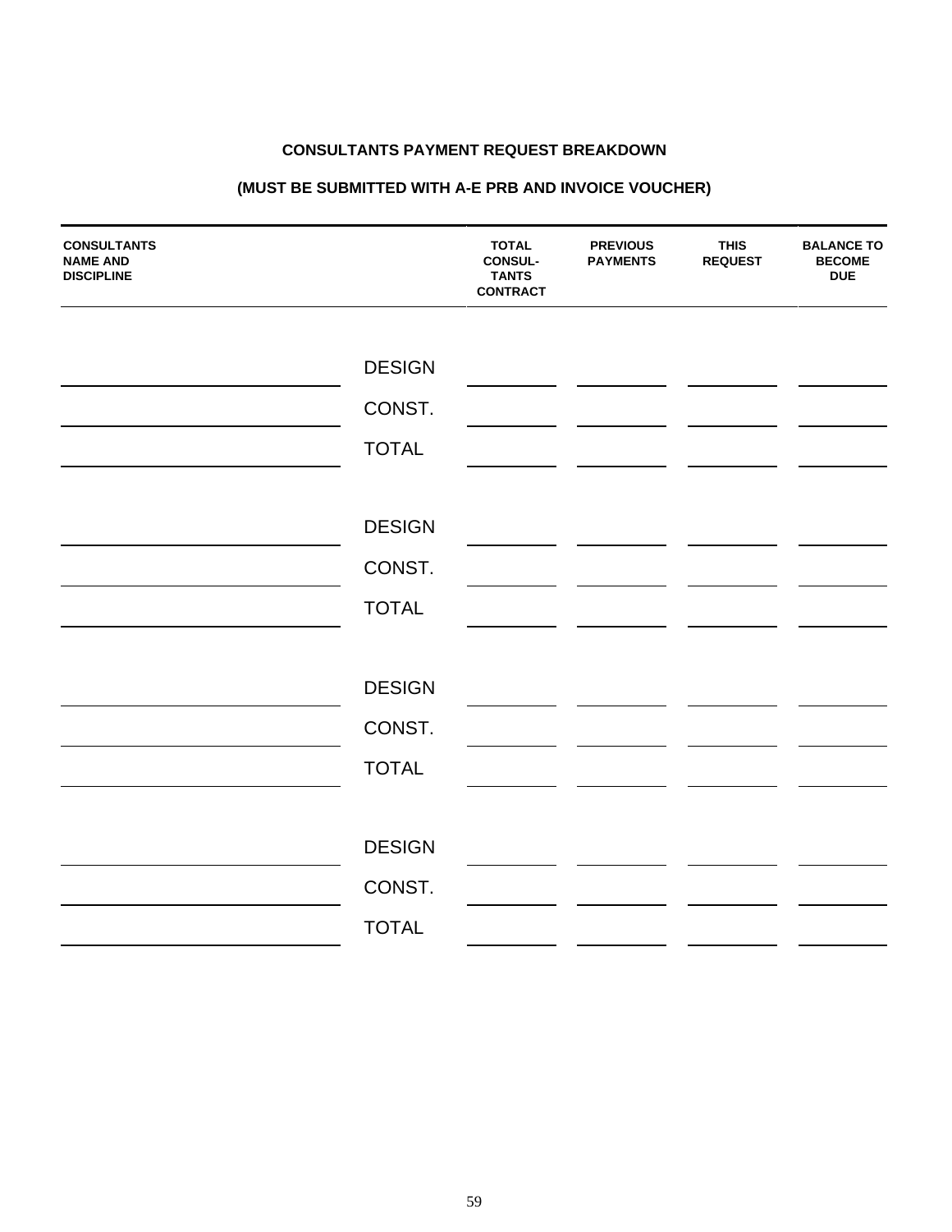**CONSULTANTS PAYMENT REQUEST BREAKDOWN**

**(MUST BE SUBMITTED WITH A-E PRB AND INVOICE VOUCHER)**

| CONSULTANTS NAME AND DISCIPLINE | | TOTAL CONSUL-TANTS CONTRACT | PREVIOUS PAYMENTS | THIS REQUEST | BALANCE TO BECOME DUE |
|---|---|---|---|---|---|
| | DESIGN | | | | |
| | CONST. | | | | |
| | TOTAL | | | | |
| | DESIGN | | | | |
| | CONST. | | | | |
| | TOTAL | | | | |
| | DESIGN | | | | |
| | CONST. | | | | |
| | TOTAL | | | | |
| | DESIGN | | | | |
| | CONST. | | | | |
| | TOTAL | | | | |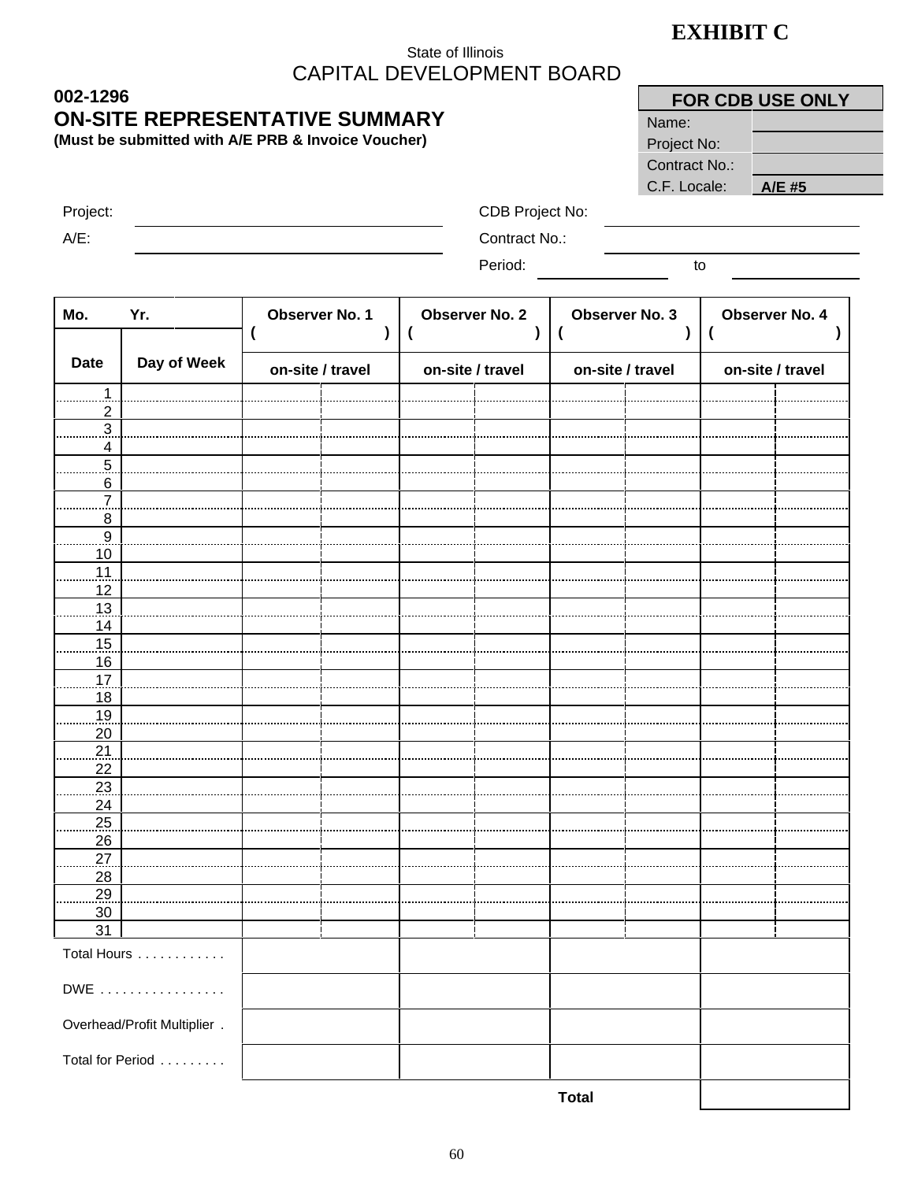**EXHIBIT C**

State of Illinois

CAPITAL DEVELOPMENT BOARD

**002-1296**

## ON-SITE REPRESENTATIVE SUMMARY

**(Must be submitted with A/E PRB & Invoice Voucher)**

| FOR CDB USE ONLY | |
|---|---|
| Name: | |
| Project No: | |
| Contract No.: | |
| C.F. Locale: | A/E #5 |

Project: ____________________ CDB Project No: ____________________

A/E: ____________________ Contract No.: ____________________

Period: ____________ to ____________

| Mo. Yr. | | Observer No. 1 ( ) | | Observer No. 2 ( ) | | Observer No. 3 ( ) | | Observer No. 4 ( ) | |
|---|---|---|---|---|---|---|---|---|---|
| Date | Day of Week | on-site / travel | | on-site / travel | | on-site / travel | | on-site / travel | |
| 1 | | | | | | | | | |
| 2 | | | | | | | | | |
| 3 | | | | | | | | | |
| 4 | | | | | | | | | |
| 5 | | | | | | | | | |
| 6 | | | | | | | | | |
| 7 | | | | | | | | | |
| 8 | | | | | | | | | |
| 9 | | | | | | | | | |
| 10 | | | | | | | | | |
| 11 | | | | | | | | | |
| 12 | | | | | | | | | |
| 13 | | | | | | | | | |
| 14 | | | | | | | | | |
| 15 | | | | | | | | | |
| 16 | | | | | | | | | |
| 17 | | | | | | | | | |
| 18 | | | | | | | | | |
| 19 | | | | | | | | | |
| 20 | | | | | | | | | |
| 21 | | | | | | | | | |
| 22 | | | | | | | | | |
| 23 | | | | | | | | | |
| 24 | | | | | | | | | |
| 25 | | | | | | | | | |
| 26 | | | | | | | | | |
| 27 | | | | | | | | | |
| 28 | | | | | | | | | |
| 29 | | | | | | | | | |
| 30 | | | | | | | | | |
| 31 | | | | | | | | | |
| Total Hours . . . . . . . . . . . . | | | | | | | | | |
| DWE . . . . . . . . . . . . . . . . . | | | | | | | | | |
| Overhead/Profit Multiplier . | | | | | | | | | |
| Total for Period . . . . . . . . . | | | | | | | | | |
| | | | | | | Total | | | |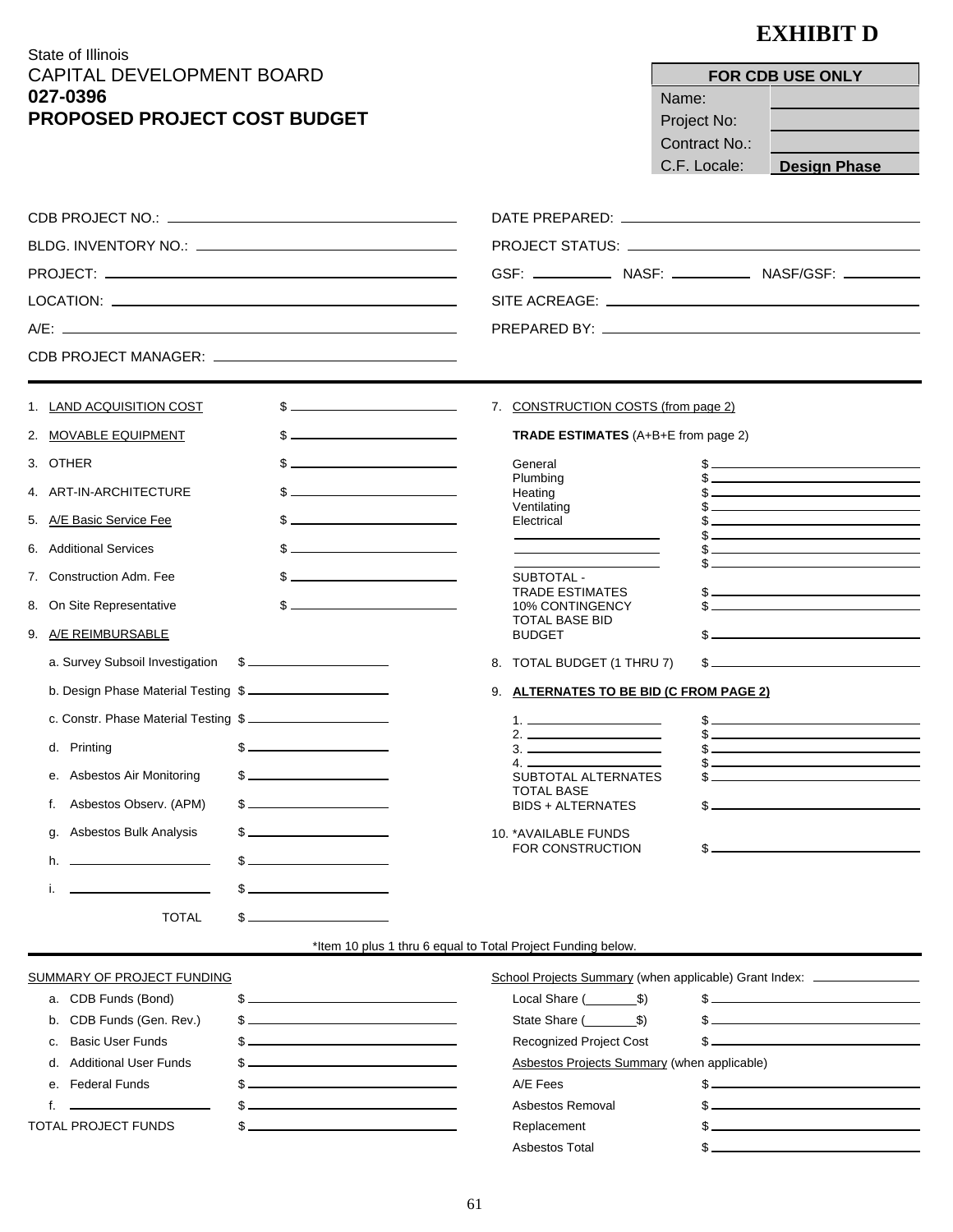# EXHIBIT D

State of Illinois
CAPITAL DEVELOPMENT BOARD
**027-0396**
**PROPOSED PROJECT COST BUDGET**

| FOR CDB USE ONLY | |
|---|---|
| Name: | |
| Project No: | |
| Contract No.: | |
| C.F. Locale: | **Design Phase** |

CDB PROJECT NO.: ____________________
BLDG. INVENTORY NO.: ____________________
PROJECT: ____________________
LOCATION: ____________________
A/E: ____________________
CDB PROJECT MANAGER: ____________________

DATE PREPARED: ____________________
PROJECT STATUS: ____________________
GSF: __________ NASF: __________ NASF/GSF: __________
SITE ACREAGE: ____________________
PREPARED BY: ____________________

1. LAND ACQUISITION COST $ __________
2. MOVABLE EQUIPMENT $ __________
3. OTHER $ __________
4. ART-IN-ARCHITECTURE $ __________
5. A/E Basic Service Fee $ __________
6. Additional Services $ __________
7. Construction Adm. Fee $ __________
8. On Site Representative $ __________
9. A/E REIMBURSABLE
   - a. Survey Subsoil Investigation $ __________
   - b. Design Phase Material Testing $ __________
   - c. Constr. Phase Material Testing $ __________
   - d. Printing $ __________
   - e. Asbestos Air Monitoring $ __________
   - f. Asbestos Observ. (APM) $ __________
   - g. Asbestos Bulk Analysis $ __________
   - h. __________ $ __________
   - i. __________ $ __________
   - TOTAL $ __________

7. CONSTRUCTION COSTS (from page 2)

   **TRADE ESTIMATES** (A+B+E from page 2)

   - General $ __________
   - Plumbing $ __________
   - Heating $ __________
   - Ventilating $ __________
   - Electrical $ __________
   - __________ $ __________
   - __________ $ __________
   - __________ $ __________
   - SUBTOTAL - TRADE ESTIMATES $ __________
   - 10% CONTINGENCY $ __________
   - TOTAL BASE BID BUDGET $ __________

8. TOTAL BUDGET (1 THRU 7) $ __________

9. **ALTERNATES TO BE BID (C FROM PAGE 2)**

   1. __________ $ __________
   2. __________ $ __________
   3. __________ $ __________
   4. __________ $ __________

   - SUBTOTAL ALTERNATES $ __________
   - TOTAL BASE BIDS + ALTERNATES $ __________

10. *AVAILABLE FUNDS FOR CONSTRUCTION $ __________

*Item 10 plus 1 thru 6 equal to Total Project Funding below.

SUMMARY OF PROJECT FUNDING

- a. CDB Funds (Bond) $ __________
- b. CDB Funds (Gen. Rev.) $ __________
- c. Basic User Funds $ __________
- d. Additional User Funds $ __________
- e. Federal Funds $ __________
- f. __________ $ __________

TOTAL PROJECT FUNDS $ __________

School Projects Summary (when applicable) Grant Index: __________

- Local Share (_______$) $ __________
- State Share (_______$) $ __________
- Recognized Project Cost $ __________

Asbestos Projects Summary (when applicable)

- A/E Fees $ __________
- Asbestos Removal $ __________
- Replacement $ __________
- Asbestos Total $ __________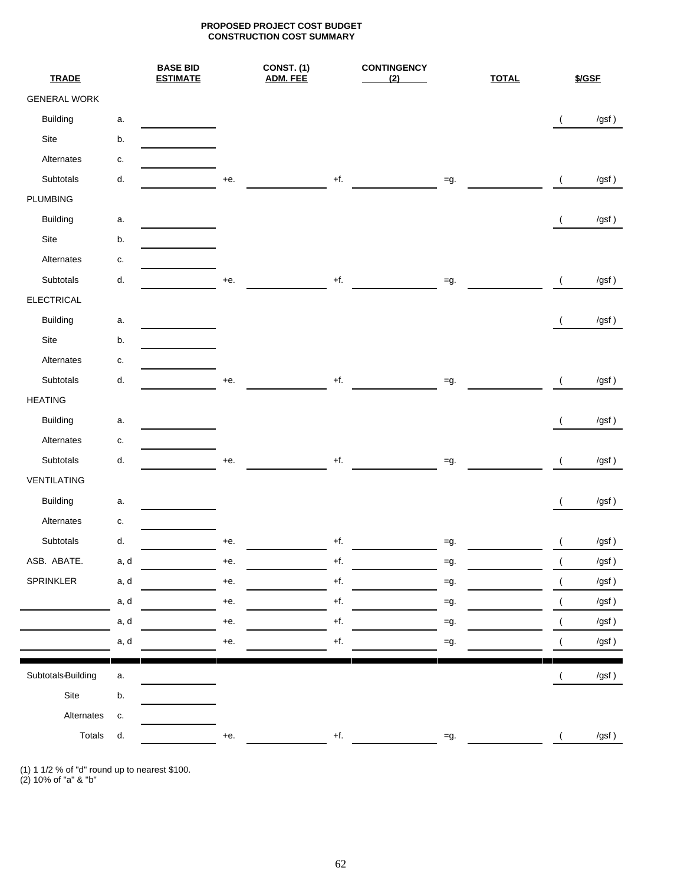**PROPOSED PROJECT COST BUDGET**
**CONSTRUCTION COST SUMMARY**

| TRADE | | BASE BID ESTIMATE | | CONST. (1) ADM. FEE | | CONTINGENCY (2) | | TOTAL | $/GSF |
|---|---|---|---|---|---|---|---|---|---|
| GENERAL WORK | | | | | | | | | |
| Building | a. | | | | | | | | ( /gsf ) |
| Site | b. | | | | | | | | |
| Alternates | c. | | | | | | | | |
| Subtotals | d. | | +e. | | +f. | | =g. | | ( /gsf ) |
| PLUMBING | | | | | | | | | |
| Building | a. | | | | | | | | ( /gsf ) |
| Site | b. | | | | | | | | |
| Alternates | c. | | | | | | | | |
| Subtotals | d. | | +e. | | +f. | | =g. | | ( /gsf ) |
| ELECTRICAL | | | | | | | | | |
| Building | a. | | | | | | | | ( /gsf ) |
| Site | b. | | | | | | | | |
| Alternates | c. | | | | | | | | |
| Subtotals | d. | | +e. | | +f. | | =g. | | ( /gsf ) |
| HEATING | | | | | | | | | |
| Building | a. | | | | | | | | ( /gsf ) |
| Alternates | c. | | | | | | | | |
| Subtotals | d. | | +e. | | +f. | | =g. | | ( /gsf ) |
| VENTILATING | | | | | | | | | |
| Building | a. | | | | | | | | ( /gsf ) |
| Alternates | c. | | | | | | | | |
| Subtotals | d. | | +e. | | +f. | | =g. | | ( /gsf ) |
| ASB. ABATE. | a, d | | +e. | | +f. | | =g. | | ( /gsf ) |
| SPRINKLER | a, d | | +e. | | +f. | | =g. | | ( /gsf ) |
| ________ | a, d | | +e. | | +f. | | =g. | | ( /gsf ) |
| ________ | a, d | | +e. | | +f. | | =g. | | ( /gsf ) |
| ________ | a, d | | +e. | | +f. | | =g. | | ( /gsf ) |
| Subtotals-Building | a. | | | | | | | | ( /gsf ) |
| Site | b. | | | | | | | | |
| Alternates | c. | | | | | | | | |
| Totals | d. | | +e. | | +f. | | =g. | | ( /gsf ) |

(1) 1 1/2 % of "d" round up to nearest $100.
(2) 10% of "a" & "b"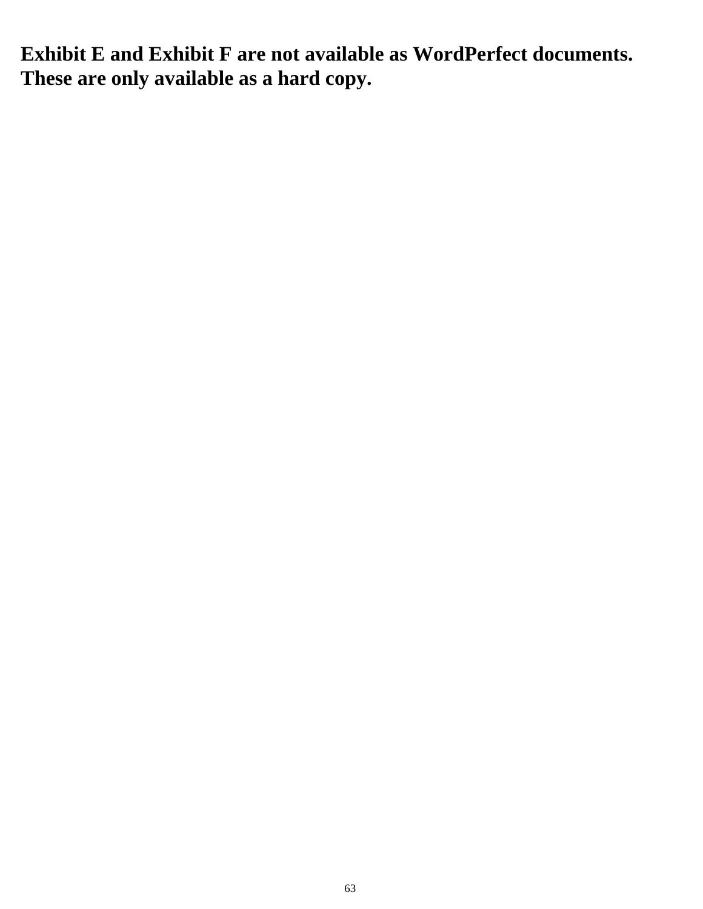**Exhibit E and Exhibit F are not available as WordPerfect documents. These are only available as a hard copy.**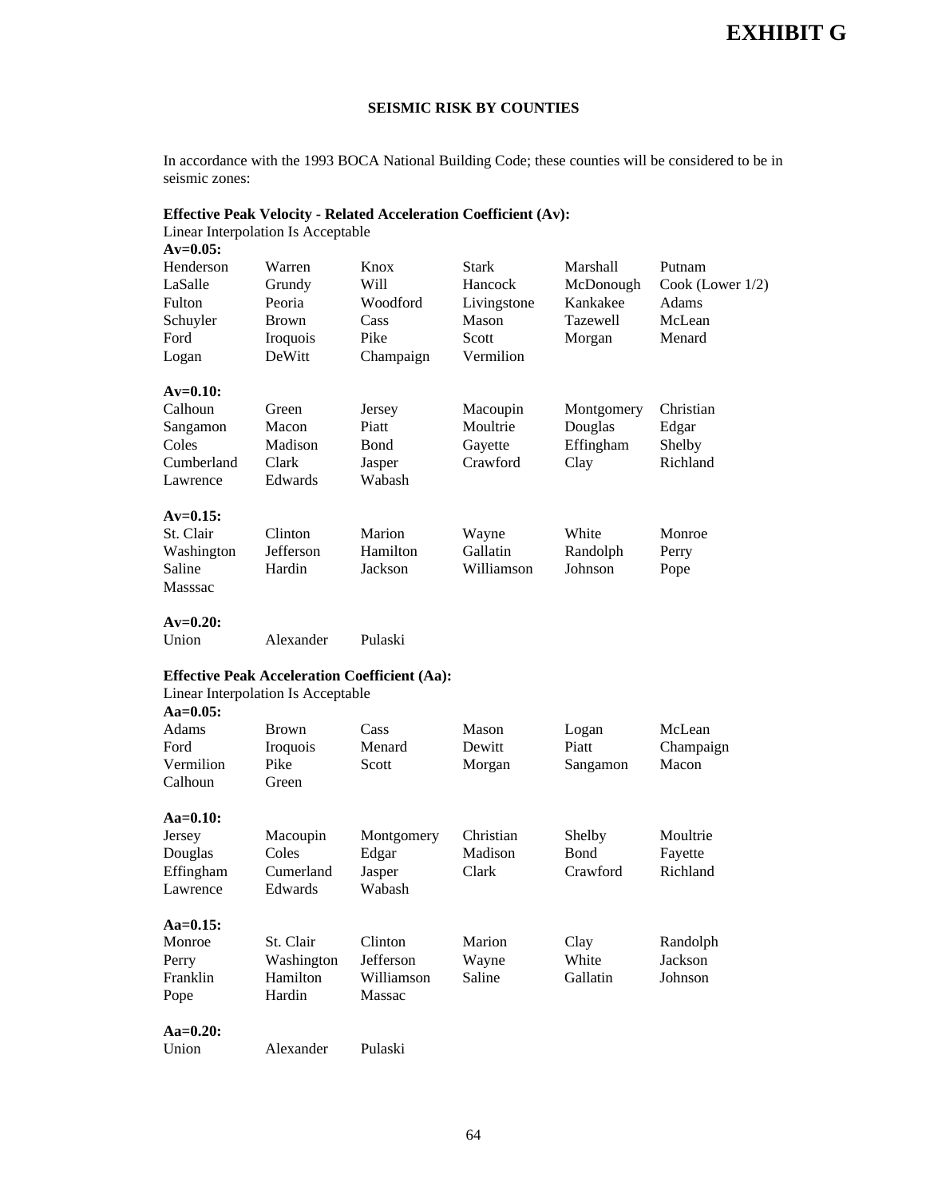# EXHIBIT G

## SEISMIC RISK BY COUNTIES

In accordance with the 1993 BOCA National Building Code; these counties will be considered to be in seismic zones:

### Effective Peak Velocity - Related Acceleration Coefficient (Av):

Linear Interpolation Is Acceptable

**Av=0.05:**

| | | | | | |
|---|---|---|---|---|---|
| Henderson | Warren | Knox | Stark | Marshall | Putnam |
| LaSalle | Grundy | Will | Hancock | McDonough | Cook (Lower 1/2) |
| Fulton | Peoria | Woodford | Livingstone | Kankakee | Adams |
| Schuyler | Brown | Cass | Mason | Tazewell | McLean |
| Ford | Iroquois | Pike | Scott | Morgan | Menard |
| Logan | DeWitt | Champaign | Vermilion | | |

**Av=0.10:**

| | | | | | |
|---|---|---|---|---|---|
| Calhoun | Green | Jersey | Macoupin | Montgomery | Christian |
| Sangamon | Macon | Piatt | Moultrie | Douglas | Edgar |
| Coles | Madison | Bond | Gayette | Effingham | Shelby |
| Cumberland | Clark | Jasper | Crawford | Clay | Richland |
| Lawrence | Edwards | Wabash | | | |

**Av=0.15:**

| | | | | | |
|---|---|---|---|---|---|
| St. Clair | Clinton | Marion | Wayne | White | Monroe |
| Washington | Jefferson | Hamilton | Gallatin | Randolph | Perry |
| Saline | Hardin | Jackson | Williamson | Johnson | Pope |
| Masssac | | | | | |

**Av=0.20:**

| | | |
|---|---|---|
| Union | Alexander | Pulaski |

### Effective Peak Acceleration Coefficient (Aa):

Linear Interpolation Is Acceptable

**Aa=0.05:**

| | | | | | |
|---|---|---|---|---|---|
| Adams | Brown | Cass | Mason | Logan | McLean |
| Ford | Iroquois | Menard | Dewitt | Piatt | Champaign |
| Vermilion | Pike | Scott | Morgan | Sangamon | Macon |
| Calhoun | Green | | | | |

**Aa=0.10:**

| | | | | | |
|---|---|---|---|---|---|
| Jersey | Macoupin | Montgomery | Christian | Shelby | Moultrie |
| Douglas | Coles | Edgar | Madison | Bond | Fayette |
| Effingham | Cumerland | Jasper | Clark | Crawford | Richland |
| Lawrence | Edwards | Wabash | | | |

**Aa=0.15:**

| | | | | | |
|---|---|---|---|---|---|
| Monroe | St. Clair | Clinton | Marion | Clay | Randolph |
| Perry | Washington | Jefferson | Wayne | White | Jackson |
| Franklin | Hamilton | Williamson | Saline | Gallatin | Johnson |
| Pope | Hardin | Massac | | | |

**Aa=0.20:**

| | | |
|---|---|---|
| Union | Alexander | Pulaski |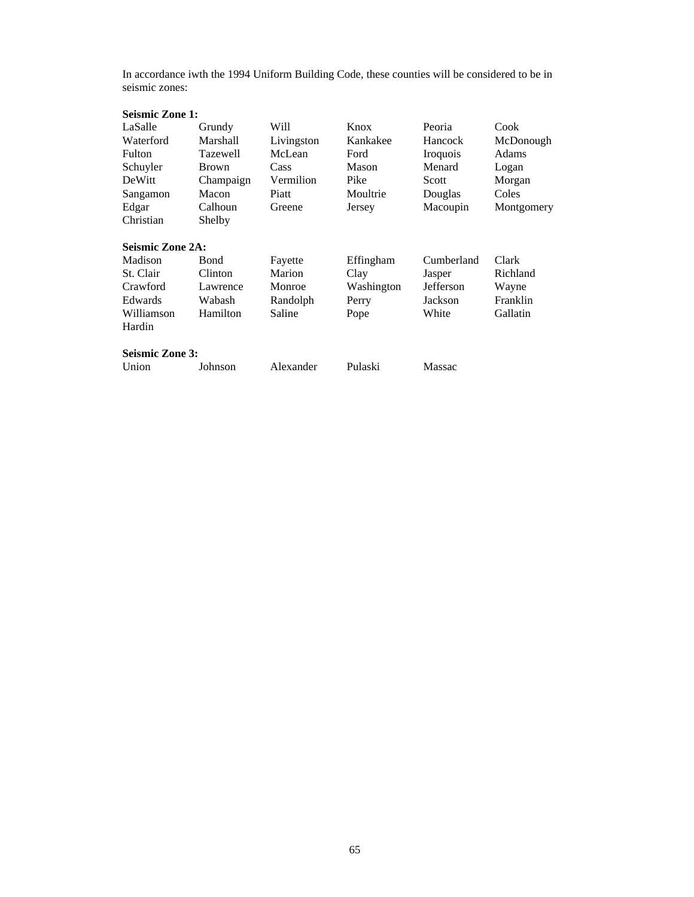In accordance iwth the 1994 Uniform Building Code, these counties will be considered to be in seismic zones:

**Seismic Zone 1:**

| | | | | | |
|---|---|---|---|---|---|
| LaSalle | Grundy | Will | Knox | Peoria | Cook |
| Waterford | Marshall | Livingston | Kankakee | Hancock | McDonough |
| Fulton | Tazewell | McLean | Ford | Iroquois | Adams |
| Schuyler | Brown | Cass | Mason | Menard | Logan |
| DeWitt | Champaign | Vermilion | Pike | Scott | Morgan |
| Sangamon | Macon | Piatt | Moultrie | Douglas | Coles |
| Edgar | Calhoun | Greene | Jersey | Macoupin | Montgomery |
| Christian | Shelby | | | | |

**Seismic Zone 2A:**

| | | | | | |
|---|---|---|---|---|---|
| Madison | Bond | Fayette | Effingham | Cumberland | Clark |
| St. Clair | Clinton | Marion | Clay | Jasper | Richland |
| Crawford | Lawrence | Monroe | Washington | Jefferson | Wayne |
| Edwards | Wabash | Randolph | Perry | Jackson | Franklin |
| Williamson | Hamilton | Saline | Pope | White | Gallatin |
| Hardin | | | | | |

**Seismic Zone 3:**

| | | | | |
|---|---|---|---|---|
| Union | Johnson | Alexander | Pulaski | Massac |